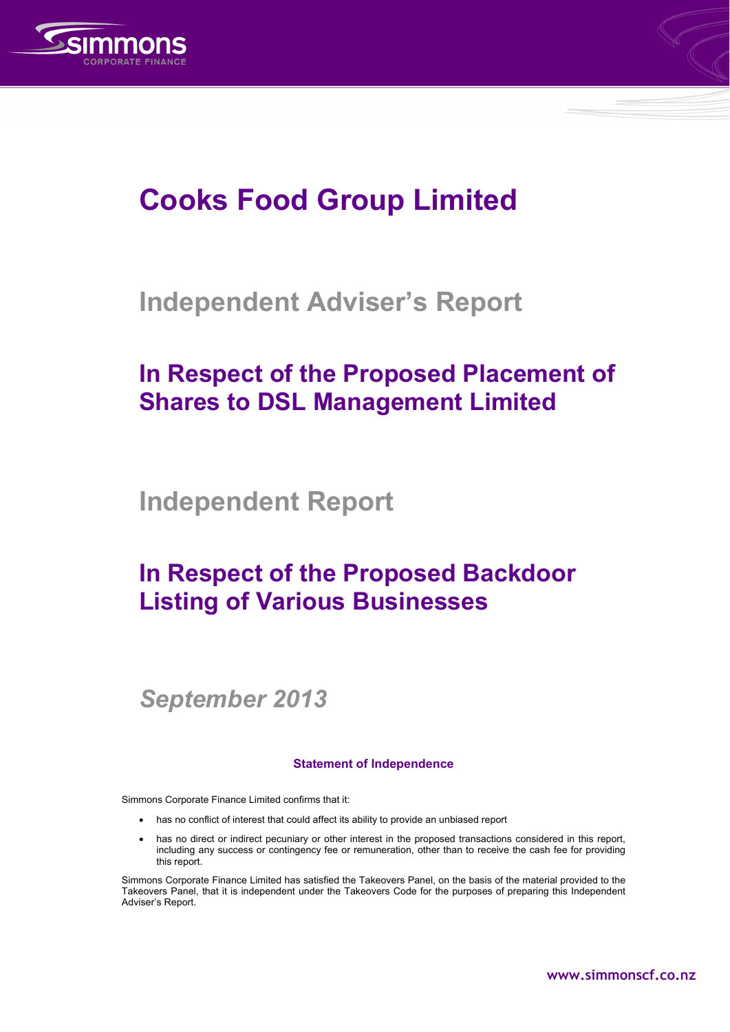# Cooks Food Group Limited

## Independent Adviser's Report

## In Respect of the Proposed Placement of Shares to DSL Management Limited

## Independent Report

## In Respect of the Proposed Backdoor Listing of Various Businesses

*September 2013*

**Statement of Independence**

Simmons Corporate Finance Limited confirms that it:

- has no conflict of interest that could affect its ability to provide an unbiased report
- has no direct or indirect pecuniary or other interest in the proposed transactions considered in this report, including any success or contingency fee or remuneration, other than to receive the cash fee for providing this report.

Simmons Corporate Finance Limited has satisfied the Takeovers Panel, on the basis of the material provided to the Takeovers Panel, that it is independent under the Takeovers Code for the purposes of preparing this Independent Adviser's Report.

www.simmonscf.co.nz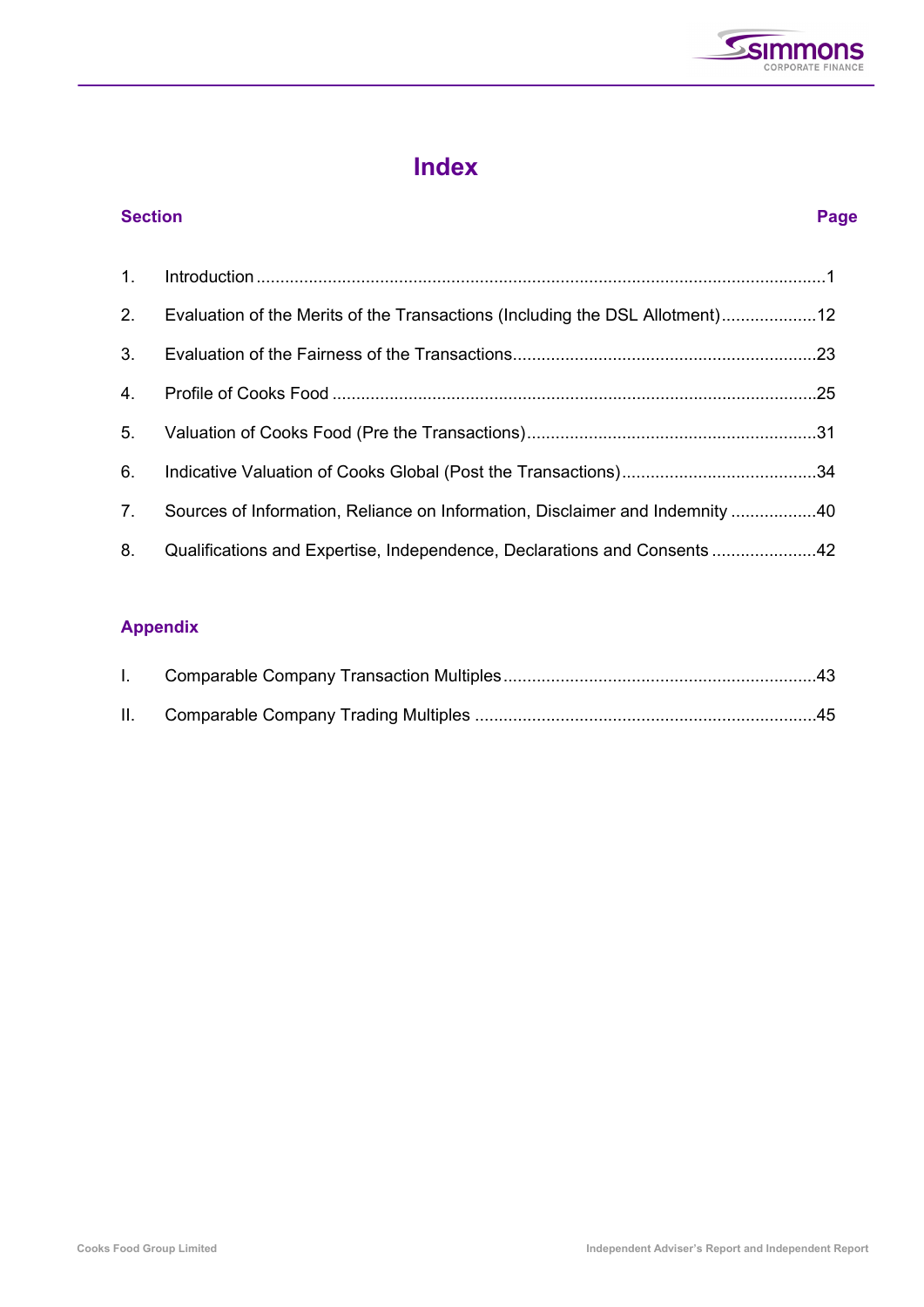# Index

| Section | | Page |
|---|---|---|
| 1. | Introduction | 1 |
| 2. | Evaluation of the Merits of the Transactions (Including the DSL Allotment) | 12 |
| 3. | Evaluation of the Fairness of the Transactions | 23 |
| 4. | Profile of Cooks Food | 25 |
| 5. | Valuation of Cooks Food (Pre the Transactions) | 31 |
| 6. | Indicative Valuation of Cooks Global (Post the Transactions) | 34 |
| 7. | Sources of Information, Reliance on Information, Disclaimer and Indemnity | 40 |
| 8. | Qualifications and Expertise, Independence, Declarations and Consents | 42 |

## Appendix

| | | |
|---|---|---|
| I. | Comparable Company Transaction Multiples | 43 |
| II. | Comparable Company Trading Multiples | 45 |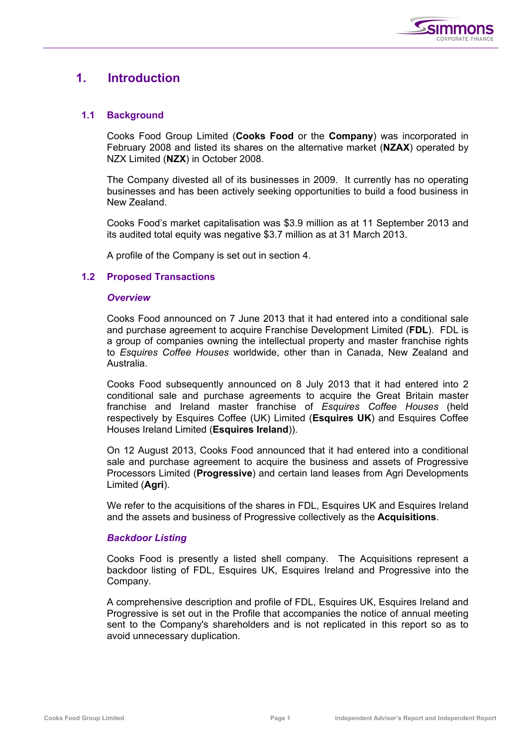# 1. Introduction

## 1.1 Background

Cooks Food Group Limited (**Cooks Food** or the **Company**) was incorporated in February 2008 and listed its shares on the alternative market (**NZAX**) operated by NZX Limited (**NZX**) in October 2008.

The Company divested all of its businesses in 2009. It currently has no operating businesses and has been actively seeking opportunities to build a food business in New Zealand.

Cooks Food's market capitalisation was $3.9 million as at 11 September 2013 and its audited total equity was negative $3.7 million as at 31 March 2013.

A profile of the Company is set out in section 4.

## 1.2 Proposed Transactions

### *Overview*

Cooks Food announced on 7 June 2013 that it had entered into a conditional sale and purchase agreement to acquire Franchise Development Limited (**FDL**). FDL is a group of companies owning the intellectual property and master franchise rights to *Esquires Coffee Houses* worldwide, other than in Canada, New Zealand and Australia.

Cooks Food subsequently announced on 8 July 2013 that it had entered into 2 conditional sale and purchase agreements to acquire the Great Britain master franchise and Ireland master franchise of *Esquires Coffee Houses* (held respectively by Esquires Coffee (UK) Limited (**Esquires UK**) and Esquires Coffee Houses Ireland Limited (**Esquires Ireland**)).

On 12 August 2013, Cooks Food announced that it had entered into a conditional sale and purchase agreement to acquire the business and assets of Progressive Processors Limited (**Progressive**) and certain land leases from Agri Developments Limited (**Agri**).

We refer to the acquisitions of the shares in FDL, Esquires UK and Esquires Ireland and the assets and business of Progressive collectively as the **Acquisitions**.

### *Backdoor Listing*

Cooks Food is presently a listed shell company. The Acquisitions represent a backdoor listing of FDL, Esquires UK, Esquires Ireland and Progressive into the Company.

A comprehensive description and profile of FDL, Esquires UK, Esquires Ireland and Progressive is set out in the Profile that accompanies the notice of annual meeting sent to the Company's shareholders and is not replicated in this report so as to avoid unnecessary duplication.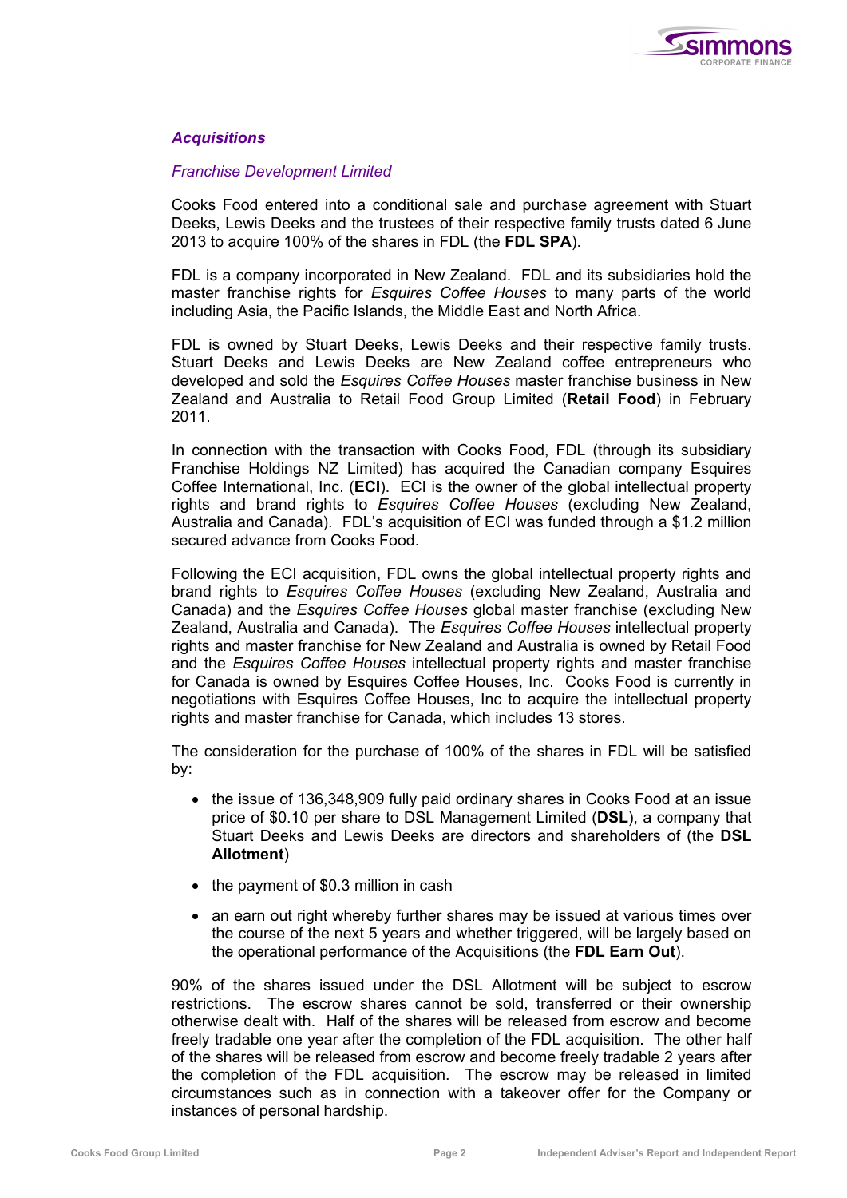### *Acquisitions*

*Franchise Development Limited*

Cooks Food entered into a conditional sale and purchase agreement with Stuart Deeks, Lewis Deeks and the trustees of their respective family trusts dated 6 June 2013 to acquire 100% of the shares in FDL (the **FDL SPA**).

FDL is a company incorporated in New Zealand. FDL and its subsidiaries hold the master franchise rights for *Esquires Coffee Houses* to many parts of the world including Asia, the Pacific Islands, the Middle East and North Africa.

FDL is owned by Stuart Deeks, Lewis Deeks and their respective family trusts. Stuart Deeks and Lewis Deeks are New Zealand coffee entrepreneurs who developed and sold the *Esquires Coffee Houses* master franchise business in New Zealand and Australia to Retail Food Group Limited (**Retail Food**) in February 2011.

In connection with the transaction with Cooks Food, FDL (through its subsidiary Franchise Holdings NZ Limited) has acquired the Canadian company Esquires Coffee International, Inc. (**ECI**). ECI is the owner of the global intellectual property rights and brand rights to *Esquires Coffee Houses* (excluding New Zealand, Australia and Canada). FDL's acquisition of ECI was funded through a $1.2 million secured advance from Cooks Food.

Following the ECI acquisition, FDL owns the global intellectual property rights and brand rights to *Esquires Coffee Houses* (excluding New Zealand, Australia and Canada) and the *Esquires Coffee Houses* global master franchise (excluding New Zealand, Australia and Canada). The *Esquires Coffee Houses* intellectual property rights and master franchise for New Zealand and Australia is owned by Retail Food and the *Esquires Coffee Houses* intellectual property rights and master franchise for Canada is owned by Esquires Coffee Houses, Inc. Cooks Food is currently in negotiations with Esquires Coffee Houses, Inc to acquire the intellectual property rights and master franchise for Canada, which includes 13 stores.

The consideration for the purchase of 100% of the shares in FDL will be satisfied by:

- the issue of 136,348,909 fully paid ordinary shares in Cooks Food at an issue price of $0.10 per share to DSL Management Limited (**DSL**), a company that Stuart Deeks and Lewis Deeks are directors and shareholders of (the **DSL Allotment**)
- the payment of $0.3 million in cash
- an earn out right whereby further shares may be issued at various times over the course of the next 5 years and whether triggered, will be largely based on the operational performance of the Acquisitions (the **FDL Earn Out**).

90% of the shares issued under the DSL Allotment will be subject to escrow restrictions. The escrow shares cannot be sold, transferred or their ownership otherwise dealt with. Half of the shares will be released from escrow and become freely tradable one year after the completion of the FDL acquisition. The other half of the shares will be released from escrow and become freely tradable 2 years after the completion of the FDL acquisition. The escrow may be released in limited circumstances such as in connection with a takeover offer for the Company or instances of personal hardship.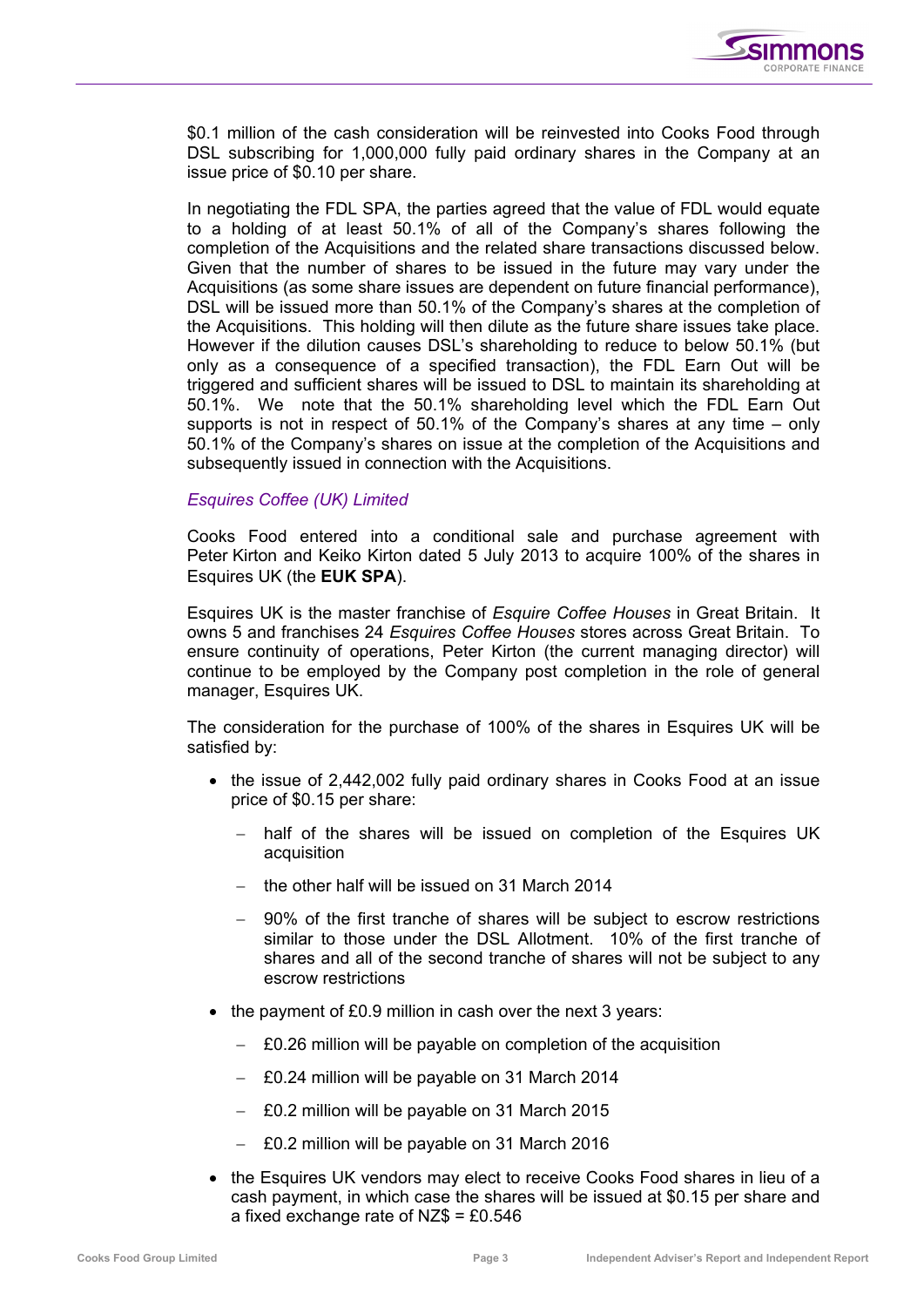$0.1 million of the cash consideration will be reinvested into Cooks Food through DSL subscribing for 1,000,000 fully paid ordinary shares in the Company at an issue price of $0.10 per share.

In negotiating the FDL SPA, the parties agreed that the value of FDL would equate to a holding of at least 50.1% of all of the Company's shares following the completion of the Acquisitions and the related share transactions discussed below. Given that the number of shares to be issued in the future may vary under the Acquisitions (as some share issues are dependent on future financial performance), DSL will be issued more than 50.1% of the Company's shares at the completion of the Acquisitions. This holding will then dilute as the future share issues take place. However if the dilution causes DSL's shareholding to reduce to below 50.1% (but only as a consequence of a specified transaction), the FDL Earn Out will be triggered and sufficient shares will be issued to DSL to maintain its shareholding at 50.1%. We note that the 50.1% shareholding level which the FDL Earn Out supports is not in respect of 50.1% of the Company's shares at any time – only 50.1% of the Company's shares on issue at the completion of the Acquisitions and subsequently issued in connection with the Acquisitions.

### *Esquires Coffee (UK) Limited*

Cooks Food entered into a conditional sale and purchase agreement with Peter Kirton and Keiko Kirton dated 5 July 2013 to acquire 100% of the shares in Esquires UK (the **EUK SPA**).

Esquires UK is the master franchise of *Esquire Coffee Houses* in Great Britain. It owns 5 and franchises 24 *Esquires Coffee Houses* stores across Great Britain. To ensure continuity of operations, Peter Kirton (the current managing director) will continue to be employed by the Company post completion in the role of general manager, Esquires UK.

The consideration for the purchase of 100% of the shares in Esquires UK will be satisfied by:

- the issue of 2,442,002 fully paid ordinary shares in Cooks Food at an issue price of $0.15 per share:
  - half of the shares will be issued on completion of the Esquires UK acquisition
  - the other half will be issued on 31 March 2014
  - 90% of the first tranche of shares will be subject to escrow restrictions similar to those under the DSL Allotment. 10% of the first tranche of shares and all of the second tranche of shares will not be subject to any escrow restrictions
- the payment of £0.9 million in cash over the next 3 years:
  - £0.26 million will be payable on completion of the acquisition
  - £0.24 million will be payable on 31 March 2014
  - £0.2 million will be payable on 31 March 2015
  - £0.2 million will be payable on 31 March 2016
- the Esquires UK vendors may elect to receive Cooks Food shares in lieu of a cash payment, in which case the shares will be issued at $0.15 per share and a fixed exchange rate of NZ$ = £0.546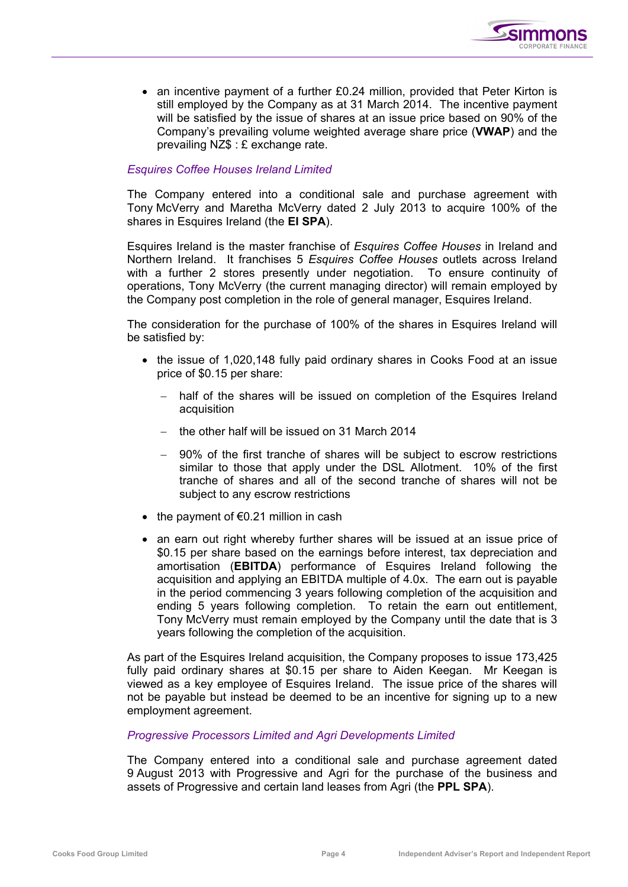- an incentive payment of a further £0.24 million, provided that Peter Kirton is still employed by the Company as at 31 March 2014. The incentive payment will be satisfied by the issue of shares at an issue price based on 90% of the Company's prevailing volume weighted average share price (**VWAP**) and the prevailing NZ$ : £ exchange rate.

*Esquires Coffee Houses Ireland Limited*

The Company entered into a conditional sale and purchase agreement with Tony McVerry and Maretha McVerry dated 2 July 2013 to acquire 100% of the shares in Esquires Ireland (the **EI SPA**).

Esquires Ireland is the master franchise of *Esquires Coffee Houses* in Ireland and Northern Ireland. It franchises 5 *Esquires Coffee Houses* outlets across Ireland with a further 2 stores presently under negotiation. To ensure continuity of operations, Tony McVerry (the current managing director) will remain employed by the Company post completion in the role of general manager, Esquires Ireland.

The consideration for the purchase of 100% of the shares in Esquires Ireland will be satisfied by:

- the issue of 1,020,148 fully paid ordinary shares in Cooks Food at an issue price of $0.15 per share:
  - half of the shares will be issued on completion of the Esquires Ireland acquisition
  - the other half will be issued on 31 March 2014
  - 90% of the first tranche of shares will be subject to escrow restrictions similar to those that apply under the DSL Allotment. 10% of the first tranche of shares and all of the second tranche of shares will not be subject to any escrow restrictions
- the payment of €0.21 million in cash
- an earn out right whereby further shares will be issued at an issue price of $0.15 per share based on the earnings before interest, tax depreciation and amortisation (**EBITDA**) performance of Esquires Ireland following the acquisition and applying an EBITDA multiple of 4.0x. The earn out is payable in the period commencing 3 years following completion of the acquisition and ending 5 years following completion. To retain the earn out entitlement, Tony McVerry must remain employed by the Company until the date that is 3 years following the completion of the acquisition.

As part of the Esquires Ireland acquisition, the Company proposes to issue 173,425 fully paid ordinary shares at $0.15 per share to Aiden Keegan. Mr Keegan is viewed as a key employee of Esquires Ireland. The issue price of the shares will not be payable but instead be deemed to be an incentive for signing up to a new employment agreement.

*Progressive Processors Limited and Agri Developments Limited*

The Company entered into a conditional sale and purchase agreement dated 9 August 2013 with Progressive and Agri for the purchase of the business and assets of Progressive and certain land leases from Agri (the **PPL SPA**).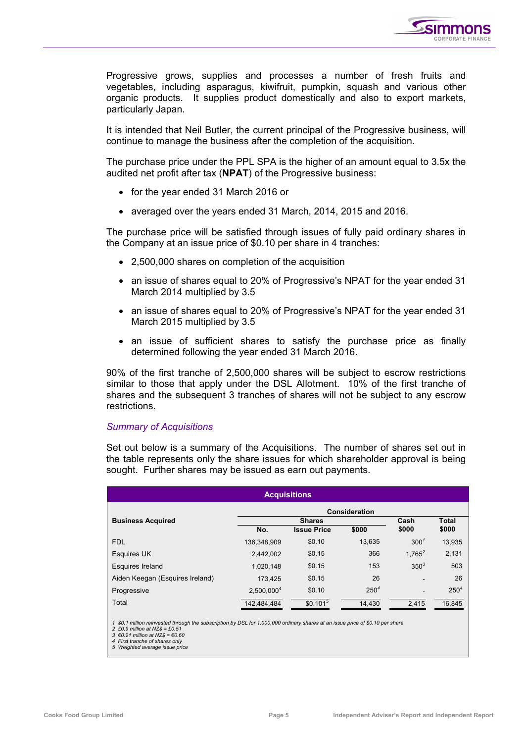Progressive grows, supplies and processes a number of fresh fruits and vegetables, including asparagus, kiwifruit, pumpkin, squash and various other organic products. It supplies product domestically and also to export markets, particularly Japan.

It is intended that Neil Butler, the current principal of the Progressive business, will continue to manage the business after the completion of the acquisition.

The purchase price under the PPL SPA is the higher of an amount equal to 3.5x the audited net profit after tax (**NPAT**) of the Progressive business:

- for the year ended 31 March 2016 or
- averaged over the years ended 31 March, 2014, 2015 and 2016.

The purchase price will be satisfied through issues of fully paid ordinary shares in the Company at an issue price of $0.10 per share in 4 tranches:

- 2,500,000 shares on completion of the acquisition
- an issue of shares equal to 20% of Progressive's NPAT for the year ended 31 March 2014 multiplied by 3.5
- an issue of shares equal to 20% of Progressive's NPAT for the year ended 31 March 2015 multiplied by 3.5
- an issue of sufficient shares to satisfy the purchase price as finally determined following the year ended 31 March 2016.

90% of the first tranche of 2,500,000 shares will be subject to escrow restrictions similar to those that apply under the DSL Allotment. 10% of the first tranche of shares and the subsequent 3 tranches of shares will not be subject to any escrow restrictions.

### *Summary of Acquisitions*

Set out below is a summary of the Acquisitions. The number of shares set out in the table represents only the share issues for which shareholder approval is being sought. Further shares may be issued as earn out payments.

**Acquisitions**

| | Consideration | | | | |
|---|---|---|---|---|---|
| | Shares | | | Cash | Total |
| **Business Acquired** | No. | Issue Price | $000 | $000 | $000 |
| FDL | 136,348,909 | $0.10 | 13,635 | 300[1] | 13,935 |
| Esquires UK | 2,442,002 | $0.15 | 366 | 1,765[2] | 2,131 |
| Esquires Ireland | 1,020,148 | $0.15 | 153 | 350[3] | 503 |
| Aiden Keegan (Esquires Ireland) | 173,425 | $0.15 | 26 | - | 26 |
| Progressive | 2,500,000[4] | $0.10 | 250[4] | - | 250[4] |
| Total | 142,484,484 | $0.101[5] | 14,430 | 2,415 | 16,845 |

*1 $0.1 million reinvested through the subscription by DSL for 1,000,000 ordinary shares at an issue price of $0.10 per share*
*2 £0.9 million at NZ$ = £0.51*
*3 €0.21 million at NZ$ = €0.60*
*4 First tranche of shares only*
*5 Weighted average issue price*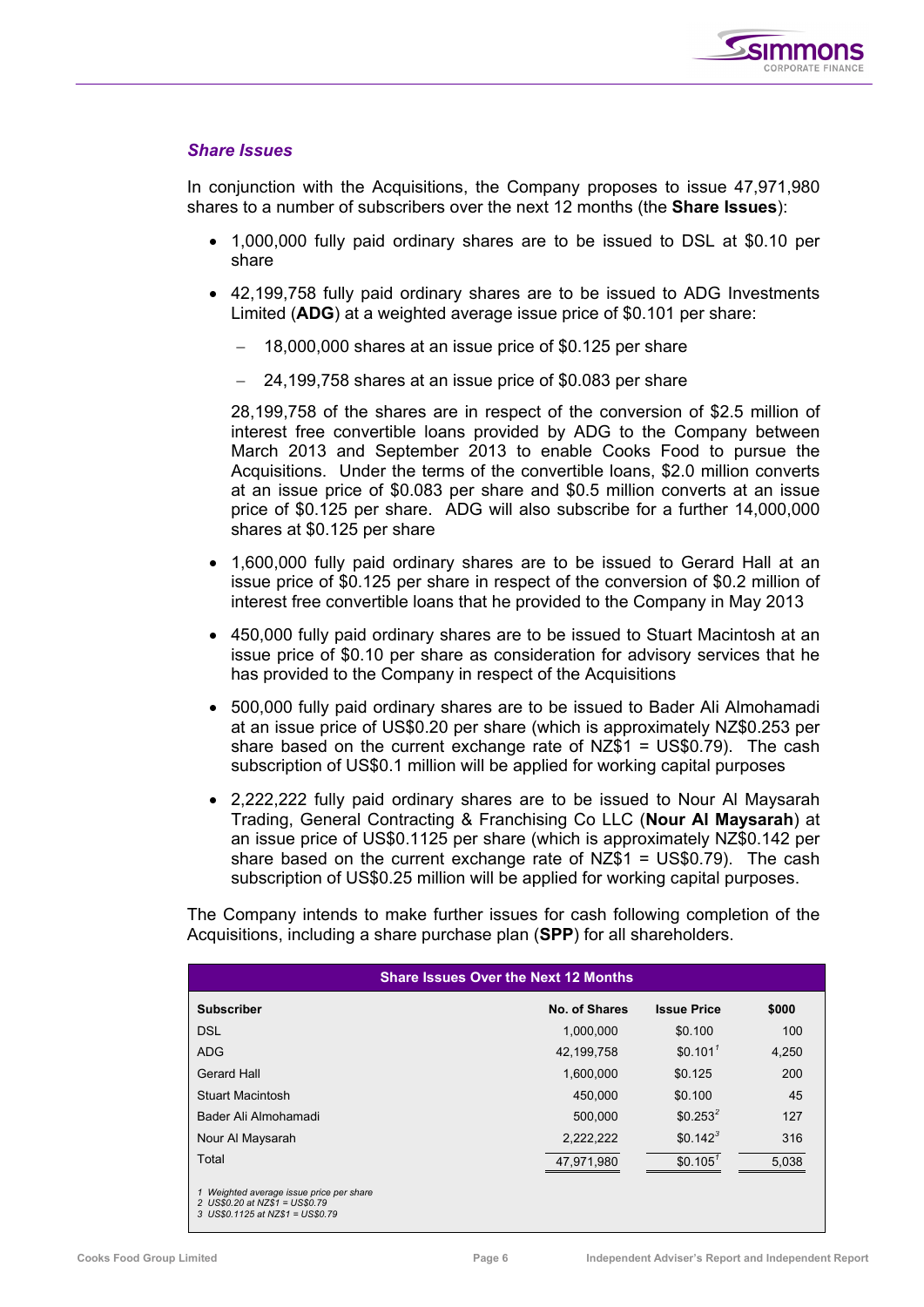### *Share Issues*

In conjunction with the Acquisitions, the Company proposes to issue 47,971,980 shares to a number of subscribers over the next 12 months (the **Share Issues**):

- 1,000,000 fully paid ordinary shares are to be issued to DSL at $0.10 per share
- 42,199,758 fully paid ordinary shares are to be issued to ADG Investments Limited (**ADG**) at a weighted average issue price of $0.101 per share:
  - 18,000,000 shares at an issue price of $0.125 per share
  - 24,199,758 shares at an issue price of $0.083 per share

  28,199,758 of the shares are in respect of the conversion of $2.5 million of interest free convertible loans provided by ADG to the Company between March 2013 and September 2013 to enable Cooks Food to pursue the Acquisitions. Under the terms of the convertible loans, $2.0 million converts at an issue price of $0.083 per share and $0.5 million converts at an issue price of $0.125 per share. ADG will also subscribe for a further 14,000,000 shares at $0.125 per share
- 1,600,000 fully paid ordinary shares are to be issued to Gerard Hall at an issue price of $0.125 per share in respect of the conversion of $0.2 million of interest free convertible loans that he provided to the Company in May 2013
- 450,000 fully paid ordinary shares are to be issued to Stuart Macintosh at an issue price of $0.10 per share as consideration for advisory services that he has provided to the Company in respect of the Acquisitions
- 500,000 fully paid ordinary shares are to be issued to Bader Ali Almohamadi at an issue price of US$0.20 per share (which is approximately NZ$0.253 per share based on the current exchange rate of NZ$1 = US$0.79). The cash subscription of US$0.1 million will be applied for working capital purposes
- 2,222,222 fully paid ordinary shares are to be issued to Nour Al Maysarah Trading, General Contracting & Franchising Co LLC (**Nour Al Maysarah**) at an issue price of US$0.1125 per share (which is approximately NZ$0.142 per share based on the current exchange rate of NZ$1 = US$0.79). The cash subscription of US$0.25 million will be applied for working capital purposes.

The Company intends to make further issues for cash following completion of the Acquisitions, including a share purchase plan (**SPP**) for all shareholders.

**Share Issues Over the Next 12 Months**

| Subscriber | No. of Shares | Issue Price | $000 |
|---|---|---|---|
| DSL | 1,000,000 | $0.100 | 100 |
| ADG | 42,199,758 | $0.101[1] | 4,250 |
| Gerard Hall | 1,600,000 | $0.125 | 200 |
| Stuart Macintosh | 450,000 | $0.100 | 45 |
| Bader Ali Almohamadi | 500,000 | $0.253[2] | 127 |
| Nour Al Maysarah | 2,222,222 | $0.142[3] | 316 |
| Total | 47,971,980 | $0.105[1] | 5,038 |

*1 Weighted average issue price per share*
*2 US$0.20 at NZ$1 = US$0.79*
*3 US$0.1125 at NZ$1 = US$0.79*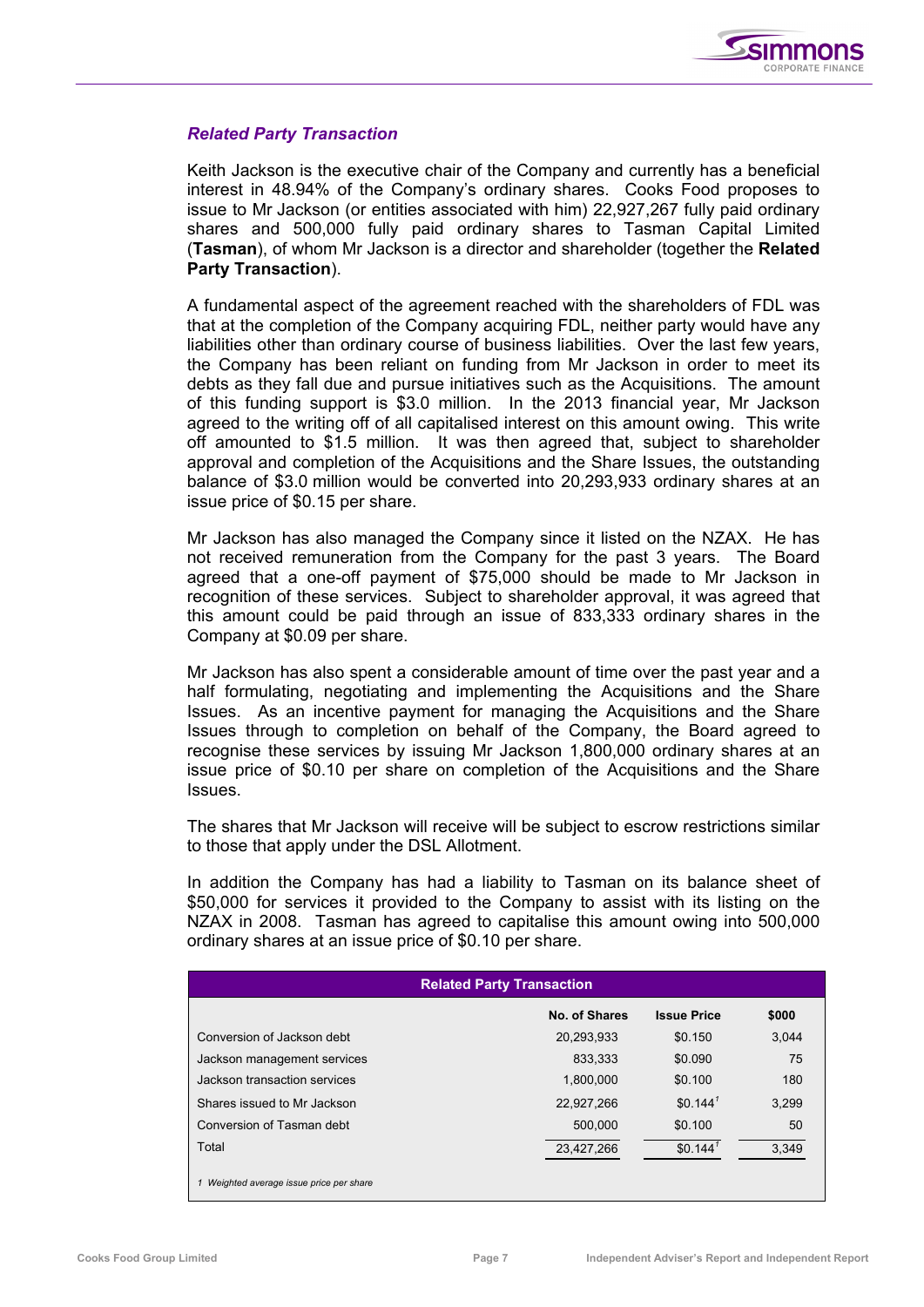### *Related Party Transaction*

Keith Jackson is the executive chair of the Company and currently has a beneficial interest in 48.94% of the Company's ordinary shares. Cooks Food proposes to issue to Mr Jackson (or entities associated with him) 22,927,267 fully paid ordinary shares and 500,000 fully paid ordinary shares to Tasman Capital Limited (**Tasman**), of whom Mr Jackson is a director and shareholder (together the **Related Party Transaction**).

A fundamental aspect of the agreement reached with the shareholders of FDL was that at the completion of the Company acquiring FDL, neither party would have any liabilities other than ordinary course of business liabilities. Over the last few years, the Company has been reliant on funding from Mr Jackson in order to meet its debts as they fall due and pursue initiatives such as the Acquisitions. The amount of this funding support is $3.0 million. In the 2013 financial year, Mr Jackson agreed to the writing off of all capitalised interest on this amount owing. This write off amounted to $1.5 million. It was then agreed that, subject to shareholder approval and completion of the Acquisitions and the Share Issues, the outstanding balance of $3.0 million would be converted into 20,293,933 ordinary shares at an issue price of $0.15 per share.

Mr Jackson has also managed the Company since it listed on the NZAX. He has not received remuneration from the Company for the past 3 years. The Board agreed that a one-off payment of $75,000 should be made to Mr Jackson in recognition of these services. Subject to shareholder approval, it was agreed that this amount could be paid through an issue of 833,333 ordinary shares in the Company at $0.09 per share.

Mr Jackson has also spent a considerable amount of time over the past year and a half formulating, negotiating and implementing the Acquisitions and the Share Issues. As an incentive payment for managing the Acquisitions and the Share Issues through to completion on behalf of the Company, the Board agreed to recognise these services by issuing Mr Jackson 1,800,000 ordinary shares at an issue price of $0.10 per share on completion of the Acquisitions and the Share Issues.

The shares that Mr Jackson will receive will be subject to escrow restrictions similar to those that apply under the DSL Allotment.

In addition the Company has had a liability to Tasman on its balance sheet of $50,000 for services it provided to the Company to assist with its listing on the NZAX in 2008. Tasman has agreed to capitalise this amount owing into 500,000 ordinary shares at an issue price of $0.10 per share.

| Related Party Transaction | | | |
|---|---|---|---|
| | **No. of Shares** | **Issue Price** | **$000** |
| Conversion of Jackson debt | 20,293,933 | $0.150 | 3,044 |
| Jackson management services | 833,333 | $0.090 | 75 |
| Jackson transaction services | 1,800,000 | $0.100 | 180 |
| Shares issued to Mr Jackson | 22,927,266 | $0.144[1] | 3,299 |
| Conversion of Tasman debt | 500,000 | $0.100 | 50 |
| Total | 23,427,266 | $0.144[1] | 3,349 |

*1 Weighted average issue price per share*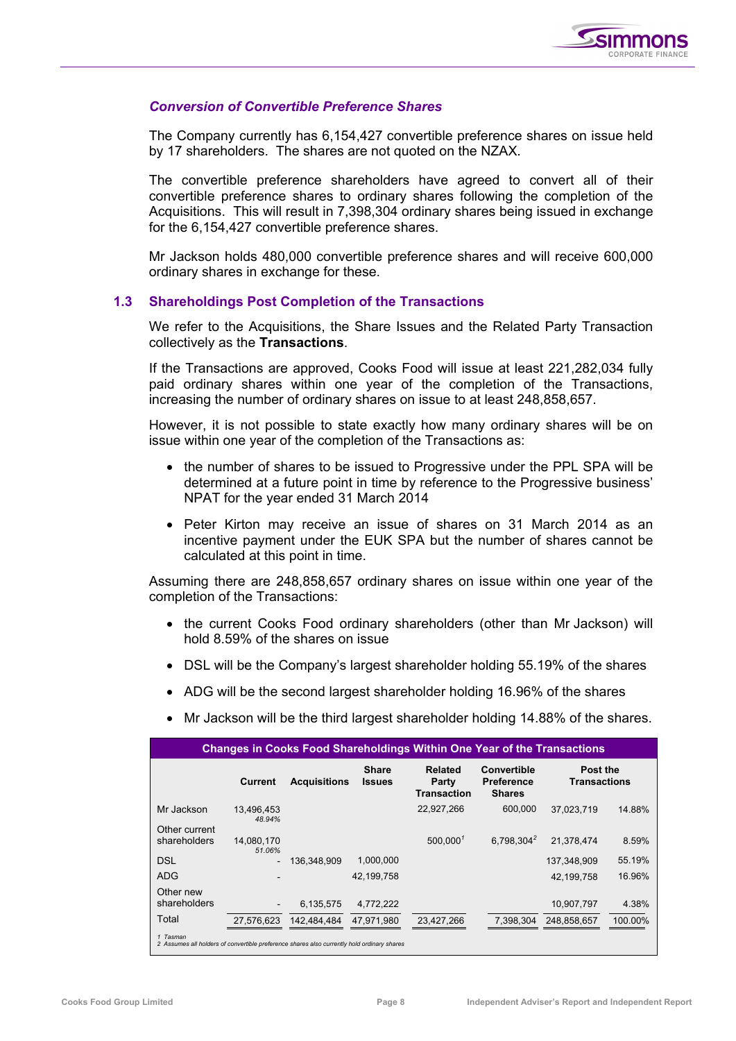### *Conversion of Convertible Preference Shares*

The Company currently has 6,154,427 convertible preference shares on issue held by 17 shareholders. The shares are not quoted on the NZAX.

The convertible preference shareholders have agreed to convert all of their convertible preference shares to ordinary shares following the completion of the Acquisitions. This will result in 7,398,304 ordinary shares being issued in exchange for the 6,154,427 convertible preference shares.

Mr Jackson holds 480,000 convertible preference shares and will receive 600,000 ordinary shares in exchange for these.

## 1.3 Shareholdings Post Completion of the Transactions

We refer to the Acquisitions, the Share Issues and the Related Party Transaction collectively as the **Transactions**.

If the Transactions are approved, Cooks Food will issue at least 221,282,034 fully paid ordinary shares within one year of the completion of the Transactions, increasing the number of ordinary shares on issue to at least 248,858,657.

However, it is not possible to state exactly how many ordinary shares will be on issue within one year of the completion of the Transactions as:

- the number of shares to be issued to Progressive under the PPL SPA will be determined at a future point in time by reference to the Progressive business' NPAT for the year ended 31 March 2014
- Peter Kirton may receive an issue of shares on 31 March 2014 as an incentive payment under the EUK SPA but the number of shares cannot be calculated at this point in time.

Assuming there are 248,858,657 ordinary shares on issue within one year of the completion of the Transactions:

- the current Cooks Food ordinary shareholders (other than Mr Jackson) will hold 8.59% of the shares on issue
- DSL will be the Company's largest shareholder holding 55.19% of the shares
- ADG will be the second largest shareholder holding 16.96% of the shares
- Mr Jackson will be the third largest shareholder holding 14.88% of the shares.

**Changes in Cooks Food Shareholdings Within One Year of the Transactions**

| | Current | Acquisitions | Share Issues | Related Party Transaction | Convertible Preference Shares | Post the Transactions | |
|---|---|---|---|---|---|---|---|
| Mr Jackson | 13,496,453 *48.94%* | | | 22,927,266 | 600,000 | 37,023,719 | 14.88% |
| Other current shareholders | 14,080,170 *51.06%* | | | 500,000[1] | 6,798,304[2] | 21,378,474 | 8.59% |
| DSL | - | 136,348,909 | 1,000,000 | | | 137,348,909 | 55.19% |
| ADG | - | | 42,199,758 | | | 42,199,758 | 16.96% |
| Other new shareholders | - | 6,135,575 | 4,772,222 | | | 10,907,797 | 4.38% |
| Total | 27,576,623 | 142,484,484 | 47,971,980 | 23,427,266 | 7,398,304 | 248,858,657 | 100.00% |

*1 Tasman*
*2 Assumes all holders of convertible preference shares also currently hold ordinary shares*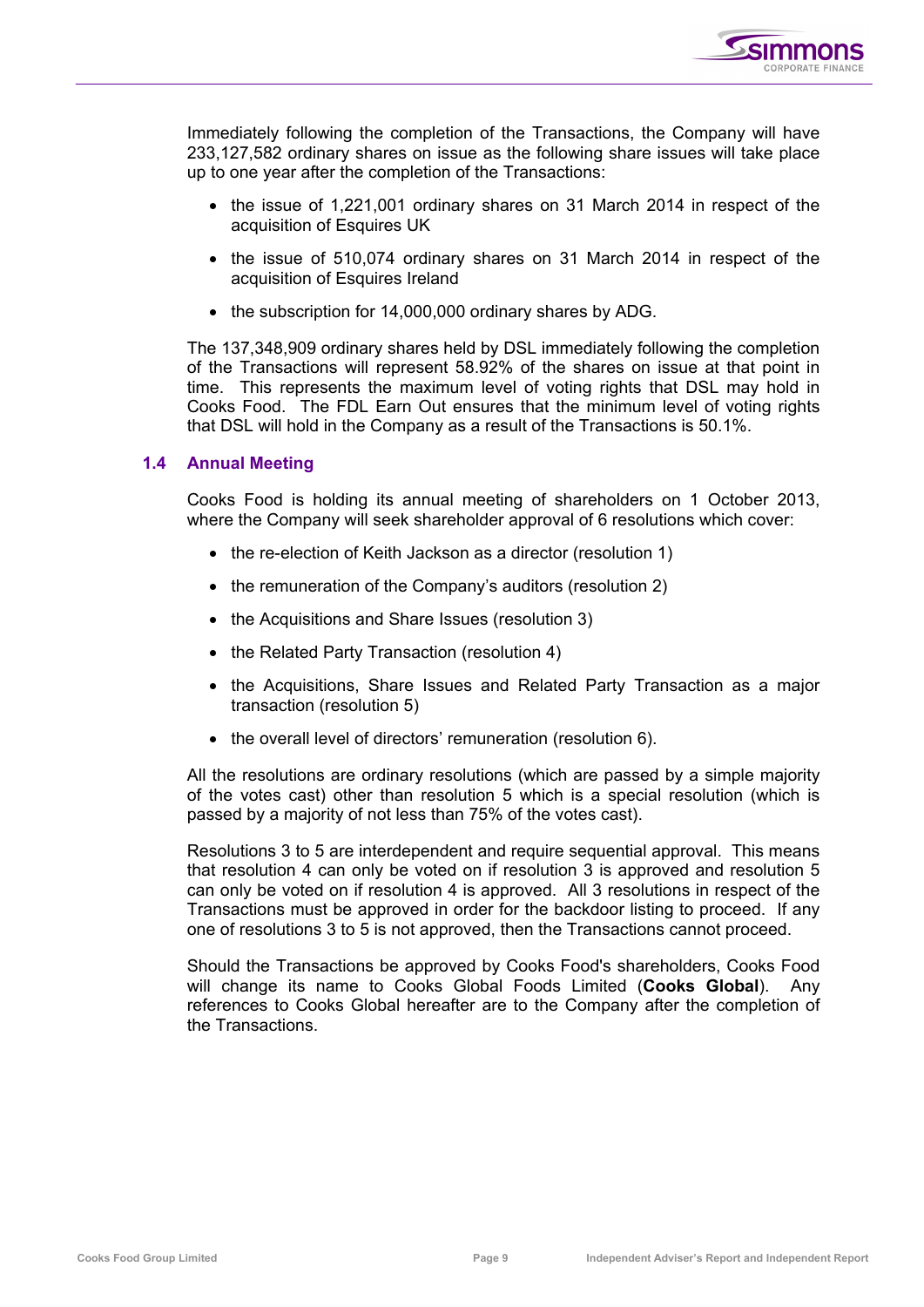Immediately following the completion of the Transactions, the Company will have 233,127,582 ordinary shares on issue as the following share issues will take place up to one year after the completion of the Transactions:

- the issue of 1,221,001 ordinary shares on 31 March 2014 in respect of the acquisition of Esquires UK
- the issue of 510,074 ordinary shares on 31 March 2014 in respect of the acquisition of Esquires Ireland
- the subscription for 14,000,000 ordinary shares by ADG.

The 137,348,909 ordinary shares held by DSL immediately following the completion of the Transactions will represent 58.92% of the shares on issue at that point in time. This represents the maximum level of voting rights that DSL may hold in Cooks Food. The FDL Earn Out ensures that the minimum level of voting rights that DSL will hold in the Company as a result of the Transactions is 50.1%.

### 1.4 Annual Meeting

Cooks Food is holding its annual meeting of shareholders on 1 October 2013, where the Company will seek shareholder approval of 6 resolutions which cover:

- the re-election of Keith Jackson as a director (resolution 1)
- the remuneration of the Company's auditors (resolution 2)
- the Acquisitions and Share Issues (resolution 3)
- the Related Party Transaction (resolution 4)
- the Acquisitions, Share Issues and Related Party Transaction as a major transaction (resolution 5)
- the overall level of directors' remuneration (resolution 6).

All the resolutions are ordinary resolutions (which are passed by a simple majority of the votes cast) other than resolution 5 which is a special resolution (which is passed by a majority of not less than 75% of the votes cast).

Resolutions 3 to 5 are interdependent and require sequential approval. This means that resolution 4 can only be voted on if resolution 3 is approved and resolution 5 can only be voted on if resolution 4 is approved. All 3 resolutions in respect of the Transactions must be approved in order for the backdoor listing to proceed. If any one of resolutions 3 to 5 is not approved, then the Transactions cannot proceed.

Should the Transactions be approved by Cooks Food's shareholders, Cooks Food will change its name to Cooks Global Foods Limited (**Cooks Global**). Any references to Cooks Global hereafter are to the Company after the completion of the Transactions.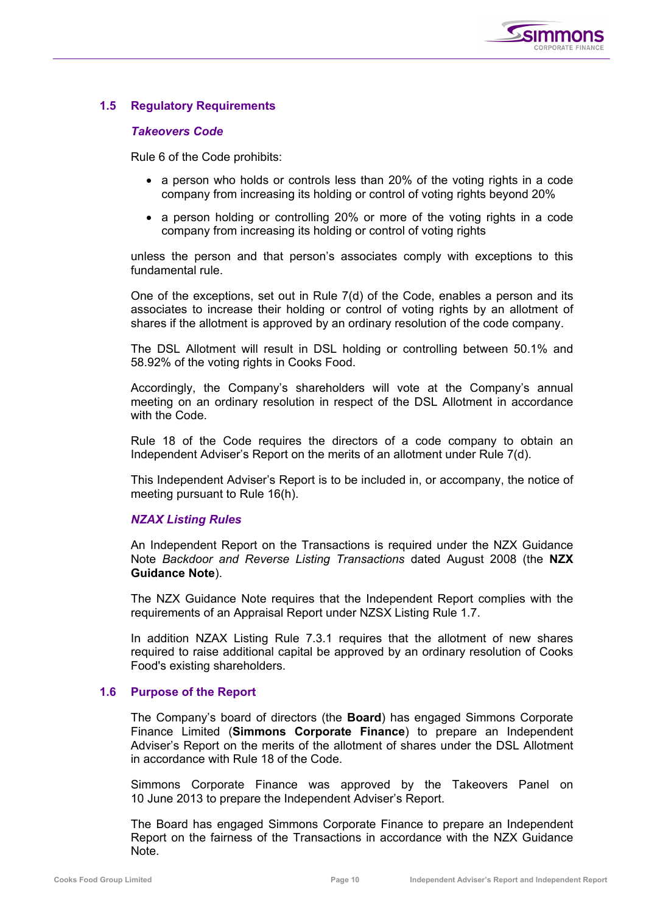## 1.5 Regulatory Requirements

### *Takeovers Code*

Rule 6 of the Code prohibits:

- a person who holds or controls less than 20% of the voting rights in a code company from increasing its holding or control of voting rights beyond 20%
- a person holding or controlling 20% or more of the voting rights in a code company from increasing its holding or control of voting rights

unless the person and that person's associates comply with exceptions to this fundamental rule.

One of the exceptions, set out in Rule 7(d) of the Code, enables a person and its associates to increase their holding or control of voting rights by an allotment of shares if the allotment is approved by an ordinary resolution of the code company.

The DSL Allotment will result in DSL holding or controlling between 50.1% and 58.92% of the voting rights in Cooks Food.

Accordingly, the Company's shareholders will vote at the Company's annual meeting on an ordinary resolution in respect of the DSL Allotment in accordance with the Code.

Rule 18 of the Code requires the directors of a code company to obtain an Independent Adviser's Report on the merits of an allotment under Rule 7(d).

This Independent Adviser's Report is to be included in, or accompany, the notice of meeting pursuant to Rule 16(h).

### *NZAX Listing Rules*

An Independent Report on the Transactions is required under the NZX Guidance Note *Backdoor and Reverse Listing Transactions* dated August 2008 (the **NZX Guidance Note**).

The NZX Guidance Note requires that the Independent Report complies with the requirements of an Appraisal Report under NZSX Listing Rule 1.7.

In addition NZAX Listing Rule 7.3.1 requires that the allotment of new shares required to raise additional capital be approved by an ordinary resolution of Cooks Food's existing shareholders.

## 1.6 Purpose of the Report

The Company's board of directors (the **Board**) has engaged Simmons Corporate Finance Limited (**Simmons Corporate Finance**) to prepare an Independent Adviser's Report on the merits of the allotment of shares under the DSL Allotment in accordance with Rule 18 of the Code.

Simmons Corporate Finance was approved by the Takeovers Panel on 10 June 2013 to prepare the Independent Adviser's Report.

The Board has engaged Simmons Corporate Finance to prepare an Independent Report on the fairness of the Transactions in accordance with the NZX Guidance Note.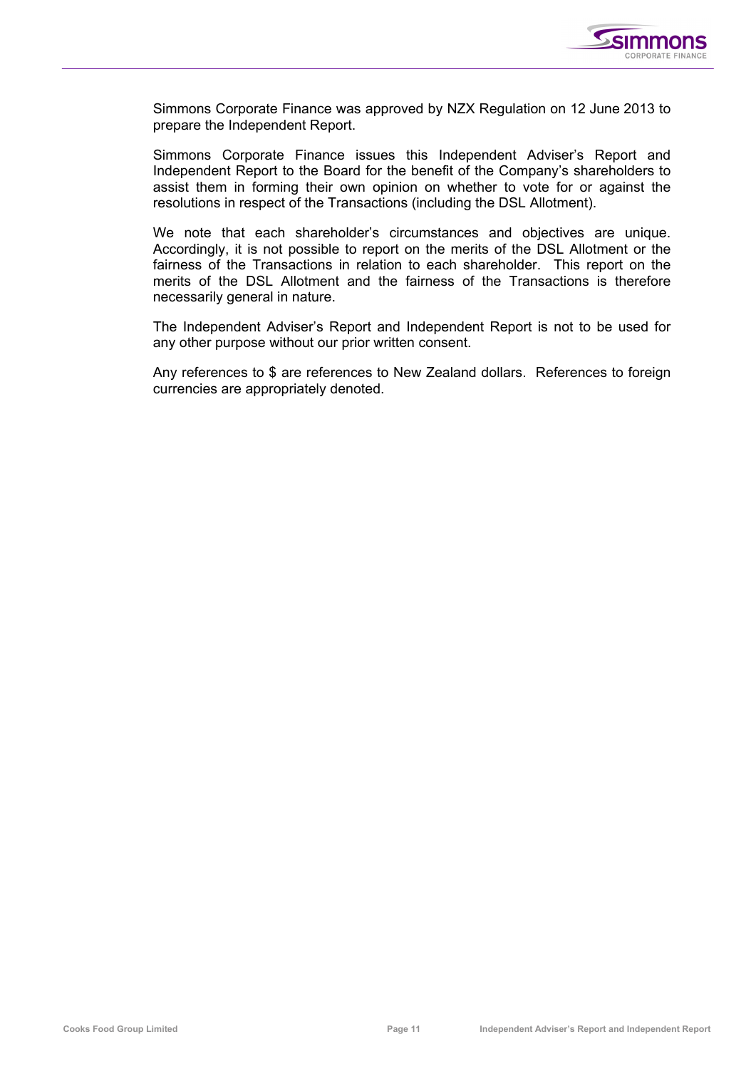Simmons Corporate Finance was approved by NZX Regulation on 12 June 2013 to prepare the Independent Report.

Simmons Corporate Finance issues this Independent Adviser's Report and Independent Report to the Board for the benefit of the Company's shareholders to assist them in forming their own opinion on whether to vote for or against the resolutions in respect of the Transactions (including the DSL Allotment).

We note that each shareholder's circumstances and objectives are unique. Accordingly, it is not possible to report on the merits of the DSL Allotment or the fairness of the Transactions in relation to each shareholder. This report on the merits of the DSL Allotment and the fairness of the Transactions is therefore necessarily general in nature.

The Independent Adviser's Report and Independent Report is not to be used for any other purpose without our prior written consent.

Any references to $ are references to New Zealand dollars. References to foreign currencies are appropriately denoted.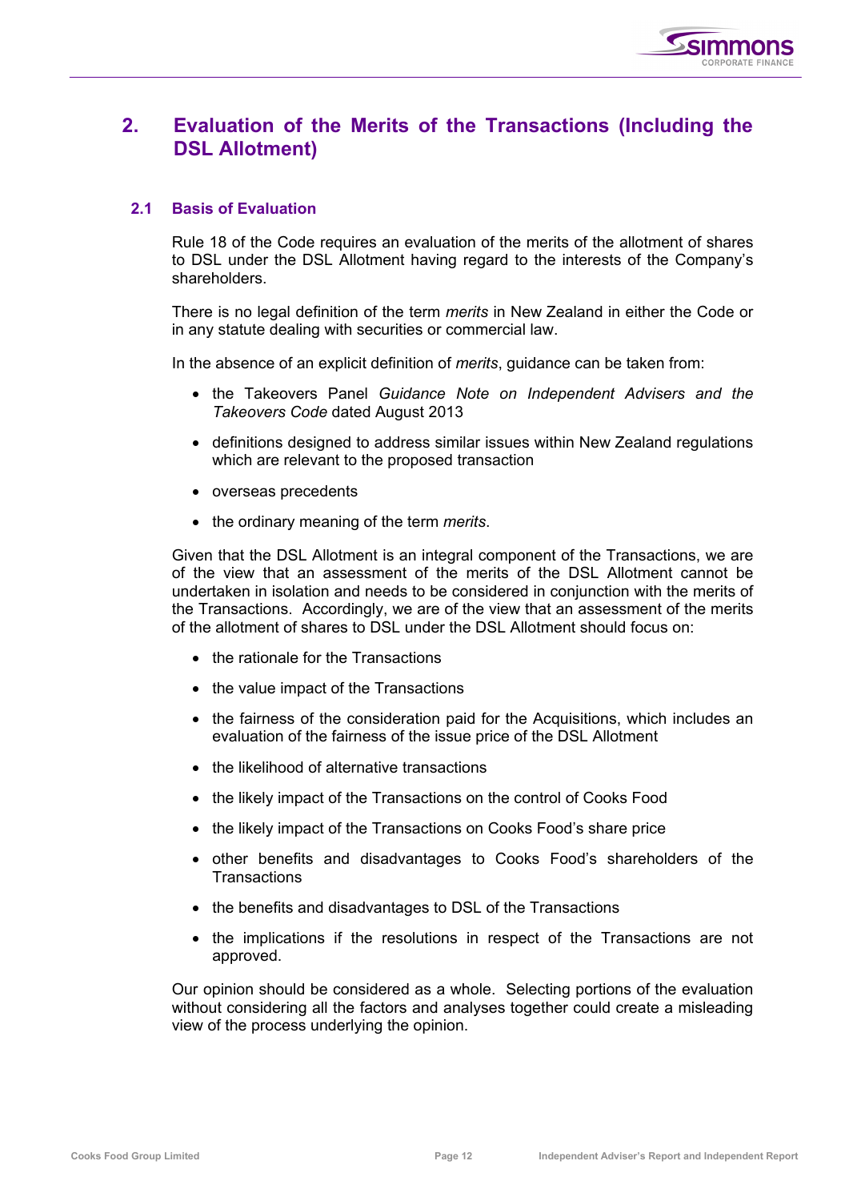## 2. Evaluation of the Merits of the Transactions (Including the DSL Allotment)

### 2.1 Basis of Evaluation

Rule 18 of the Code requires an evaluation of the merits of the allotment of shares to DSL under the DSL Allotment having regard to the interests of the Company's shareholders.

There is no legal definition of the term *merits* in New Zealand in either the Code or in any statute dealing with securities or commercial law.

In the absence of an explicit definition of *merits*, guidance can be taken from:

- the Takeovers Panel *Guidance Note on Independent Advisers and the Takeovers Code* dated August 2013
- definitions designed to address similar issues within New Zealand regulations which are relevant to the proposed transaction
- overseas precedents
- the ordinary meaning of the term *merits*.

Given that the DSL Allotment is an integral component of the Transactions, we are of the view that an assessment of the merits of the DSL Allotment cannot be undertaken in isolation and needs to be considered in conjunction with the merits of the Transactions. Accordingly, we are of the view that an assessment of the merits of the allotment of shares to DSL under the DSL Allotment should focus on:

- the rationale for the Transactions
- the value impact of the Transactions
- the fairness of the consideration paid for the Acquisitions, which includes an evaluation of the fairness of the issue price of the DSL Allotment
- the likelihood of alternative transactions
- the likely impact of the Transactions on the control of Cooks Food
- the likely impact of the Transactions on Cooks Food's share price
- other benefits and disadvantages to Cooks Food's shareholders of the Transactions
- the benefits and disadvantages to DSL of the Transactions
- the implications if the resolutions in respect of the Transactions are not approved.

Our opinion should be considered as a whole. Selecting portions of the evaluation without considering all the factors and analyses together could create a misleading view of the process underlying the opinion.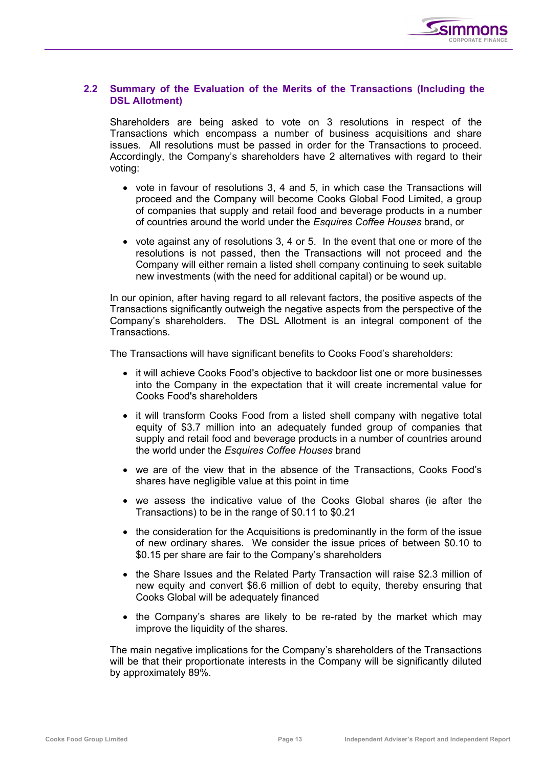## 2.2 Summary of the Evaluation of the Merits of the Transactions (Including the DSL Allotment)

Shareholders are being asked to vote on 3 resolutions in respect of the Transactions which encompass a number of business acquisitions and share issues. All resolutions must be passed in order for the Transactions to proceed. Accordingly, the Company's shareholders have 2 alternatives with regard to their voting:

- vote in favour of resolutions 3, 4 and 5, in which case the Transactions will proceed and the Company will become Cooks Global Food Limited, a group of companies that supply and retail food and beverage products in a number of countries around the world under the *Esquires Coffee Houses* brand, or
- vote against any of resolutions 3, 4 or 5. In the event that one or more of the resolutions is not passed, then the Transactions will not proceed and the Company will either remain a listed shell company continuing to seek suitable new investments (with the need for additional capital) or be wound up.

In our opinion, after having regard to all relevant factors, the positive aspects of the Transactions significantly outweigh the negative aspects from the perspective of the Company's shareholders. The DSL Allotment is an integral component of the Transactions.

The Transactions will have significant benefits to Cooks Food's shareholders:

- it will achieve Cooks Food's objective to backdoor list one or more businesses into the Company in the expectation that it will create incremental value for Cooks Food's shareholders
- it will transform Cooks Food from a listed shell company with negative total equity of $3.7 million into an adequately funded group of companies that supply and retail food and beverage products in a number of countries around the world under the *Esquires Coffee Houses* brand
- we are of the view that in the absence of the Transactions, Cooks Food's shares have negligible value at this point in time
- we assess the indicative value of the Cooks Global shares (ie after the Transactions) to be in the range of $0.11 to $0.21
- the consideration for the Acquisitions is predominantly in the form of the issue of new ordinary shares. We consider the issue prices of between $0.10 to $0.15 per share are fair to the Company's shareholders
- the Share Issues and the Related Party Transaction will raise $2.3 million of new equity and convert $6.6 million of debt to equity, thereby ensuring that Cooks Global will be adequately financed
- the Company's shares are likely to be re-rated by the market which may improve the liquidity of the shares.

The main negative implications for the Company's shareholders of the Transactions will be that their proportionate interests in the Company will be significantly diluted by approximately 89%.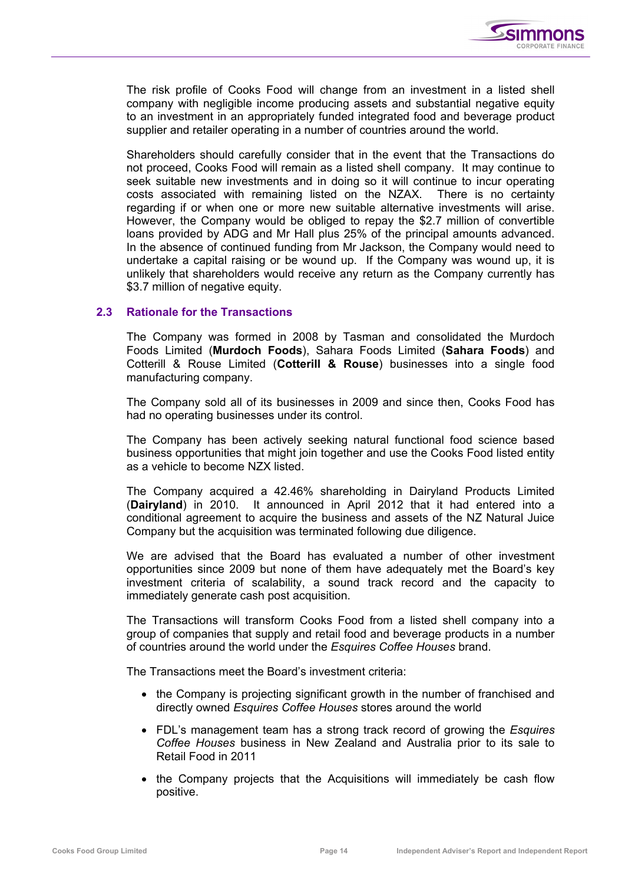The risk profile of Cooks Food will change from an investment in a listed shell company with negligible income producing assets and substantial negative equity to an investment in an appropriately funded integrated food and beverage product supplier and retailer operating in a number of countries around the world.

Shareholders should carefully consider that in the event that the Transactions do not proceed, Cooks Food will remain as a listed shell company. It may continue to seek suitable new investments and in doing so it will continue to incur operating costs associated with remaining listed on the NZAX. There is no certainty regarding if or when one or more new suitable alternative investments will arise. However, the Company would be obliged to repay the $2.7 million of convertible loans provided by ADG and Mr Hall plus 25% of the principal amounts advanced. In the absence of continued funding from Mr Jackson, the Company would need to undertake a capital raising or be wound up. If the Company was wound up, it is unlikely that shareholders would receive any return as the Company currently has $3.7 million of negative equity.

### 2.3 Rationale for the Transactions

The Company was formed in 2008 by Tasman and consolidated the Murdoch Foods Limited (**Murdoch Foods**), Sahara Foods Limited (**Sahara Foods**) and Cotterill & Rouse Limited (**Cotterill & Rouse**) businesses into a single food manufacturing company.

The Company sold all of its businesses in 2009 and since then, Cooks Food has had no operating businesses under its control.

The Company has been actively seeking natural functional food science based business opportunities that might join together and use the Cooks Food listed entity as a vehicle to become NZX listed.

The Company acquired a 42.46% shareholding in Dairyland Products Limited (**Dairyland**) in 2010. It announced in April 2012 that it had entered into a conditional agreement to acquire the business and assets of the NZ Natural Juice Company but the acquisition was terminated following due diligence.

We are advised that the Board has evaluated a number of other investment opportunities since 2009 but none of them have adequately met the Board's key investment criteria of scalability, a sound track record and the capacity to immediately generate cash post acquisition.

The Transactions will transform Cooks Food from a listed shell company into a group of companies that supply and retail food and beverage products in a number of countries around the world under the *Esquires Coffee Houses* brand.

The Transactions meet the Board's investment criteria:

- the Company is projecting significant growth in the number of franchised and directly owned *Esquires Coffee Houses* stores around the world
- FDL's management team has a strong track record of growing the *Esquires Coffee Houses* business in New Zealand and Australia prior to its sale to Retail Food in 2011
- the Company projects that the Acquisitions will immediately be cash flow positive.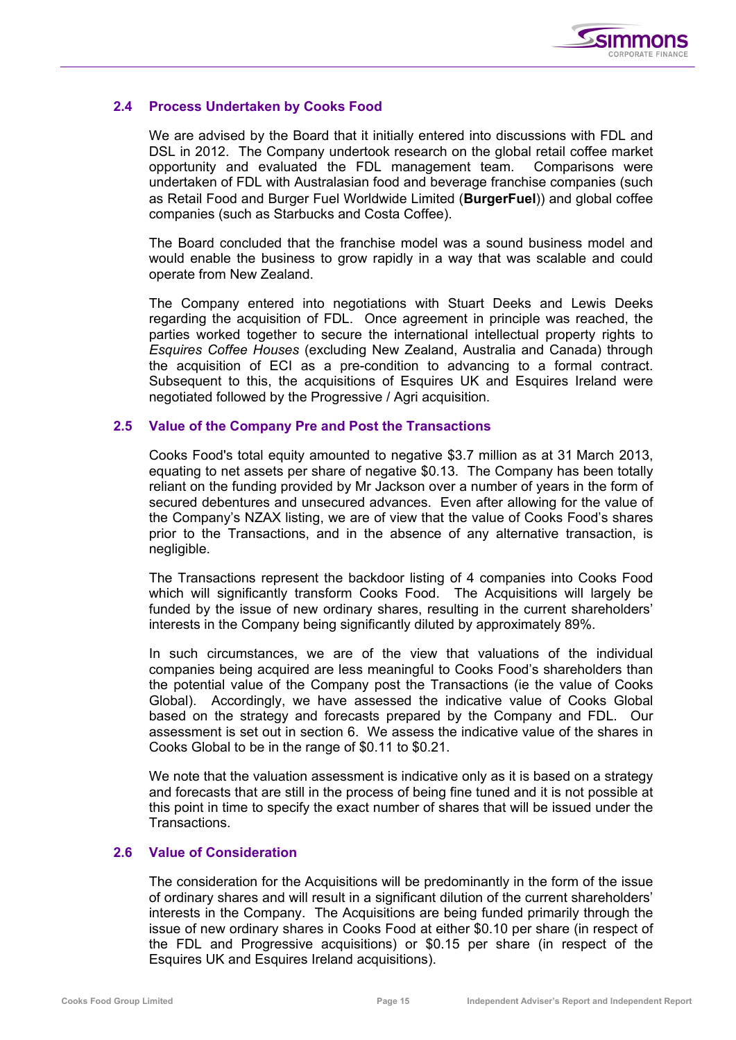## 2.4 Process Undertaken by Cooks Food

We are advised by the Board that it initially entered into discussions with FDL and DSL in 2012. The Company undertook research on the global retail coffee market opportunity and evaluated the FDL management team. Comparisons were undertaken of FDL with Australasian food and beverage franchise companies (such as Retail Food and Burger Fuel Worldwide Limited (**BurgerFuel**)) and global coffee companies (such as Starbucks and Costa Coffee).

The Board concluded that the franchise model was a sound business model and would enable the business to grow rapidly in a way that was scalable and could operate from New Zealand.

The Company entered into negotiations with Stuart Deeks and Lewis Deeks regarding the acquisition of FDL. Once agreement in principle was reached, the parties worked together to secure the international intellectual property rights to *Esquires Coffee Houses* (excluding New Zealand, Australia and Canada) through the acquisition of ECI as a pre-condition to advancing to a formal contract. Subsequent to this, the acquisitions of Esquires UK and Esquires Ireland were negotiated followed by the Progressive / Agri acquisition.

## 2.5 Value of the Company Pre and Post the Transactions

Cooks Food's total equity amounted to negative $3.7 million as at 31 March 2013, equating to net assets per share of negative $0.13. The Company has been totally reliant on the funding provided by Mr Jackson over a number of years in the form of secured debentures and unsecured advances. Even after allowing for the value of the Company's NZAX listing, we are of view that the value of Cooks Food's shares prior to the Transactions, and in the absence of any alternative transaction, is negligible.

The Transactions represent the backdoor listing of 4 companies into Cooks Food which will significantly transform Cooks Food. The Acquisitions will largely be funded by the issue of new ordinary shares, resulting in the current shareholders' interests in the Company being significantly diluted by approximately 89%.

In such circumstances, we are of the view that valuations of the individual companies being acquired are less meaningful to Cooks Food's shareholders than the potential value of the Company post the Transactions (ie the value of Cooks Global). Accordingly, we have assessed the indicative value of Cooks Global based on the strategy and forecasts prepared by the Company and FDL. Our assessment is set out in section 6. We assess the indicative value of the shares in Cooks Global to be in the range of $0.11 to $0.21.

We note that the valuation assessment is indicative only as it is based on a strategy and forecasts that are still in the process of being fine tuned and it is not possible at this point in time to specify the exact number of shares that will be issued under the Transactions.

## 2.6 Value of Consideration

The consideration for the Acquisitions will be predominantly in the form of the issue of ordinary shares and will result in a significant dilution of the current shareholders' interests in the Company. The Acquisitions are being funded primarily through the issue of new ordinary shares in Cooks Food at either $0.10 per share (in respect of the FDL and Progressive acquisitions) or $0.15 per share (in respect of the Esquires UK and Esquires Ireland acquisitions).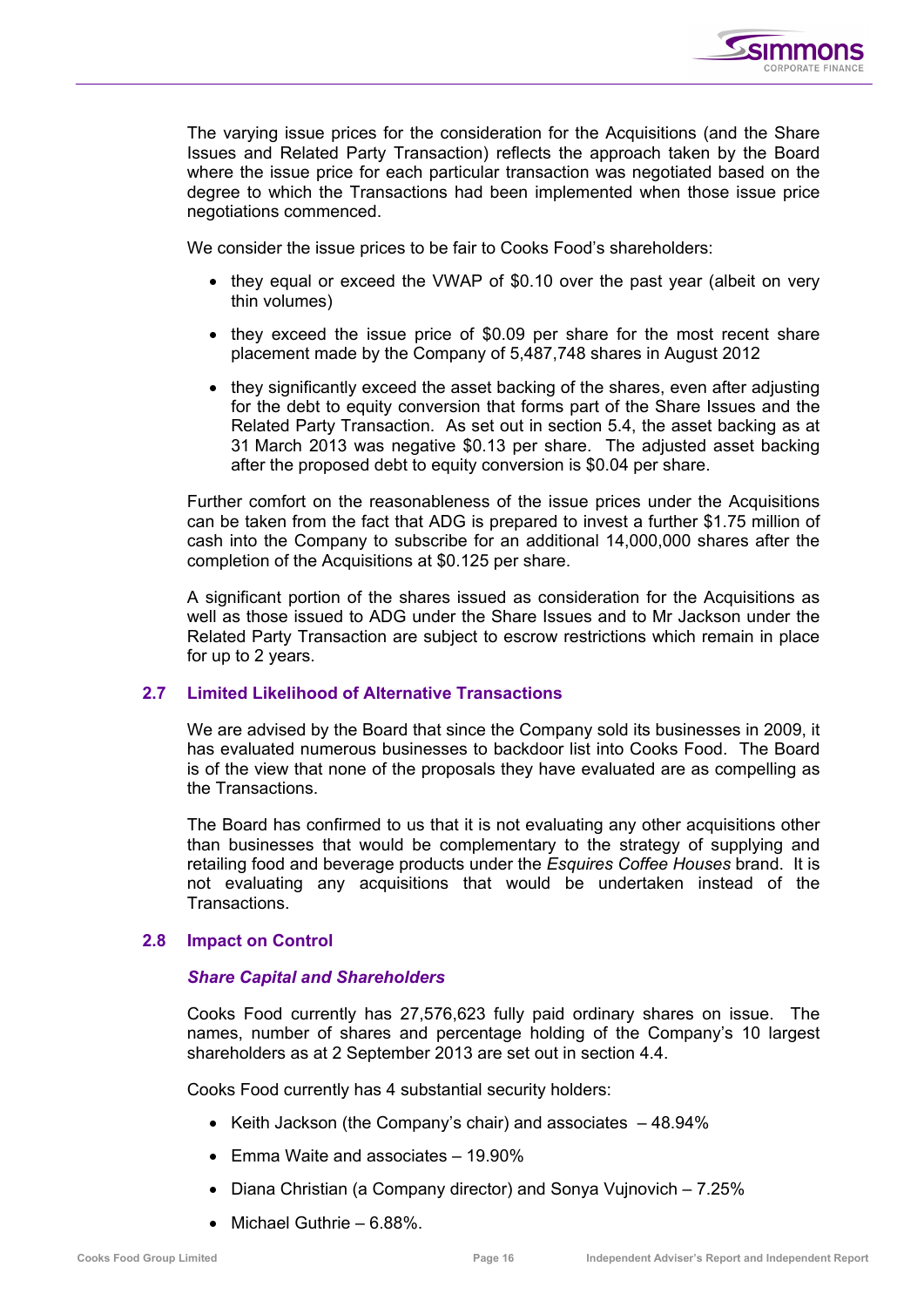The varying issue prices for the consideration for the Acquisitions (and the Share Issues and Related Party Transaction) reflects the approach taken by the Board where the issue price for each particular transaction was negotiated based on the degree to which the Transactions had been implemented when those issue price negotiations commenced.

We consider the issue prices to be fair to Cooks Food's shareholders:

- they equal or exceed the VWAP of $0.10 over the past year (albeit on very thin volumes)
- they exceed the issue price of $0.09 per share for the most recent share placement made by the Company of 5,487,748 shares in August 2012
- they significantly exceed the asset backing of the shares, even after adjusting for the debt to equity conversion that forms part of the Share Issues and the Related Party Transaction. As set out in section 5.4, the asset backing as at 31 March 2013 was negative $0.13 per share. The adjusted asset backing after the proposed debt to equity conversion is $0.04 per share.

Further comfort on the reasonableness of the issue prices under the Acquisitions can be taken from the fact that ADG is prepared to invest a further $1.75 million of cash into the Company to subscribe for an additional 14,000,000 shares after the completion of the Acquisitions at $0.125 per share.

A significant portion of the shares issued as consideration for the Acquisitions as well as those issued to ADG under the Share Issues and to Mr Jackson under the Related Party Transaction are subject to escrow restrictions which remain in place for up to 2 years.

## 2.7 Limited Likelihood of Alternative Transactions

We are advised by the Board that since the Company sold its businesses in 2009, it has evaluated numerous businesses to backdoor list into Cooks Food. The Board is of the view that none of the proposals they have evaluated are as compelling as the Transactions.

The Board has confirmed to us that it is not evaluating any other acquisitions other than businesses that would be complementary to the strategy of supplying and retailing food and beverage products under the *Esquires Coffee Houses* brand. It is not evaluating any acquisitions that would be undertaken instead of the Transactions.

## 2.8 Impact on Control

### *Share Capital and Shareholders*

Cooks Food currently has 27,576,623 fully paid ordinary shares on issue. The names, number of shares and percentage holding of the Company's 10 largest shareholders as at 2 September 2013 are set out in section 4.4.

Cooks Food currently has 4 substantial security holders:

- Keith Jackson (the Company's chair) and associates – 48.94%
- Emma Waite and associates – 19.90%
- Diana Christian (a Company director) and Sonya Vujnovich – 7.25%
- Michael Guthrie – 6.88%.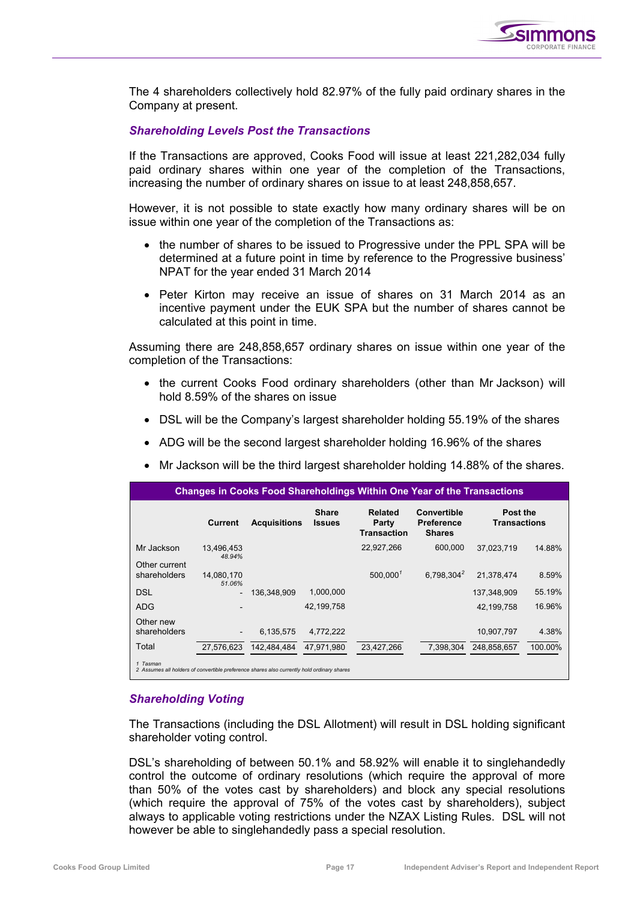The 4 shareholders collectively hold 82.97% of the fully paid ordinary shares in the Company at present.

### *Shareholding Levels Post the Transactions*

If the Transactions are approved, Cooks Food will issue at least 221,282,034 fully paid ordinary shares within one year of the completion of the Transactions, increasing the number of ordinary shares on issue to at least 248,858,657.

However, it is not possible to state exactly how many ordinary shares will be on issue within one year of the completion of the Transactions as:

- the number of shares to be issued to Progressive under the PPL SPA will be determined at a future point in time by reference to the Progressive business' NPAT for the year ended 31 March 2014
- Peter Kirton may receive an issue of shares on 31 March 2014 as an incentive payment under the EUK SPA but the number of shares cannot be calculated at this point in time.

Assuming there are 248,858,657 ordinary shares on issue within one year of the completion of the Transactions:

- the current Cooks Food ordinary shareholders (other than Mr Jackson) will hold 8.59% of the shares on issue
- DSL will be the Company's largest shareholder holding 55.19% of the shares
- ADG will be the second largest shareholder holding 16.96% of the shares
- Mr Jackson will be the third largest shareholder holding 14.88% of the shares.

**Changes in Cooks Food Shareholdings Within One Year of the Transactions**

| | Current | Acquisitions | Share Issues | Related Party Transaction | Convertible Preference Shares | Post the Transactions | |
|---|---|---|---|---|---|---|---|
| Mr Jackson | 13,496,453 *48.94%* | | | 22,927,266 | 600,000 | 37,023,719 | 14.88% |
| Other current shareholders | 14,080,170 *51.06%* | | | 500,000[1] | 6,798,304[2] | 21,378,474 | 8.59% |
| DSL | - | 136,348,909 | 1,000,000 | | | 137,348,909 | 55.19% |
| ADG | - | | 42,199,758 | | | 42,199,758 | 16.96% |
| Other new shareholders | - | 6,135,575 | 4,772,222 | | | 10,907,797 | 4.38% |
| Total | 27,576,623 | 142,484,484 | 47,971,980 | 23,427,266 | 7,398,304 | 248,858,657 | 100.00% |

*1 Tasman*
*2 Assumes all holders of convertible preference shares also currently hold ordinary shares*

### *Shareholding Voting*

The Transactions (including the DSL Allotment) will result in DSL holding significant shareholder voting control.

DSL's shareholding of between 50.1% and 58.92% will enable it to singlehandedly control the outcome of ordinary resolutions (which require the approval of more than 50% of the votes cast by shareholders) and block any special resolutions (which require the approval of 75% of the votes cast by shareholders), subject always to applicable voting restrictions under the NZAX Listing Rules. DSL will not however be able to singlehandedly pass a special resolution.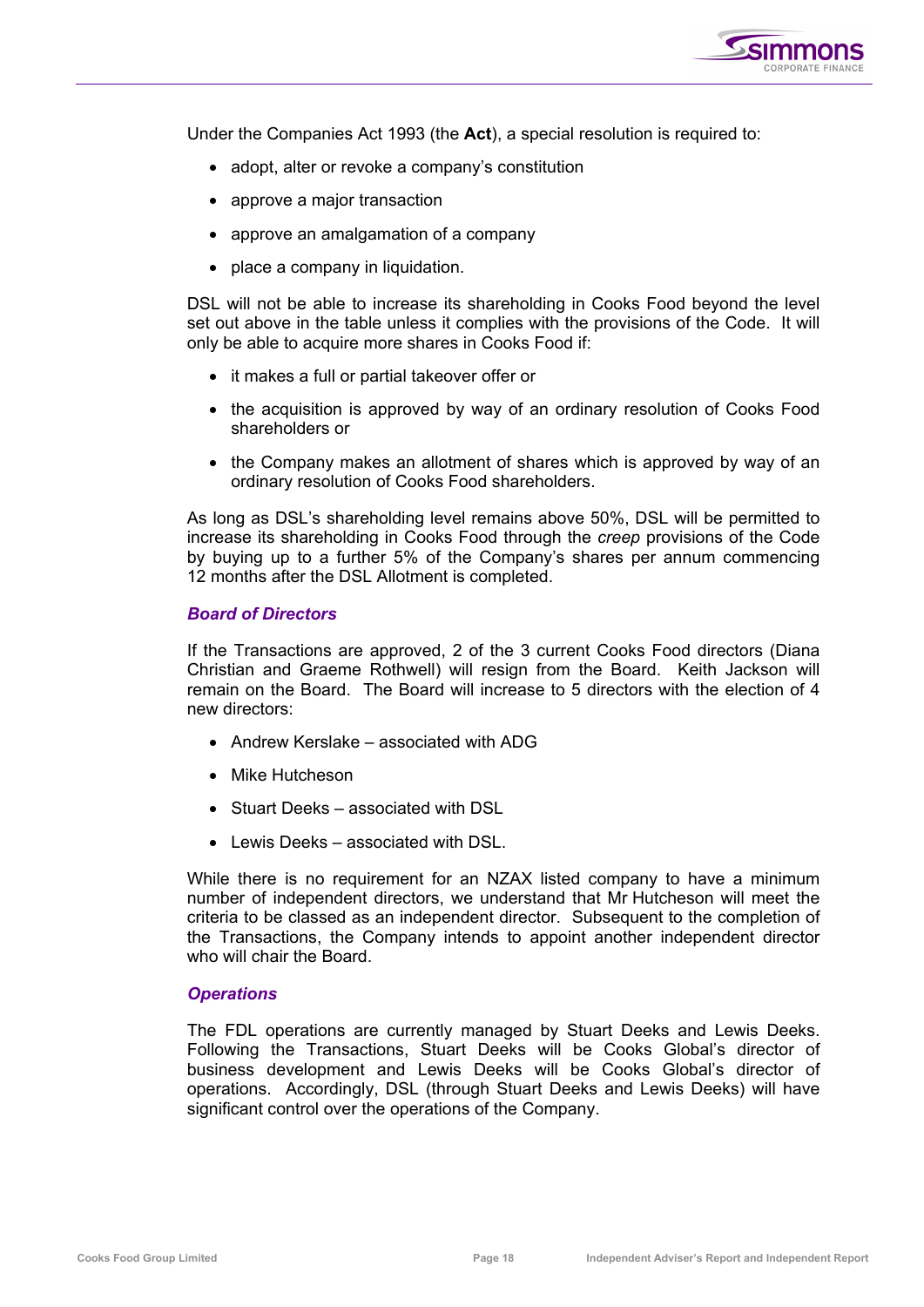Under the Companies Act 1993 (the **Act**), a special resolution is required to:

- adopt, alter or revoke a company's constitution
- approve a major transaction
- approve an amalgamation of a company
- place a company in liquidation.

DSL will not be able to increase its shareholding in Cooks Food beyond the level set out above in the table unless it complies with the provisions of the Code. It will only be able to acquire more shares in Cooks Food if:

- it makes a full or partial takeover offer or
- the acquisition is approved by way of an ordinary resolution of Cooks Food shareholders or
- the Company makes an allotment of shares which is approved by way of an ordinary resolution of Cooks Food shareholders.

As long as DSL's shareholding level remains above 50%, DSL will be permitted to increase its shareholding in Cooks Food through the *creep* provisions of the Code by buying up to a further 5% of the Company's shares per annum commencing 12 months after the DSL Allotment is completed.

### *Board of Directors*

If the Transactions are approved, 2 of the 3 current Cooks Food directors (Diana Christian and Graeme Rothwell) will resign from the Board. Keith Jackson will remain on the Board. The Board will increase to 5 directors with the election of 4 new directors:

- Andrew Kerslake – associated with ADG
- Mike Hutcheson
- Stuart Deeks – associated with DSL
- Lewis Deeks – associated with DSL.

While there is no requirement for an NZAX listed company to have a minimum number of independent directors, we understand that Mr Hutcheson will meet the criteria to be classed as an independent director. Subsequent to the completion of the Transactions, the Company intends to appoint another independent director who will chair the Board.

### *Operations*

The FDL operations are currently managed by Stuart Deeks and Lewis Deeks. Following the Transactions, Stuart Deeks will be Cooks Global's director of business development and Lewis Deeks will be Cooks Global's director of operations. Accordingly, DSL (through Stuart Deeks and Lewis Deeks) will have significant control over the operations of the Company.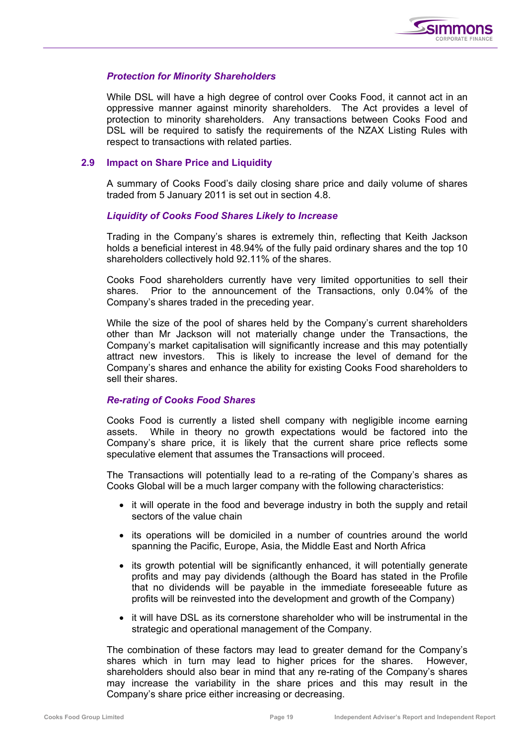### *Protection for Minority Shareholders*

While DSL will have a high degree of control over Cooks Food, it cannot act in an oppressive manner against minority shareholders. The Act provides a level of protection to minority shareholders. Any transactions between Cooks Food and DSL will be required to satisfy the requirements of the NZAX Listing Rules with respect to transactions with related parties.

## 2.9 Impact on Share Price and Liquidity

A summary of Cooks Food's daily closing share price and daily volume of shares traded from 5 January 2011 is set out in section 4.8.

### *Liquidity of Cooks Food Shares Likely to Increase*

Trading in the Company's shares is extremely thin, reflecting that Keith Jackson holds a beneficial interest in 48.94% of the fully paid ordinary shares and the top 10 shareholders collectively hold 92.11% of the shares.

Cooks Food shareholders currently have very limited opportunities to sell their shares. Prior to the announcement of the Transactions, only 0.04% of the Company's shares traded in the preceding year.

While the size of the pool of shares held by the Company's current shareholders other than Mr Jackson will not materially change under the Transactions, the Company's market capitalisation will significantly increase and this may potentially attract new investors. This is likely to increase the level of demand for the Company's shares and enhance the ability for existing Cooks Food shareholders to sell their shares.

### *Re-rating of Cooks Food Shares*

Cooks Food is currently a listed shell company with negligible income earning assets. While in theory no growth expectations would be factored into the Company's share price, it is likely that the current share price reflects some speculative element that assumes the Transactions will proceed.

The Transactions will potentially lead to a re-rating of the Company's shares as Cooks Global will be a much larger company with the following characteristics:

- it will operate in the food and beverage industry in both the supply and retail sectors of the value chain
- its operations will be domiciled in a number of countries around the world spanning the Pacific, Europe, Asia, the Middle East and North Africa
- its growth potential will be significantly enhanced, it will potentially generate profits and may pay dividends (although the Board has stated in the Profile that no dividends will be payable in the immediate foreseeable future as profits will be reinvested into the development and growth of the Company)
- it will have DSL as its cornerstone shareholder who will be instrumental in the strategic and operational management of the Company.

The combination of these factors may lead to greater demand for the Company's shares which in turn may lead to higher prices for the shares. However, shareholders should also bear in mind that any re-rating of the Company's shares may increase the variability in the share prices and this may result in the Company's share price either increasing or decreasing.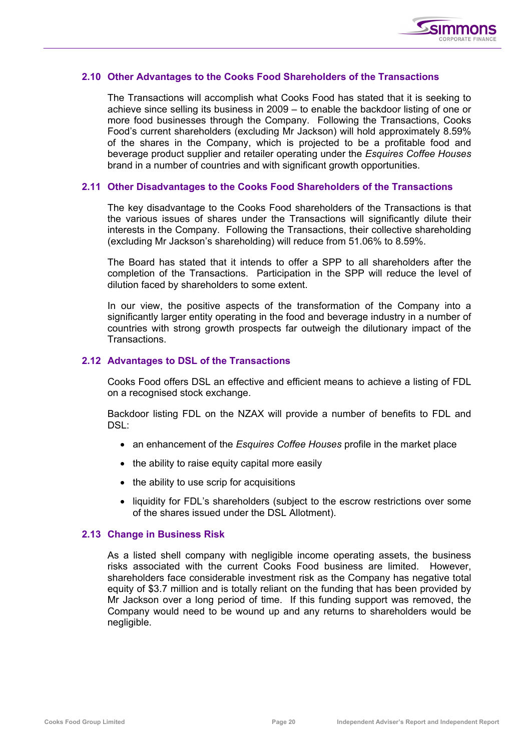### 2.10 Other Advantages to the Cooks Food Shareholders of the Transactions

The Transactions will accomplish what Cooks Food has stated that it is seeking to achieve since selling its business in 2009 – to enable the backdoor listing of one or more food businesses through the Company. Following the Transactions, Cooks Food's current shareholders (excluding Mr Jackson) will hold approximately 8.59% of the shares in the Company, which is projected to be a profitable food and beverage product supplier and retailer operating under the *Esquires Coffee Houses* brand in a number of countries and with significant growth opportunities.

### 2.11 Other Disadvantages to the Cooks Food Shareholders of the Transactions

The key disadvantage to the Cooks Food shareholders of the Transactions is that the various issues of shares under the Transactions will significantly dilute their interests in the Company. Following the Transactions, their collective shareholding (excluding Mr Jackson's shareholding) will reduce from 51.06% to 8.59%.

The Board has stated that it intends to offer a SPP to all shareholders after the completion of the Transactions. Participation in the SPP will reduce the level of dilution faced by shareholders to some extent.

In our view, the positive aspects of the transformation of the Company into a significantly larger entity operating in the food and beverage industry in a number of countries with strong growth prospects far outweigh the dilutionary impact of the Transactions.

### 2.12 Advantages to DSL of the Transactions

Cooks Food offers DSL an effective and efficient means to achieve a listing of FDL on a recognised stock exchange.

Backdoor listing FDL on the NZAX will provide a number of benefits to FDL and DSL:

- an enhancement of the *Esquires Coffee Houses* profile in the market place
- the ability to raise equity capital more easily
- the ability to use scrip for acquisitions
- liquidity for FDL's shareholders (subject to the escrow restrictions over some of the shares issued under the DSL Allotment).

### 2.13 Change in Business Risk

As a listed shell company with negligible income operating assets, the business risks associated with the current Cooks Food business are limited. However, shareholders face considerable investment risk as the Company has negative total equity of $3.7 million and is totally reliant on the funding that has been provided by Mr Jackson over a long period of time. If this funding support was removed, the Company would need to be wound up and any returns to shareholders would be negligible.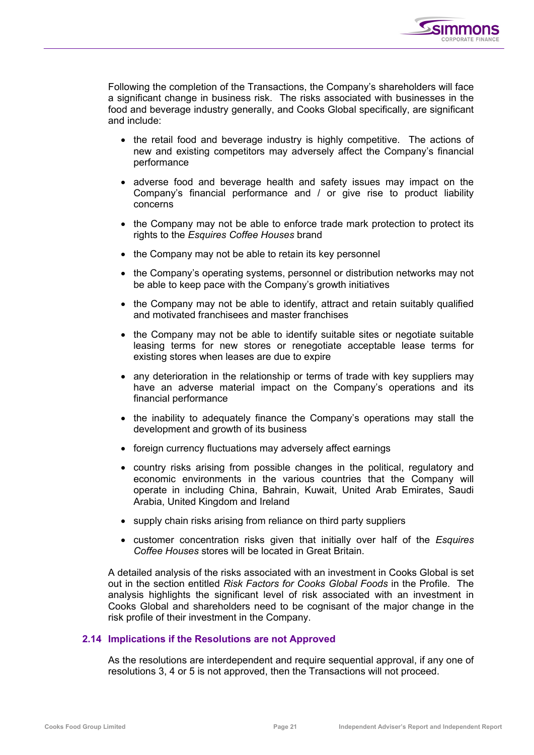Following the completion of the Transactions, the Company's shareholders will face a significant change in business risk. The risks associated with businesses in the food and beverage industry generally, and Cooks Global specifically, are significant and include:

- the retail food and beverage industry is highly competitive. The actions of new and existing competitors may adversely affect the Company's financial performance
- adverse food and beverage health and safety issues may impact on the Company's financial performance and / or give rise to product liability concerns
- the Company may not be able to enforce trade mark protection to protect its rights to the *Esquires Coffee Houses* brand
- the Company may not be able to retain its key personnel
- the Company's operating systems, personnel or distribution networks may not be able to keep pace with the Company's growth initiatives
- the Company may not be able to identify, attract and retain suitably qualified and motivated franchisees and master franchises
- the Company may not be able to identify suitable sites or negotiate suitable leasing terms for new stores or renegotiate acceptable lease terms for existing stores when leases are due to expire
- any deterioration in the relationship or terms of trade with key suppliers may have an adverse material impact on the Company's operations and its financial performance
- the inability to adequately finance the Company's operations may stall the development and growth of its business
- foreign currency fluctuations may adversely affect earnings
- country risks arising from possible changes in the political, regulatory and economic environments in the various countries that the Company will operate in including China, Bahrain, Kuwait, United Arab Emirates, Saudi Arabia, United Kingdom and Ireland
- supply chain risks arising from reliance on third party suppliers
- customer concentration risks given that initially over half of the *Esquires Coffee Houses* stores will be located in Great Britain.

A detailed analysis of the risks associated with an investment in Cooks Global is set out in the section entitled *Risk Factors for Cooks Global Foods* in the Profile. The analysis highlights the significant level of risk associated with an investment in Cooks Global and shareholders need to be cognisant of the major change in the risk profile of their investment in the Company.

## 2.14 Implications if the Resolutions are not Approved

As the resolutions are interdependent and require sequential approval, if any one of resolutions 3, 4 or 5 is not approved, then the Transactions will not proceed.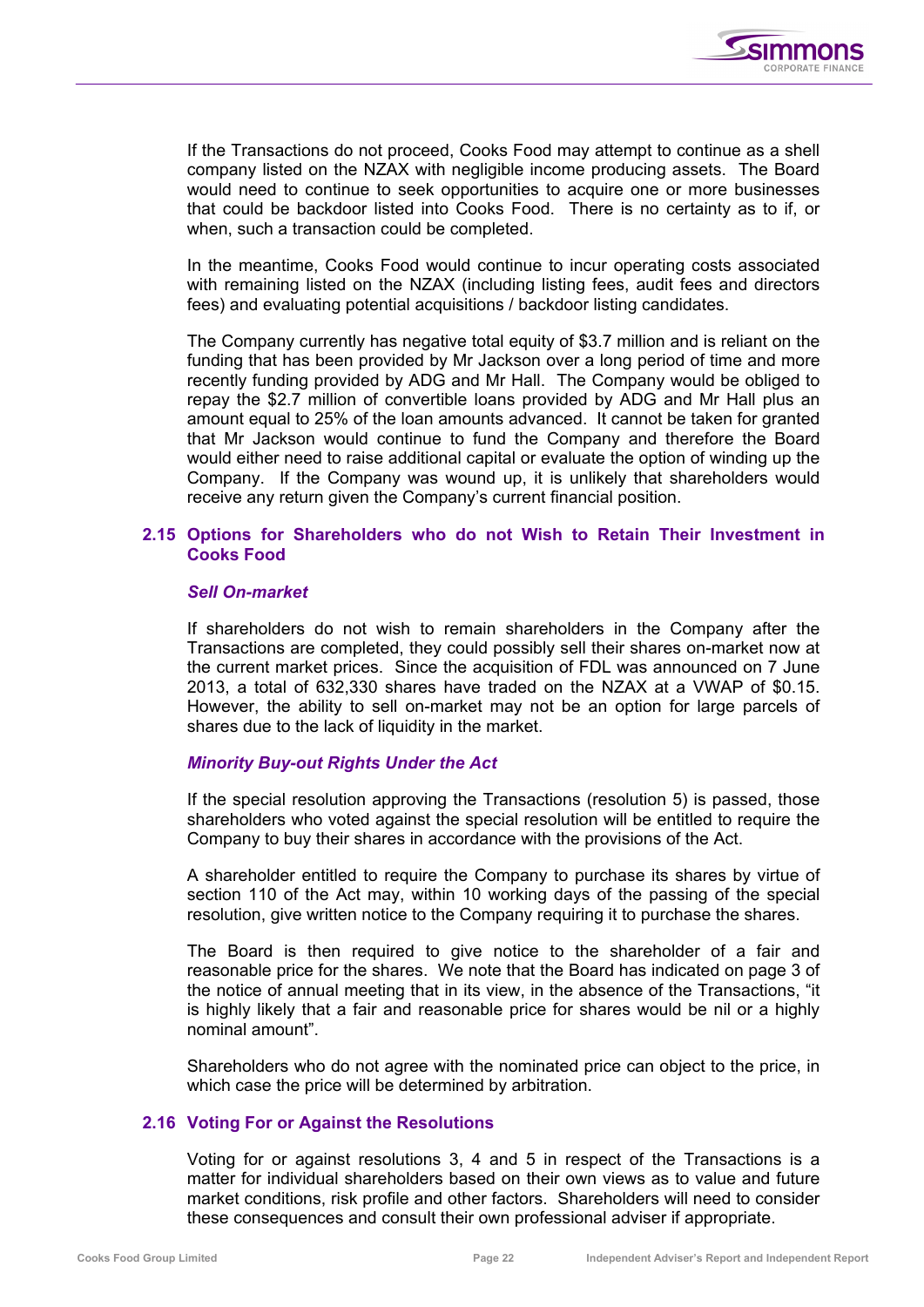If the Transactions do not proceed, Cooks Food may attempt to continue as a shell company listed on the NZAX with negligible income producing assets. The Board would need to continue to seek opportunities to acquire one or more businesses that could be backdoor listed into Cooks Food. There is no certainty as to if, or when, such a transaction could be completed.

In the meantime, Cooks Food would continue to incur operating costs associated with remaining listed on the NZAX (including listing fees, audit fees and directors fees) and evaluating potential acquisitions / backdoor listing candidates.

The Company currently has negative total equity of $3.7 million and is reliant on the funding that has been provided by Mr Jackson over a long period of time and more recently funding provided by ADG and Mr Hall. The Company would be obliged to repay the $2.7 million of convertible loans provided by ADG and Mr Hall plus an amount equal to 25% of the loan amounts advanced. It cannot be taken for granted that Mr Jackson would continue to fund the Company and therefore the Board would either need to raise additional capital or evaluate the option of winding up the Company. If the Company was wound up, it is unlikely that shareholders would receive any return given the Company's current financial position.

## 2.15 Options for Shareholders who do not Wish to Retain Their Investment in Cooks Food

### *Sell On-market*

If shareholders do not wish to remain shareholders in the Company after the Transactions are completed, they could possibly sell their shares on-market now at the current market prices. Since the acquisition of FDL was announced on 7 June 2013, a total of 632,330 shares have traded on the NZAX at a VWAP of $0.15. However, the ability to sell on-market may not be an option for large parcels of shares due to the lack of liquidity in the market.

### *Minority Buy-out Rights Under the Act*

If the special resolution approving the Transactions (resolution 5) is passed, those shareholders who voted against the special resolution will be entitled to require the Company to buy their shares in accordance with the provisions of the Act.

A shareholder entitled to require the Company to purchase its shares by virtue of section 110 of the Act may, within 10 working days of the passing of the special resolution, give written notice to the Company requiring it to purchase the shares.

The Board is then required to give notice to the shareholder of a fair and reasonable price for the shares. We note that the Board has indicated on page 3 of the notice of annual meeting that in its view, in the absence of the Transactions, "it is highly likely that a fair and reasonable price for shares would be nil or a highly nominal amount".

Shareholders who do not agree with the nominated price can object to the price, in which case the price will be determined by arbitration.

## 2.16 Voting For or Against the Resolutions

Voting for or against resolutions 3, 4 and 5 in respect of the Transactions is a matter for individual shareholders based on their own views as to value and future market conditions, risk profile and other factors. Shareholders will need to consider these consequences and consult their own professional adviser if appropriate.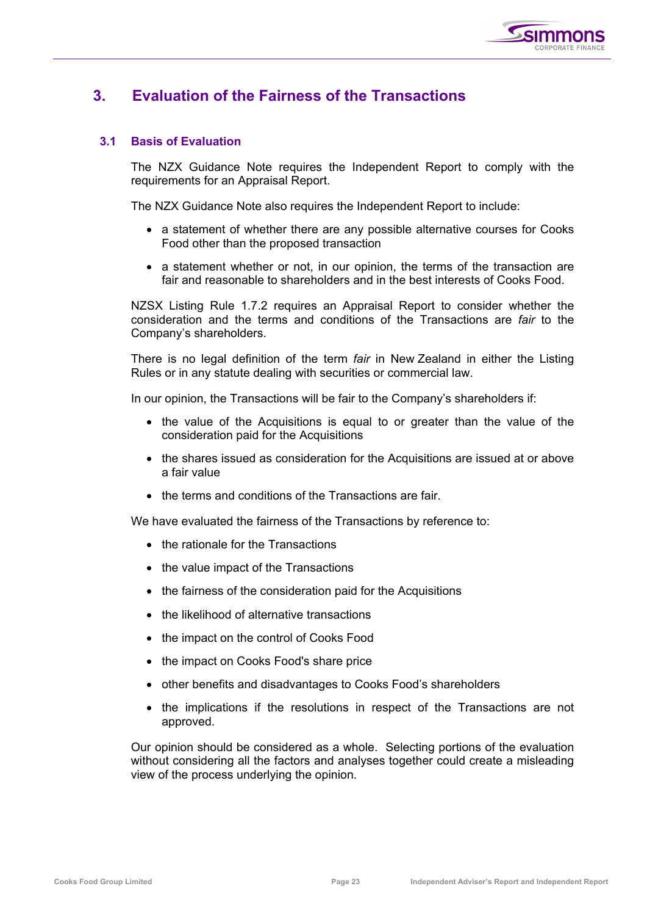# 3. Evaluation of the Fairness of the Transactions

## 3.1 Basis of Evaluation

The NZX Guidance Note requires the Independent Report to comply with the requirements for an Appraisal Report.

The NZX Guidance Note also requires the Independent Report to include:

- a statement of whether there are any possible alternative courses for Cooks Food other than the proposed transaction
- a statement whether or not, in our opinion, the terms of the transaction are fair and reasonable to shareholders and in the best interests of Cooks Food.

NZSX Listing Rule 1.7.2 requires an Appraisal Report to consider whether the consideration and the terms and conditions of the Transactions are *fair* to the Company's shareholders.

There is no legal definition of the term *fair* in New Zealand in either the Listing Rules or in any statute dealing with securities or commercial law.

In our opinion, the Transactions will be fair to the Company's shareholders if:

- the value of the Acquisitions is equal to or greater than the value of the consideration paid for the Acquisitions
- the shares issued as consideration for the Acquisitions are issued at or above a fair value
- the terms and conditions of the Transactions are fair.

We have evaluated the fairness of the Transactions by reference to:

- the rationale for the Transactions
- the value impact of the Transactions
- the fairness of the consideration paid for the Acquisitions
- the likelihood of alternative transactions
- the impact on the control of Cooks Food
- the impact on Cooks Food's share price
- other benefits and disadvantages to Cooks Food's shareholders
- the implications if the resolutions in respect of the Transactions are not approved.

Our opinion should be considered as a whole. Selecting portions of the evaluation without considering all the factors and analyses together could create a misleading view of the process underlying the opinion.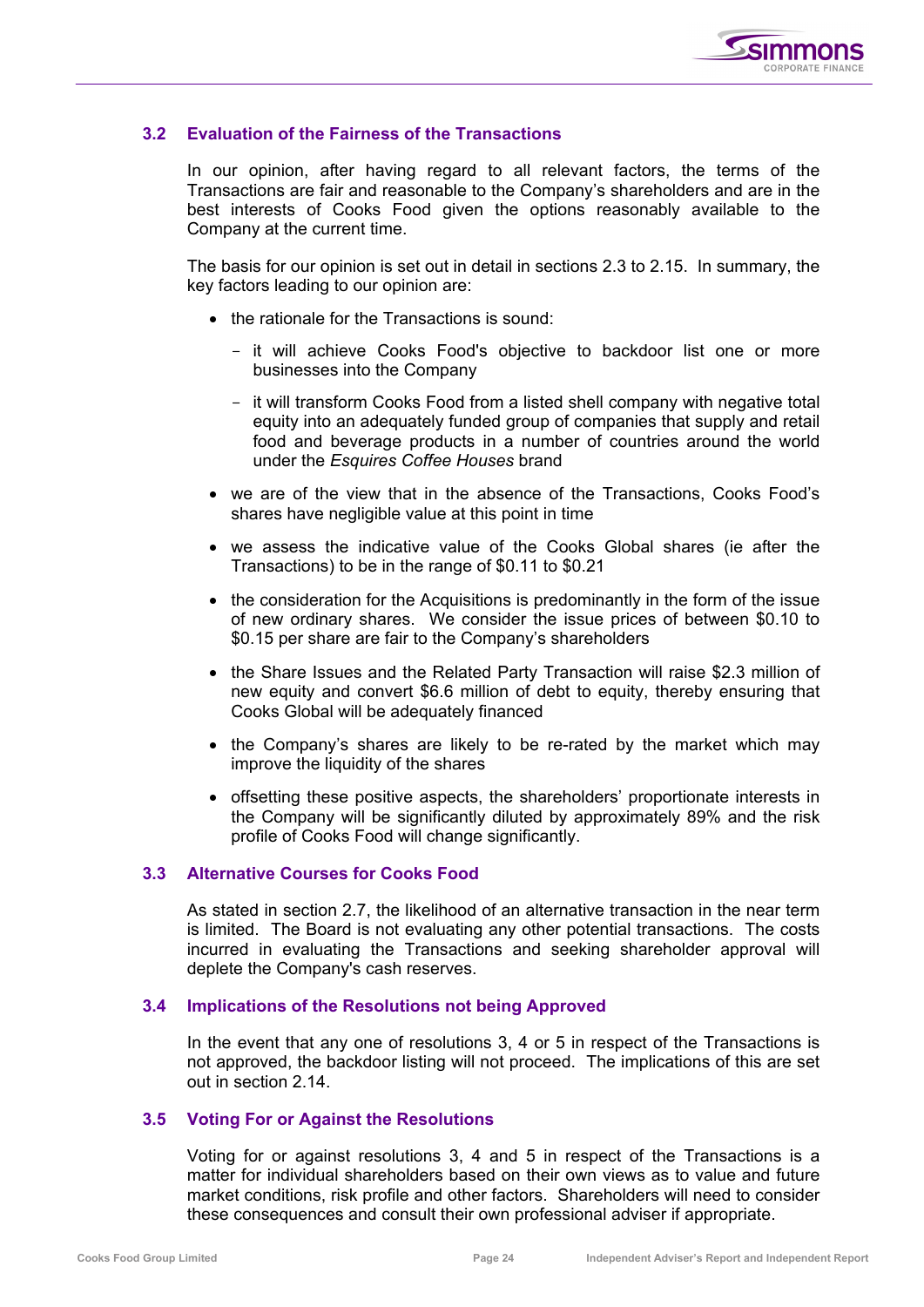### 3.2 Evaluation of the Fairness of the Transactions

In our opinion, after having regard to all relevant factors, the terms of the Transactions are fair and reasonable to the Company's shareholders and are in the best interests of Cooks Food given the options reasonably available to the Company at the current time.

The basis for our opinion is set out in detail in sections 2.3 to 2.15. In summary, the key factors leading to our opinion are:

- the rationale for the Transactions is sound:
  - it will achieve Cooks Food's objective to backdoor list one or more businesses into the Company
  - it will transform Cooks Food from a listed shell company with negative total equity into an adequately funded group of companies that supply and retail food and beverage products in a number of countries around the world under the *Esquires Coffee Houses* brand
- we are of the view that in the absence of the Transactions, Cooks Food's shares have negligible value at this point in time
- we assess the indicative value of the Cooks Global shares (ie after the Transactions) to be in the range of $0.11 to $0.21
- the consideration for the Acquisitions is predominantly in the form of the issue of new ordinary shares. We consider the issue prices of between $0.10 to $0.15 per share are fair to the Company's shareholders
- the Share Issues and the Related Party Transaction will raise $2.3 million of new equity and convert $6.6 million of debt to equity, thereby ensuring that Cooks Global will be adequately financed
- the Company's shares are likely to be re-rated by the market which may improve the liquidity of the shares
- offsetting these positive aspects, the shareholders' proportionate interests in the Company will be significantly diluted by approximately 89% and the risk profile of Cooks Food will change significantly.

### 3.3 Alternative Courses for Cooks Food

As stated in section 2.7, the likelihood of an alternative transaction in the near term is limited. The Board is not evaluating any other potential transactions. The costs incurred in evaluating the Transactions and seeking shareholder approval will deplete the Company's cash reserves.

### 3.4 Implications of the Resolutions not being Approved

In the event that any one of resolutions 3, 4 or 5 in respect of the Transactions is not approved, the backdoor listing will not proceed. The implications of this are set out in section 2.14.

### 3.5 Voting For or Against the Resolutions

Voting for or against resolutions 3, 4 and 5 in respect of the Transactions is a matter for individual shareholders based on their own views as to value and future market conditions, risk profile and other factors. Shareholders will need to consider these consequences and consult their own professional adviser if appropriate.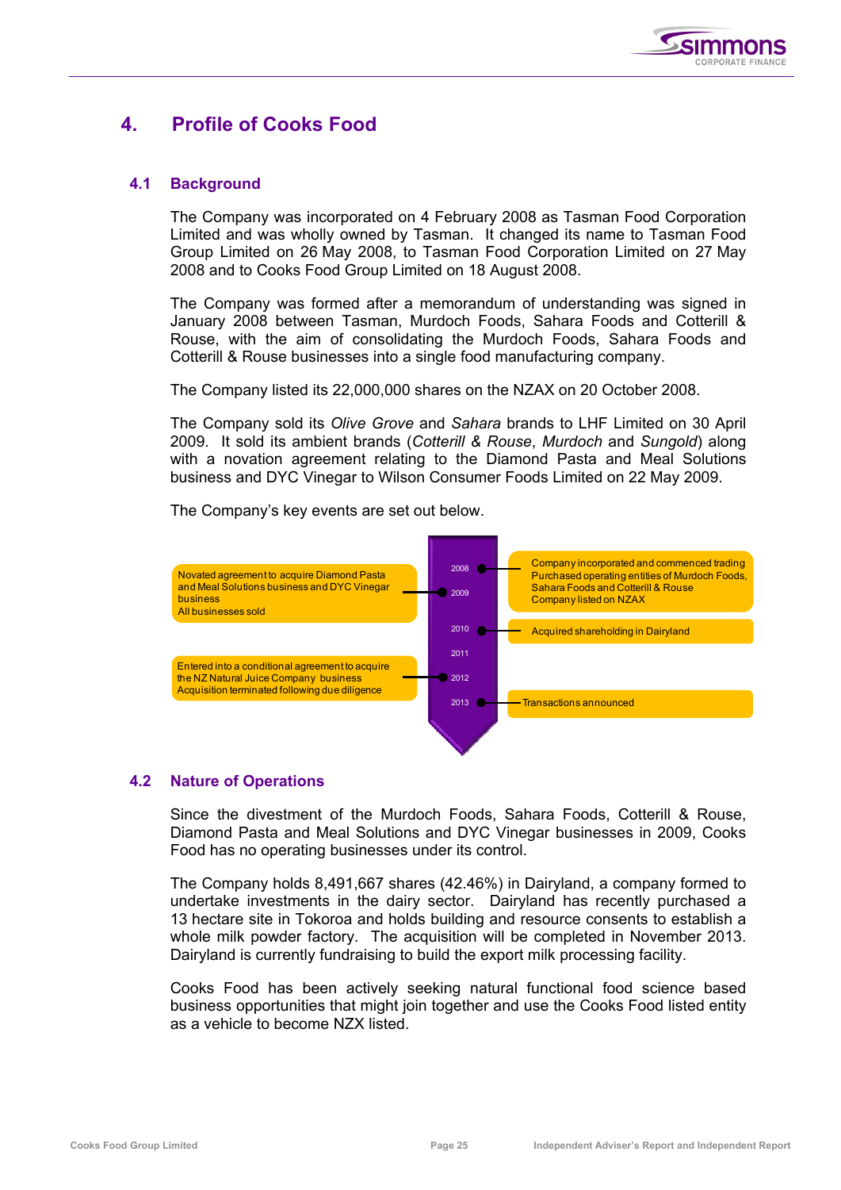# 4. Profile of Cooks Food

## 4.1 Background

The Company was incorporated on 4 February 2008 as Tasman Food Corporation Limited and was wholly owned by Tasman. It changed its name to Tasman Food Group Limited on 26 May 2008, to Tasman Food Corporation Limited on 27 May 2008 and to Cooks Food Group Limited on 18 August 2008.

The Company was formed after a memorandum of understanding was signed in January 2008 between Tasman, Murdoch Foods, Sahara Foods and Cotterill & Rouse, with the aim of consolidating the Murdoch Foods, Sahara Foods and Cotterill & Rouse businesses into a single food manufacturing company.

The Company listed its 22,000,000 shares on the NZAX on 20 October 2008.

The Company sold its *Olive Grove* and *Sahara* brands to LHF Limited on 30 April 2009. It sold its ambient brands (*Cotterill & Rouse*, *Murdoch* and *Sungold*) along with a novation agreement relating to the Diamond Pasta and Meal Solutions business and DYC Vinegar to Wilson Consumer Foods Limited on 22 May 2009.

The Company's key events are set out below.

| Year | Key events |
|---|---|
| 2008 | Company incorporated and commenced trading<br>Purchased operating entities of Murdoch Foods, Sahara Foods and Cotterill & Rouse<br>Company listed on NZAX |
| 2009 | Novated agreement to acquire Diamond Pasta and Meal Solutions business and DYC Vinegar business<br>All businesses sold |
| 2010 | Acquired shareholding in Dairyland |
| 2011 | |
| 2012 | Entered into a conditional agreement to acquire the NZ Natural Juice Company business<br>Acquisition terminated following due diligence |
| 2013 | Transactions announced |

## 4.2 Nature of Operations

Since the divestment of the Murdoch Foods, Sahara Foods, Cotterill & Rouse, Diamond Pasta and Meal Solutions and DYC Vinegar businesses in 2009, Cooks Food has no operating businesses under its control.

The Company holds 8,491,667 shares (42.46%) in Dairyland, a company formed to undertake investments in the dairy sector. Dairyland has recently purchased a 13 hectare site in Tokoroa and holds building and resource consents to establish a whole milk powder factory. The acquisition will be completed in November 2013. Dairyland is currently fundraising to build the export milk processing facility.

Cooks Food has been actively seeking natural functional food science based business opportunities that might join together and use the Cooks Food listed entity as a vehicle to become NZX listed.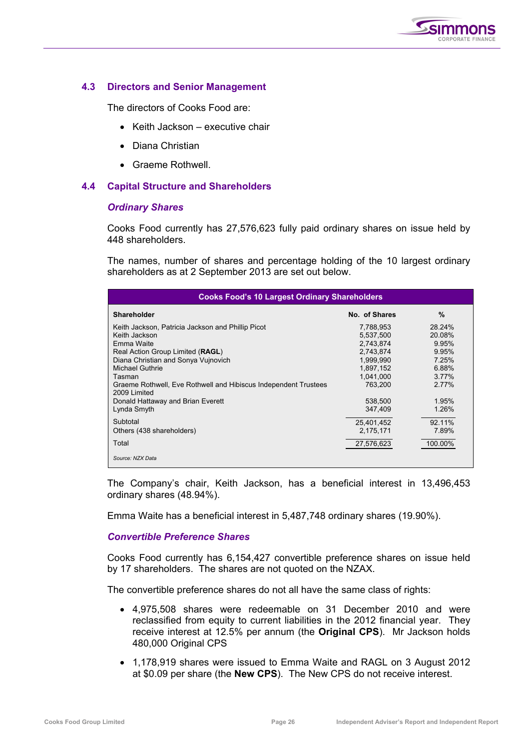### 4.3 Directors and Senior Management

The directors of Cooks Food are:

- Keith Jackson – executive chair
- Diana Christian
- Graeme Rothwell.

### 4.4 Capital Structure and Shareholders

***Ordinary Shares***

Cooks Food currently has 27,576,623 fully paid ordinary shares on issue held by 448 shareholders.

The names, number of shares and percentage holding of the 10 largest ordinary shareholders as at 2 September 2013 are set out below.

| Cooks Food's 10 Largest Ordinary Shareholders | | |
|---|---|---|
| **Shareholder** | **No. of Shares** | **%** |
| Keith Jackson, Patricia Jackson and Phillip Picot | 7,788,953 | 28.24% |
| Keith Jackson | 5,537,500 | 20.08% |
| Emma Waite | 2,743,874 | 9.95% |
| Real Action Group Limited (**RAGL**) | 2,743,874 | 9.95% |
| Diana Christian and Sonya Vujnovich | 1,999,990 | 7.25% |
| Michael Guthrie | 1,897,152 | 6.88% |
| Tasman | 1,041,000 | 3.77% |
| Graeme Rothwell, Eve Rothwell and Hibiscus Independent Trustees 2009 Limited | 763,200 | 2.77% |
| Donald Hattaway and Brian Everett | 538,500 | 1.95% |
| Lynda Smyth | 347,409 | 1.26% |
| Subtotal | 25,401,452 | 92.11% |
| Others (438 shareholders) | 2,175,171 | 7.89% |
| Total | 27,576,623 | 100.00% |

*Source: NZX Data*

The Company's chair, Keith Jackson, has a beneficial interest in 13,496,453 ordinary shares (48.94%).

Emma Waite has a beneficial interest in 5,487,748 ordinary shares (19.90%).

***Convertible Preference Shares***

Cooks Food currently has 6,154,427 convertible preference shares on issue held by 17 shareholders. The shares are not quoted on the NZAX.

The convertible preference shares do not all have the same class of rights:

- 4,975,508 shares were redeemable on 31 December 2010 and were reclassified from equity to current liabilities in the 2012 financial year. They receive interest at 12.5% per annum (the **Original CPS**). Mr Jackson holds 480,000 Original CPS
- 1,178,919 shares were issued to Emma Waite and RAGL on 3 August 2012 at $0.09 per share (the **New CPS**). The New CPS do not receive interest.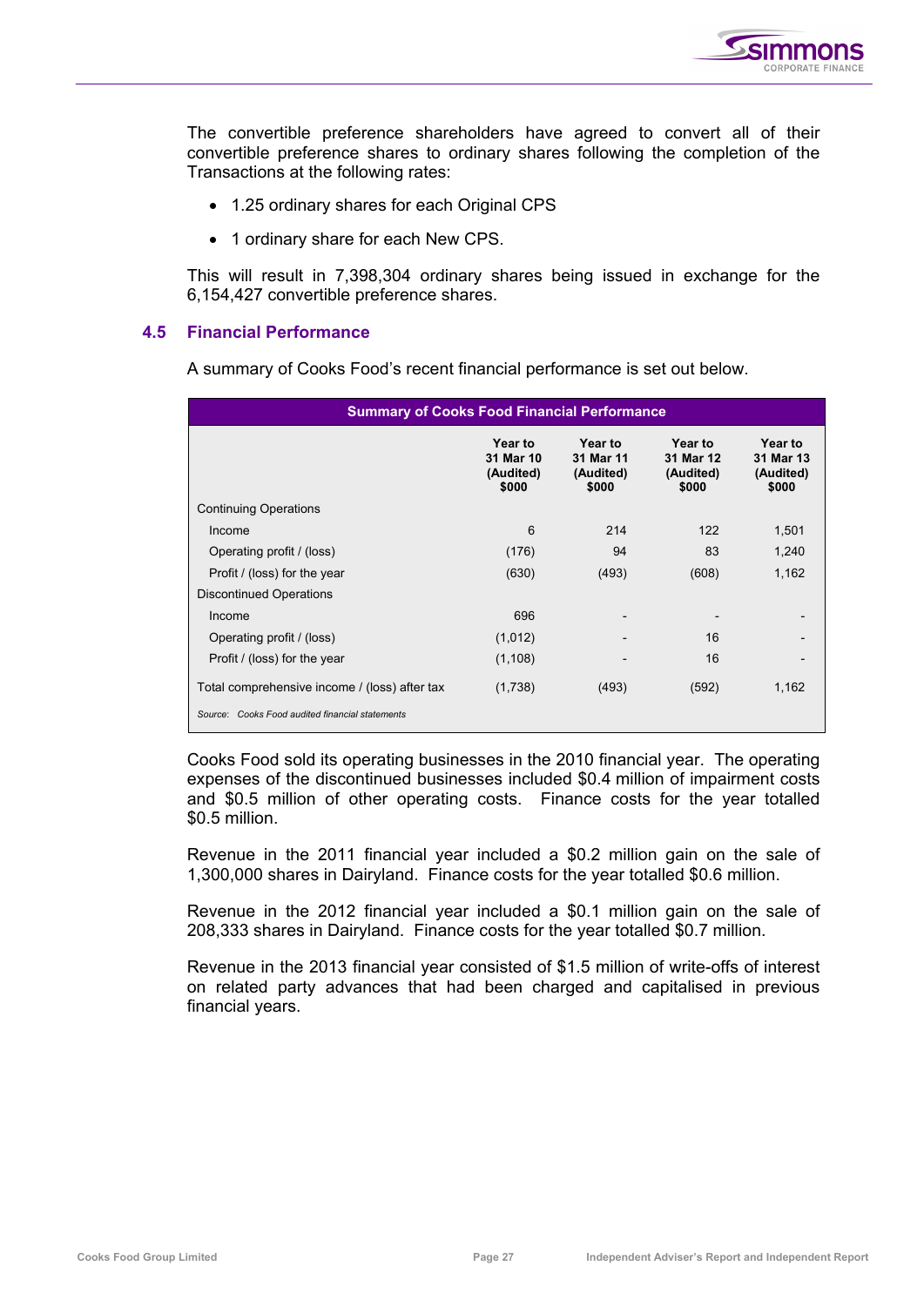The convertible preference shareholders have agreed to convert all of their convertible preference shares to ordinary shares following the completion of the Transactions at the following rates:

- 1.25 ordinary shares for each Original CPS
- 1 ordinary share for each New CPS.

This will result in 7,398,304 ordinary shares being issued in exchange for the 6,154,427 convertible preference shares.

## 4.5 Financial Performance

A summary of Cooks Food's recent financial performance is set out below.

| Summary of Cooks Food Financial Performance | | | | |
|---|---|---|---|---|
| | **Year to 31 Mar 10 (Audited) $000** | **Year to 31 Mar 11 (Audited) $000** | **Year to 31 Mar 12 (Audited) $000** | **Year to 31 Mar 13 (Audited) $000** |
| Continuing Operations | | | | |
| Income | 6 | 214 | 122 | 1,501 |
| Operating profit / (loss) | (176) | 94 | 83 | 1,240 |
| Profit / (loss) for the year | (630) | (493) | (608) | 1,162 |
| Discontinued Operations | | | | |
| Income | 696 | - | - | - |
| Operating profit / (loss) | (1,012) | - | 16 | - |
| Profit / (loss) for the year | (1,108) | - | 16 | - |
| Total comprehensive income / (loss) after tax | (1,738) | (493) | (592) | 1,162 |

*Source: Cooks Food audited financial statements*

Cooks Food sold its operating businesses in the 2010 financial year. The operating expenses of the discontinued businesses included $0.4 million of impairment costs and $0.5 million of other operating costs. Finance costs for the year totalled $0.5 million.

Revenue in the 2011 financial year included a $0.2 million gain on the sale of 1,300,000 shares in Dairyland. Finance costs for the year totalled $0.6 million.

Revenue in the 2012 financial year included a $0.1 million gain on the sale of 208,333 shares in Dairyland. Finance costs for the year totalled $0.7 million.

Revenue in the 2013 financial year consisted of $1.5 million of write-offs of interest on related party advances that had been charged and capitalised in previous financial years.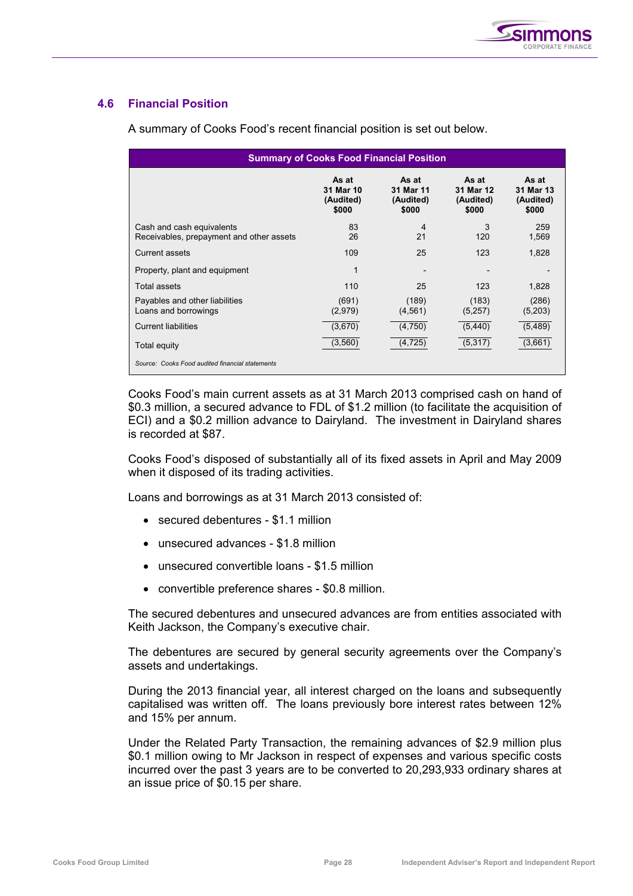## 4.6 Financial Position

A summary of Cooks Food's recent financial position is set out below.

**Summary of Cooks Food Financial Position**

| | As at 31 Mar 10 (Audited) $000 | As at 31 Mar 11 (Audited) $000 | As at 31 Mar 12 (Audited) $000 | As at 31 Mar 13 (Audited) $000 |
|---|---|---|---|---|
| Cash and cash equivalents | 83 | 4 | 3 | 259 |
| Receivables, prepayment and other assets | 26 | 21 | 120 | 1,569 |
| Current assets | 109 | 25 | 123 | 1,828 |
| Property, plant and equipment | 1 | - | - | - |
| Total assets | 110 | 25 | 123 | 1,828 |
| Payables and other liabilities | (691) | (189) | (183) | (286) |
| Loans and borrowings | (2,979) | (4,561) | (5,257) | (5,203) |
| Current liabilities | (3,670) | (4,750) | (5,440) | (5,489) |
| Total equity | (3,560) | (4,725) | (5,317) | (3,661) |

*Source: Cooks Food audited financial statements*

Cooks Food's main current assets as at 31 March 2013 comprised cash on hand of $0.3 million, a secured advance to FDL of $1.2 million (to facilitate the acquisition of ECI) and a $0.2 million advance to Dairyland. The investment in Dairyland shares is recorded at $87.

Cooks Food's disposed of substantially all of its fixed assets in April and May 2009 when it disposed of its trading activities.

Loans and borrowings as at 31 March 2013 consisted of:

- secured debentures - $1.1 million
- unsecured advances - $1.8 million
- unsecured convertible loans - $1.5 million
- convertible preference shares - $0.8 million.

The secured debentures and unsecured advances are from entities associated with Keith Jackson, the Company's executive chair.

The debentures are secured by general security agreements over the Company's assets and undertakings.

During the 2013 financial year, all interest charged on the loans and subsequently capitalised was written off. The loans previously bore interest rates between 12% and 15% per annum.

Under the Related Party Transaction, the remaining advances of $2.9 million plus $0.1 million owing to Mr Jackson in respect of expenses and various specific costs incurred over the past 3 years are to be converted to 20,293,933 ordinary shares at an issue price of $0.15 per share.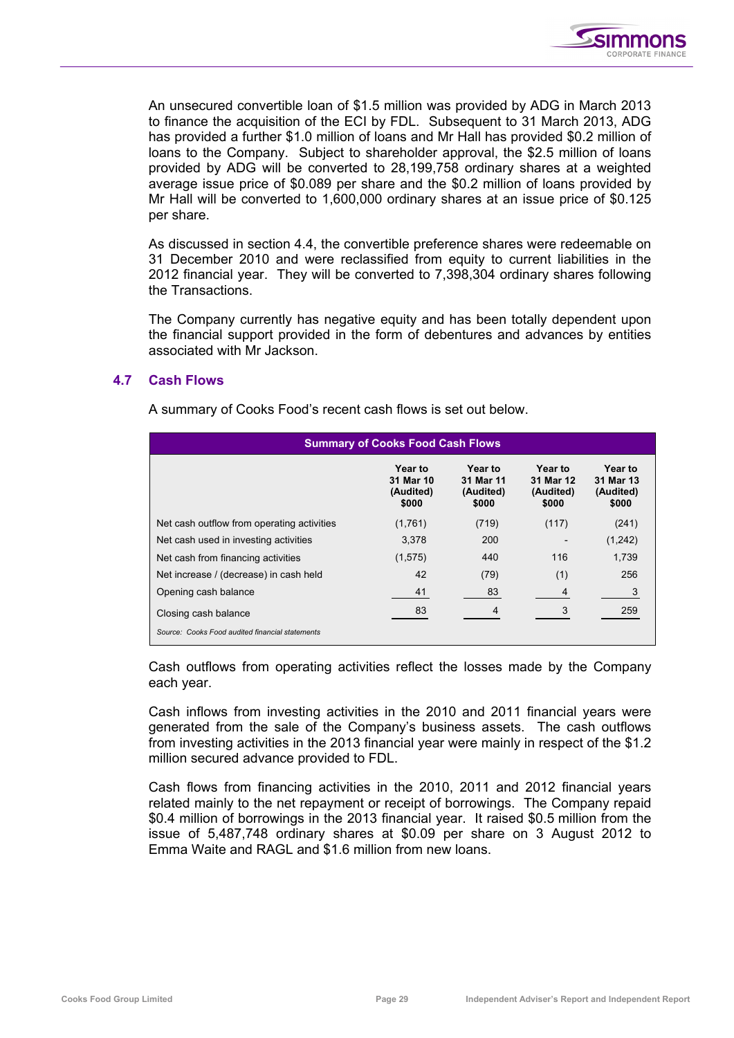An unsecured convertible loan of $1.5 million was provided by ADG in March 2013 to finance the acquisition of the ECI by FDL. Subsequent to 31 March 2013, ADG has provided a further $1.0 million of loans and Mr Hall has provided $0.2 million of loans to the Company. Subject to shareholder approval, the $2.5 million of loans provided by ADG will be converted to 28,199,758 ordinary shares at a weighted average issue price of $0.089 per share and the $0.2 million of loans provided by Mr Hall will be converted to 1,600,000 ordinary shares at an issue price of $0.125 per share.

As discussed in section 4.4, the convertible preference shares were redeemable on 31 December 2010 and were reclassified from equity to current liabilities in the 2012 financial year. They will be converted to 7,398,304 ordinary shares following the Transactions.

The Company currently has negative equity and has been totally dependent upon the financial support provided in the form of debentures and advances by entities associated with Mr Jackson.

## 4.7 Cash Flows

A summary of Cooks Food's recent cash flows is set out below.

| Summary of Cooks Food Cash Flows | | | | |
|---|---|---|---|---|
| | Year to 31 Mar 10 (Audited) $000 | Year to 31 Mar 11 (Audited) $000 | Year to 31 Mar 12 (Audited) $000 | Year to 31 Mar 13 (Audited) $000 |
| Net cash outflow from operating activities | (1,761) | (719) | (117) | (241) |
| Net cash used in investing activities | 3,378 | 200 | - | (1,242) |
| Net cash from financing activities | (1,575) | 440 | 116 | 1,739 |
| Net increase / (decrease) in cash held | 42 | (79) | (1) | 256 |
| Opening cash balance | 41 | 83 | 4 | 3 |
| Closing cash balance | 83 | 4 | 3 | 259 |

*Source: Cooks Food audited financial statements*

Cash outflows from operating activities reflect the losses made by the Company each year.

Cash inflows from investing activities in the 2010 and 2011 financial years were generated from the sale of the Company's business assets. The cash outflows from investing activities in the 2013 financial year were mainly in respect of the $1.2 million secured advance provided to FDL.

Cash flows from financing activities in the 2010, 2011 and 2012 financial years related mainly to the net repayment or receipt of borrowings. The Company repaid $0.4 million of borrowings in the 2013 financial year. It raised $0.5 million from the issue of 5,487,748 ordinary shares at $0.09 per share on 3 August 2012 to Emma Waite and RAGL and $1.6 million from new loans.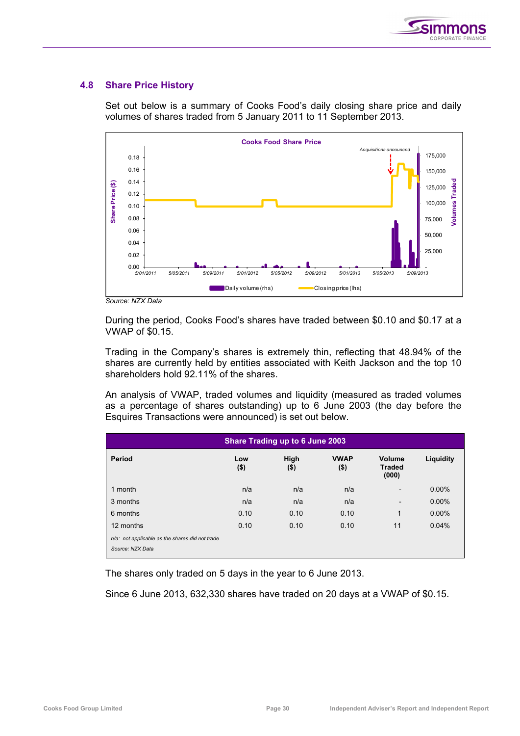## 4.8 Share Price History

Set out below is a summary of Cooks Food's daily closing share price and daily volumes of shares traded from 5 January 2011 to 11 September 2013.

Source: NZX Data

During the period, Cooks Food's shares have traded between \$0.10 and \$0.17 at a VWAP of \$0.15.

Trading in the Company's shares is extremely thin, reflecting that 48.94% of the shares are currently held by entities associated with Keith Jackson and the top 10 shareholders hold 92.11% of the shares.

An analysis of VWAP, traded volumes and liquidity (measured as traded volumes as a percentage of shares outstanding) up to 6 June 2003 (the day before the Esquires Transactions were announced) is set out below.

**Share Trading up to 6 June 2003**

| Period | Low (\$) | High (\$) | VWAP (\$) | Volume Traded (000) | Liquidity |
|---|---|---|---|---|---|
| 1 month | n/a | n/a | n/a | - | 0.00% |
| 3 months | n/a | n/a | n/a | - | 0.00% |
| 6 months | 0.10 | 0.10 | 0.10 | 1 | 0.00% |
| 12 months | 0.10 | 0.10 | 0.10 | 11 | 0.04% |

*n/a: not applicable as the shares did not trade*

*Source: NZX Data*

The shares only traded on 5 days in the year to 6 June 2013.

Since 6 June 2013, 632,330 shares have traded on 20 days at a VWAP of \$0.15.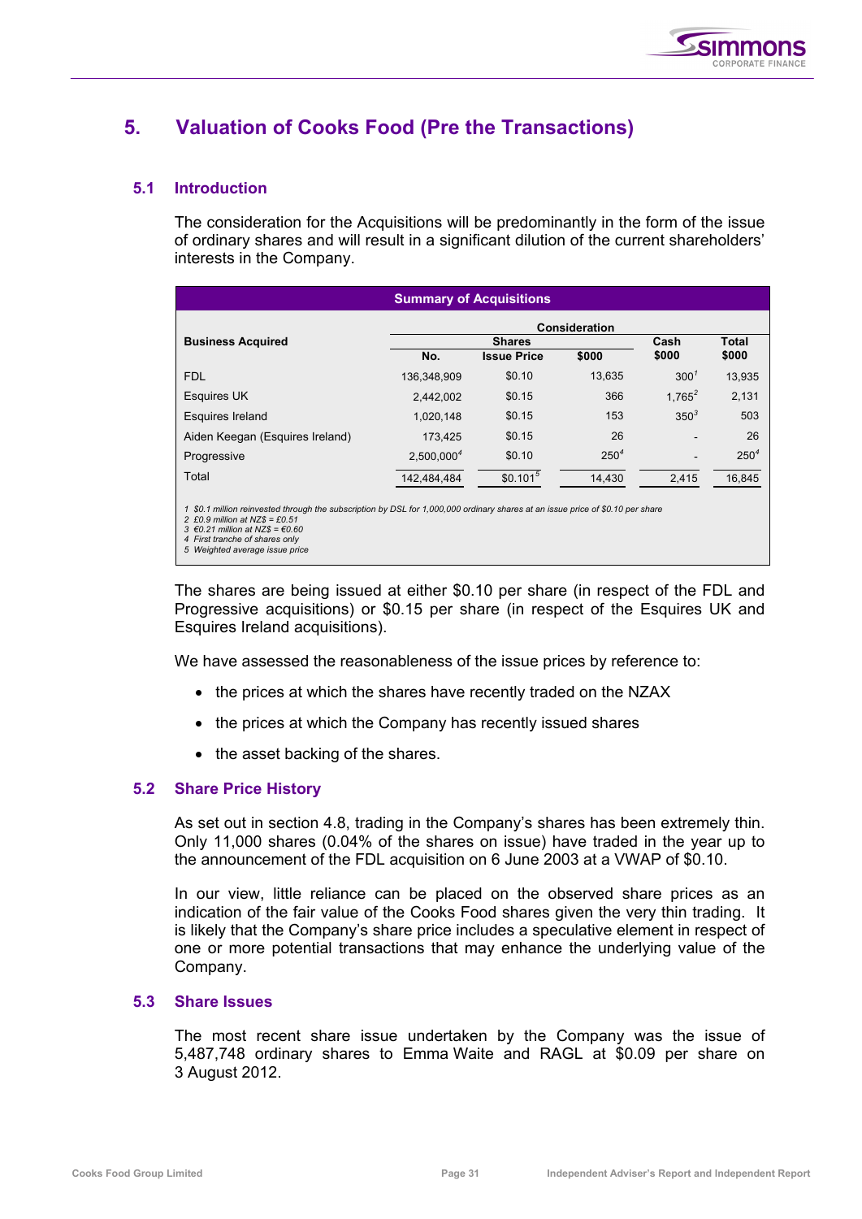# 5. Valuation of Cooks Food (Pre the Transactions)

## 5.1 Introduction

The consideration for the Acquisitions will be predominantly in the form of the issue of ordinary shares and will result in a significant dilution of the current shareholders' interests in the Company.

**Summary of Acquisitions**

| Business Acquired | Consideration | | | | |
|---|---|---|---|---|---|
| | Shares | | | Cash | Total |
| | No. | Issue Price | $000 | $000 | $000 |
| FDL | 136,348,909 | $0.10 | 13,635 | 300[1] | 13,935 |
| Esquires UK | 2,442,002 | $0.15 | 366 | 1,765[2] | 2,131 |
| Esquires Ireland | 1,020,148 | $0.15 | 153 | 350[3] | 503 |
| Aiden Keegan (Esquires Ireland) | 173,425 | $0.15 | 26 | - | 26 |
| Progressive | 2,500,000[4] | $0.10 | 250[4] | - | 250[4] |
| Total | 142,484,484 | $0.101[5] | 14,430 | 2,415 | 16,845 |

1 $0.1 million reinvested through the subscription by DSL for 1,000,000 ordinary shares at an issue price of $0.10 per share
2 £0.9 million at NZ$ = £0.51
3 €0.21 million at NZ$ = €0.60
4 First tranche of shares only
5 Weighted average issue price

The shares are being issued at either $0.10 per share (in respect of the FDL and Progressive acquisitions) or $0.15 per share (in respect of the Esquires UK and Esquires Ireland acquisitions).

We have assessed the reasonableness of the issue prices by reference to:

- the prices at which the shares have recently traded on the NZAX
- the prices at which the Company has recently issued shares
- the asset backing of the shares.

## 5.2 Share Price History

As set out in section 4.8, trading in the Company's shares has been extremely thin. Only 11,000 shares (0.04% of the shares on issue) have traded in the year up to the announcement of the FDL acquisition on 6 June 2003 at a VWAP of $0.10.

In our view, little reliance can be placed on the observed share prices as an indication of the fair value of the Cooks Food shares given the very thin trading. It is likely that the Company's share price includes a speculative element in respect of one or more potential transactions that may enhance the underlying value of the Company.

## 5.3 Share Issues

The most recent share issue undertaken by the Company was the issue of 5,487,748 ordinary shares to Emma Waite and RAGL at $0.09 per share on 3 August 2012.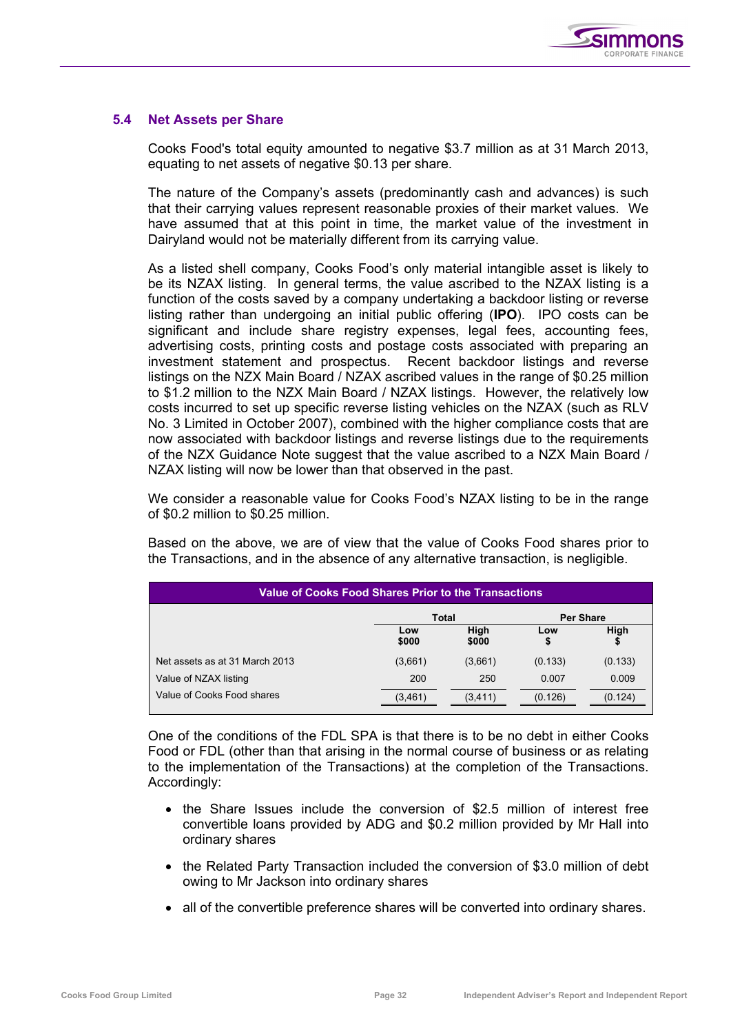### 5.4 Net Assets per Share

Cooks Food's total equity amounted to negative $3.7 million as at 31 March 2013, equating to net assets of negative $0.13 per share.

The nature of the Company's assets (predominantly cash and advances) is such that their carrying values represent reasonable proxies of their market values. We have assumed that at this point in time, the market value of the investment in Dairyland would not be materially different from its carrying value.

As a listed shell company, Cooks Food's only material intangible asset is likely to be its NZAX listing. In general terms, the value ascribed to the NZAX listing is a function of the costs saved by a company undertaking a backdoor listing or reverse listing rather than undergoing an initial public offering (**IPO**). IPO costs can be significant and include share registry expenses, legal fees, accounting fees, advertising costs, printing costs and postage costs associated with preparing an investment statement and prospectus. Recent backdoor listings and reverse listings on the NZX Main Board / NZAX ascribed values in the range of $0.25 million to $1.2 million to the NZX Main Board / NZAX listings. However, the relatively low costs incurred to set up specific reverse listing vehicles on the NZAX (such as RLV No. 3 Limited in October 2007), combined with the higher compliance costs that are now associated with backdoor listings and reverse listings due to the requirements of the NZX Guidance Note suggest that the value ascribed to a NZX Main Board / NZAX listing will now be lower than that observed in the past.

We consider a reasonable value for Cooks Food's NZAX listing to be in the range of $0.2 million to $0.25 million.

Based on the above, we are of view that the value of Cooks Food shares prior to the Transactions, and in the absence of any alternative transaction, is negligible.

**Value of Cooks Food Shares Prior to the Transactions**

| | Total | | Per Share | |
|---|---|---|---|---|
| | Low $000 | High $000 | Low $ | High $ |
| Net assets as at 31 March 2013 | (3,661) | (3,661) | (0.133) | (0.133) |
| Value of NZAX listing | 200 | 250 | 0.007 | 0.009 |
| Value of Cooks Food shares | (3,461) | (3,411) | (0.126) | (0.124) |

One of the conditions of the FDL SPA is that there is to be no debt in either Cooks Food or FDL (other than that arising in the normal course of business or as relating to the implementation of the Transactions) at the completion of the Transactions. Accordingly:

- the Share Issues include the conversion of $2.5 million of interest free convertible loans provided by ADG and $0.2 million provided by Mr Hall into ordinary shares
- the Related Party Transaction included the conversion of $3.0 million of debt owing to Mr Jackson into ordinary shares
- all of the convertible preference shares will be converted into ordinary shares.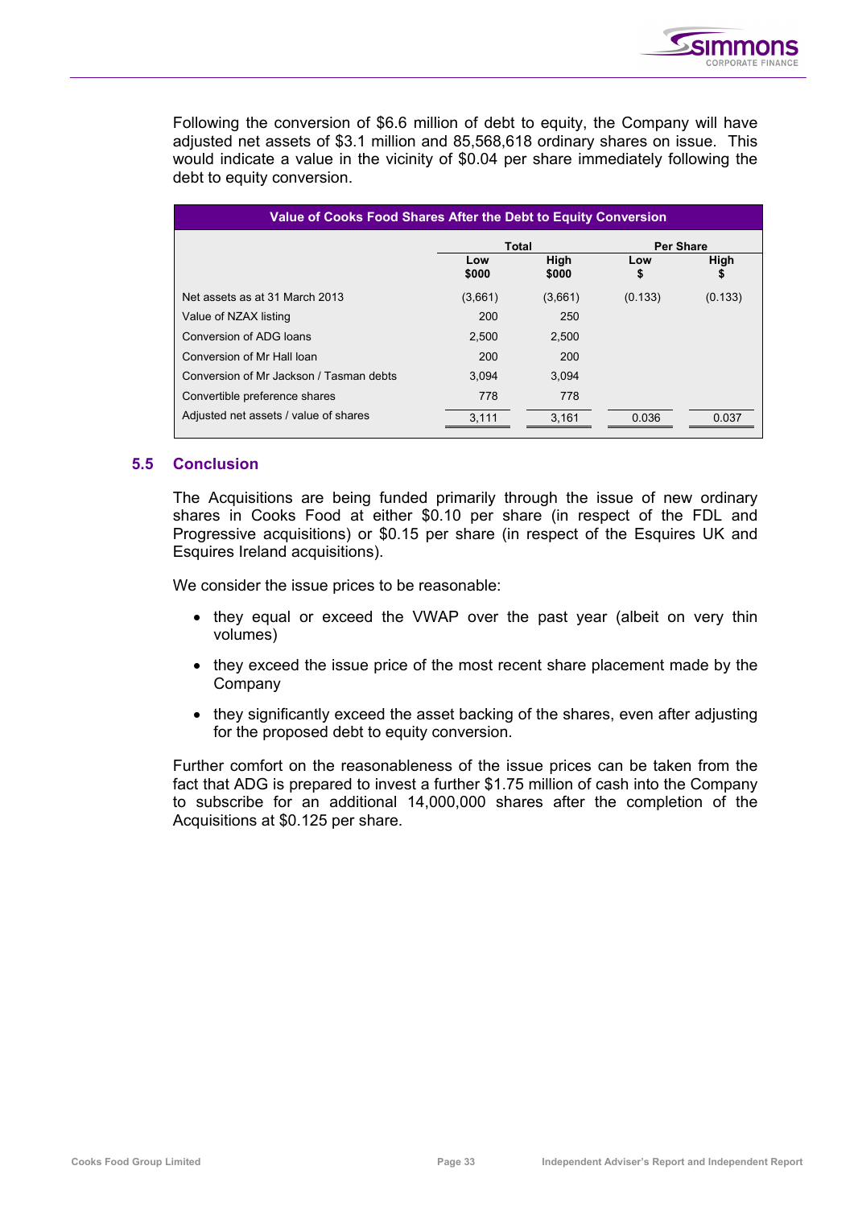Following the conversion of $6.6 million of debt to equity, the Company will have adjusted net assets of $3.1 million and 85,568,618 ordinary shares on issue. This would indicate a value in the vicinity of $0.04 per share immediately following the debt to equity conversion.

| Value of Cooks Food Shares After the Debt to Equity Conversion | | | | |
|---|---|---|---|---|
| | Total | | Per Share | |
| | Low $000 | High $000 | Low $ | High $ |
| Net assets as at 31 March 2013 | (3,661) | (3,661) | (0.133) | (0.133) |
| Value of NZAX listing | 200 | 250 | | |
| Conversion of ADG loans | 2,500 | 2,500 | | |
| Conversion of Mr Hall loan | 200 | 200 | | |
| Conversion of Mr Jackson / Tasman debts | 3,094 | 3,094 | | |
| Convertible preference shares | 778 | 778 | | |
| Adjusted net assets / value of shares | 3,111 | 3,161 | 0.036 | 0.037 |

## 5.5 Conclusion

The Acquisitions are being funded primarily through the issue of new ordinary shares in Cooks Food at either $0.10 per share (in respect of the FDL and Progressive acquisitions) or $0.15 per share (in respect of the Esquires UK and Esquires Ireland acquisitions).

We consider the issue prices to be reasonable:

- they equal or exceed the VWAP over the past year (albeit on very thin volumes)
- they exceed the issue price of the most recent share placement made by the Company
- they significantly exceed the asset backing of the shares, even after adjusting for the proposed debt to equity conversion.

Further comfort on the reasonableness of the issue prices can be taken from the fact that ADG is prepared to invest a further $1.75 million of cash into the Company to subscribe for an additional 14,000,000 shares after the completion of the Acquisitions at $0.125 per share.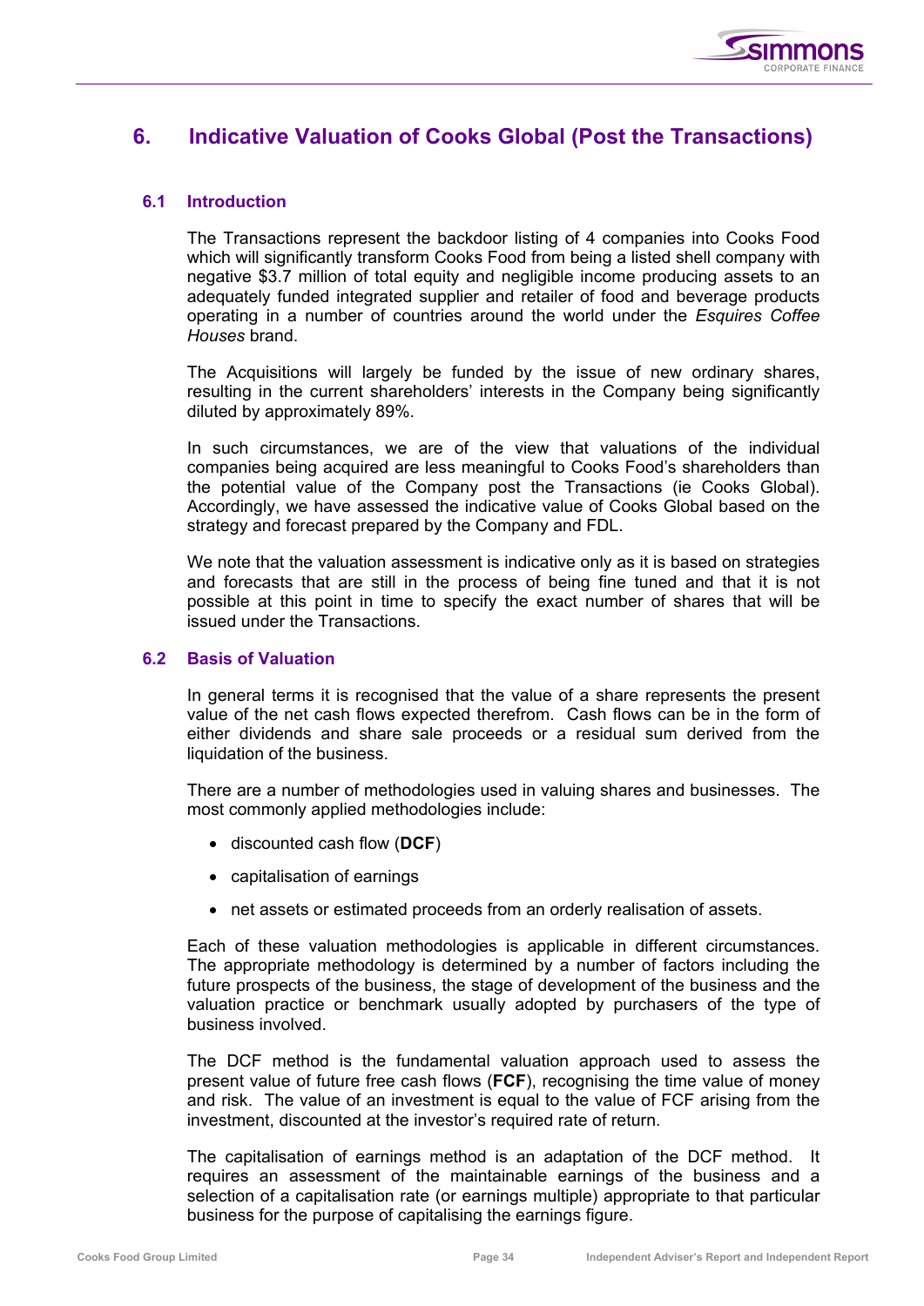## 6. Indicative Valuation of Cooks Global (Post the Transactions)

### 6.1 Introduction

The Transactions represent the backdoor listing of 4 companies into Cooks Food which will significantly transform Cooks Food from being a listed shell company with negative $3.7 million of total equity and negligible income producing assets to an adequately funded integrated supplier and retailer of food and beverage products operating in a number of countries around the world under the *Esquires Coffee Houses* brand.

The Acquisitions will largely be funded by the issue of new ordinary shares, resulting in the current shareholders' interests in the Company being significantly diluted by approximately 89%.

In such circumstances, we are of the view that valuations of the individual companies being acquired are less meaningful to Cooks Food's shareholders than the potential value of the Company post the Transactions (ie Cooks Global). Accordingly, we have assessed the indicative value of Cooks Global based on the strategy and forecast prepared by the Company and FDL.

We note that the valuation assessment is indicative only as it is based on strategies and forecasts that are still in the process of being fine tuned and that it is not possible at this point in time to specify the exact number of shares that will be issued under the Transactions.

### 6.2 Basis of Valuation

In general terms it is recognised that the value of a share represents the present value of the net cash flows expected therefrom. Cash flows can be in the form of either dividends and share sale proceeds or a residual sum derived from the liquidation of the business.

There are a number of methodologies used in valuing shares and businesses. The most commonly applied methodologies include:

- discounted cash flow (**DCF**)
- capitalisation of earnings
- net assets or estimated proceeds from an orderly realisation of assets.

Each of these valuation methodologies is applicable in different circumstances. The appropriate methodology is determined by a number of factors including the future prospects of the business, the stage of development of the business and the valuation practice or benchmark usually adopted by purchasers of the type of business involved.

The DCF method is the fundamental valuation approach used to assess the present value of future free cash flows (**FCF**), recognising the time value of money and risk. The value of an investment is equal to the value of FCF arising from the investment, discounted at the investor's required rate of return.

The capitalisation of earnings method is an adaptation of the DCF method. It requires an assessment of the maintainable earnings of the business and a selection of a capitalisation rate (or earnings multiple) appropriate to that particular business for the purpose of capitalising the earnings figure.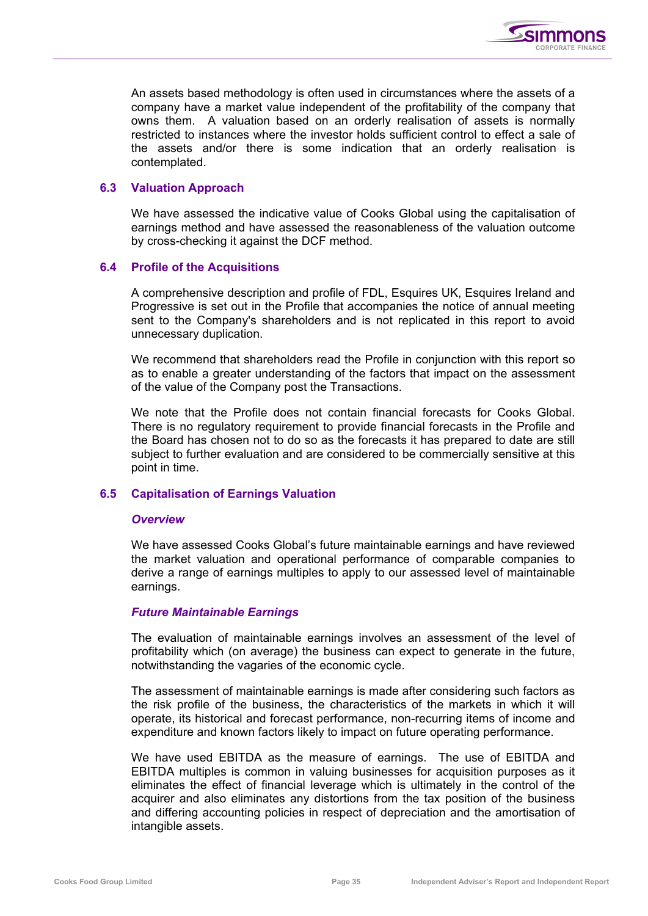An assets based methodology is often used in circumstances where the assets of a company have a market value independent of the profitability of the company that owns them. A valuation based on an orderly realisation of assets is normally restricted to instances where the investor holds sufficient control to effect a sale of the assets and/or there is some indication that an orderly realisation is contemplated.

## 6.3 Valuation Approach

We have assessed the indicative value of Cooks Global using the capitalisation of earnings method and have assessed the reasonableness of the valuation outcome by cross-checking it against the DCF method.

## 6.4 Profile of the Acquisitions

A comprehensive description and profile of FDL, Esquires UK, Esquires Ireland and Progressive is set out in the Profile that accompanies the notice of annual meeting sent to the Company's shareholders and is not replicated in this report to avoid unnecessary duplication.

We recommend that shareholders read the Profile in conjunction with this report so as to enable a greater understanding of the factors that impact on the assessment of the value of the Company post the Transactions.

We note that the Profile does not contain financial forecasts for Cooks Global. There is no regulatory requirement to provide financial forecasts in the Profile and the Board has chosen not to do so as the forecasts it has prepared to date are still subject to further evaluation and are considered to be commercially sensitive at this point in time.

## 6.5 Capitalisation of Earnings Valuation

### *Overview*

We have assessed Cooks Global's future maintainable earnings and have reviewed the market valuation and operational performance of comparable companies to derive a range of earnings multiples to apply to our assessed level of maintainable earnings.

### *Future Maintainable Earnings*

The evaluation of maintainable earnings involves an assessment of the level of profitability which (on average) the business can expect to generate in the future, notwithstanding the vagaries of the economic cycle.

The assessment of maintainable earnings is made after considering such factors as the risk profile of the business, the characteristics of the markets in which it will operate, its historical and forecast performance, non-recurring items of income and expenditure and known factors likely to impact on future operating performance.

We have used EBITDA as the measure of earnings. The use of EBITDA and EBITDA multiples is common in valuing businesses for acquisition purposes as it eliminates the effect of financial leverage which is ultimately in the control of the acquirer and also eliminates any distortions from the tax position of the business and differing accounting policies in respect of depreciation and the amortisation of intangible assets.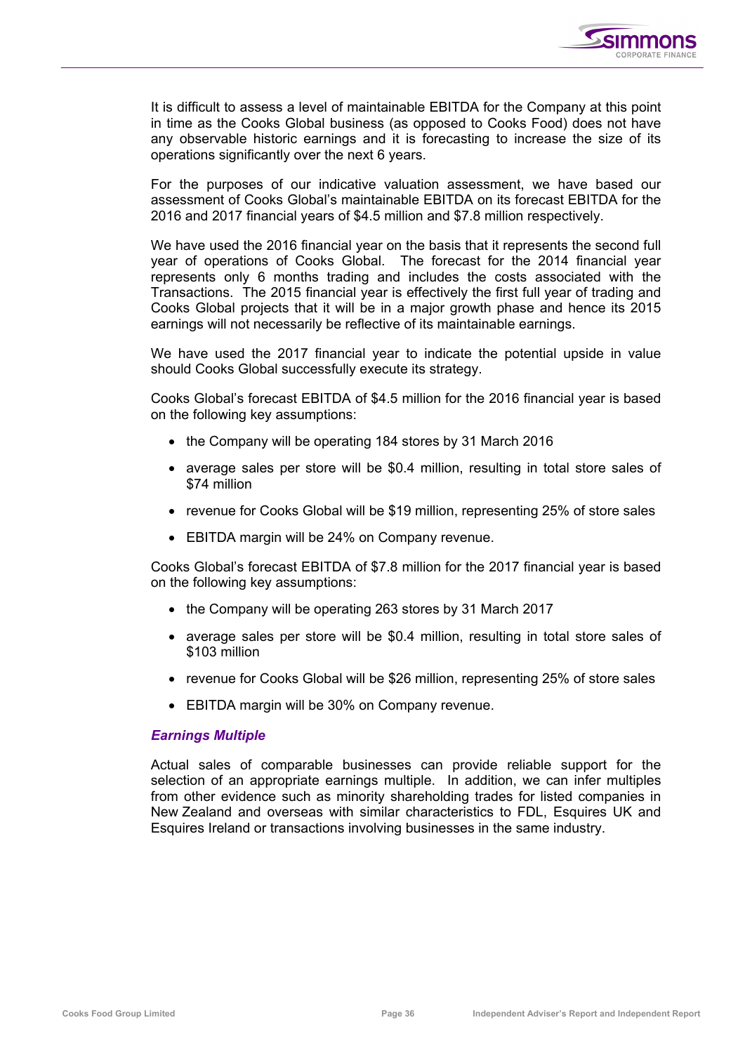It is difficult to assess a level of maintainable EBITDA for the Company at this point in time as the Cooks Global business (as opposed to Cooks Food) does not have any observable historic earnings and it is forecasting to increase the size of its operations significantly over the next 6 years.

For the purposes of our indicative valuation assessment, we have based our assessment of Cooks Global's maintainable EBITDA on its forecast EBITDA for the 2016 and 2017 financial years of $4.5 million and $7.8 million respectively.

We have used the 2016 financial year on the basis that it represents the second full year of operations of Cooks Global. The forecast for the 2014 financial year represents only 6 months trading and includes the costs associated with the Transactions. The 2015 financial year is effectively the first full year of trading and Cooks Global projects that it will be in a major growth phase and hence its 2015 earnings will not necessarily be reflective of its maintainable earnings.

We have used the 2017 financial year to indicate the potential upside in value should Cooks Global successfully execute its strategy.

Cooks Global's forecast EBITDA of $4.5 million for the 2016 financial year is based on the following key assumptions:

- the Company will be operating 184 stores by 31 March 2016
- average sales per store will be $0.4 million, resulting in total store sales of $74 million
- revenue for Cooks Global will be $19 million, representing 25% of store sales
- EBITDA margin will be 24% on Company revenue.

Cooks Global's forecast EBITDA of $7.8 million for the 2017 financial year is based on the following key assumptions:

- the Company will be operating 263 stores by 31 March 2017
- average sales per store will be $0.4 million, resulting in total store sales of $103 million
- revenue for Cooks Global will be $26 million, representing 25% of store sales
- EBITDA margin will be 30% on Company revenue.

### *Earnings Multiple*

Actual sales of comparable businesses can provide reliable support for the selection of an appropriate earnings multiple. In addition, we can infer multiples from other evidence such as minority shareholding trades for listed companies in New Zealand and overseas with similar characteristics to FDL, Esquires UK and Esquires Ireland or transactions involving businesses in the same industry.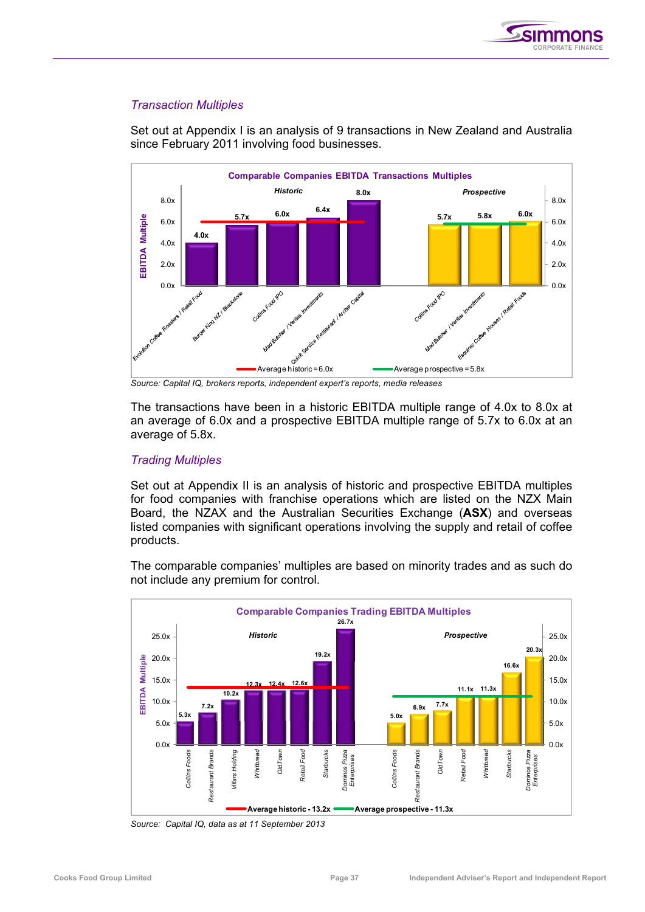### *Transaction Multiples*

Set out at Appendix I is an analysis of 9 transactions in New Zealand and Australia since February 2011 involving food businesses.

**Comparable Companies EBITDA Transactions Multiples**

| | Transaction | EBITDA Multiple |
|---|---|---|
| Historic | Evolution Coffee Roasters / Retail Food | 4.0x |
| | Burger King NZ / Blackstone | 5.7x |
| | Collins Food IPO | 6.0x |
| | Mad Butcher / Veritas Investments | 6.4x |
| | Quick Service Restaurant / Archer Capital | 8.0x |
| Prospective | Collins Food IPO | 5.7x |
| | Mad Butcher / Veritas Investments | 5.8x |
| | Esquires Coffee Houses / Retail Foods | 6.0x |

Average historic = 6.0x; Average prospective = 5.8x

*Source: Capital IQ, brokers reports, independent expert's reports, media releases*

The transactions have been in a historic EBITDA multiple range of 4.0x to 8.0x at an average of 6.0x and a prospective EBITDA multiple range of 5.7x to 6.0x at an average of 5.8x.

### *Trading Multiples*

Set out at Appendix II is an analysis of historic and prospective EBITDA multiples for food companies with franchise operations which are listed on the NZX Main Board, the NZAX and the Australian Securities Exchange (**ASX**) and overseas listed companies with significant operations involving the supply and retail of coffee products.

The comparable companies' multiples are based on minority trades and as such do not include any premium for control.

**Comparable Companies Trading EBITDA Multiples**

| Company | Historic | Prospective |
|---|---|---|
| Collins Foods | 5.3x | 5.0x |
| Restaurant Brands | 7.2x | 6.9x |
| Villars Holding | 10.2x | |
| Whitbread | 12.3x | 11.3x |
| OldTown | 12.4x | 7.7x |
| Retail Food | 12.6x | 11.1x |
| Starbucks | 19.2x | 16.6x |
| Dominos Pizza Enterprises | 26.7x | 20.3x |

Average historic - 13.2x; Average prospective - 11.3x

*Source: Capital IQ, data as at 11 September 2013*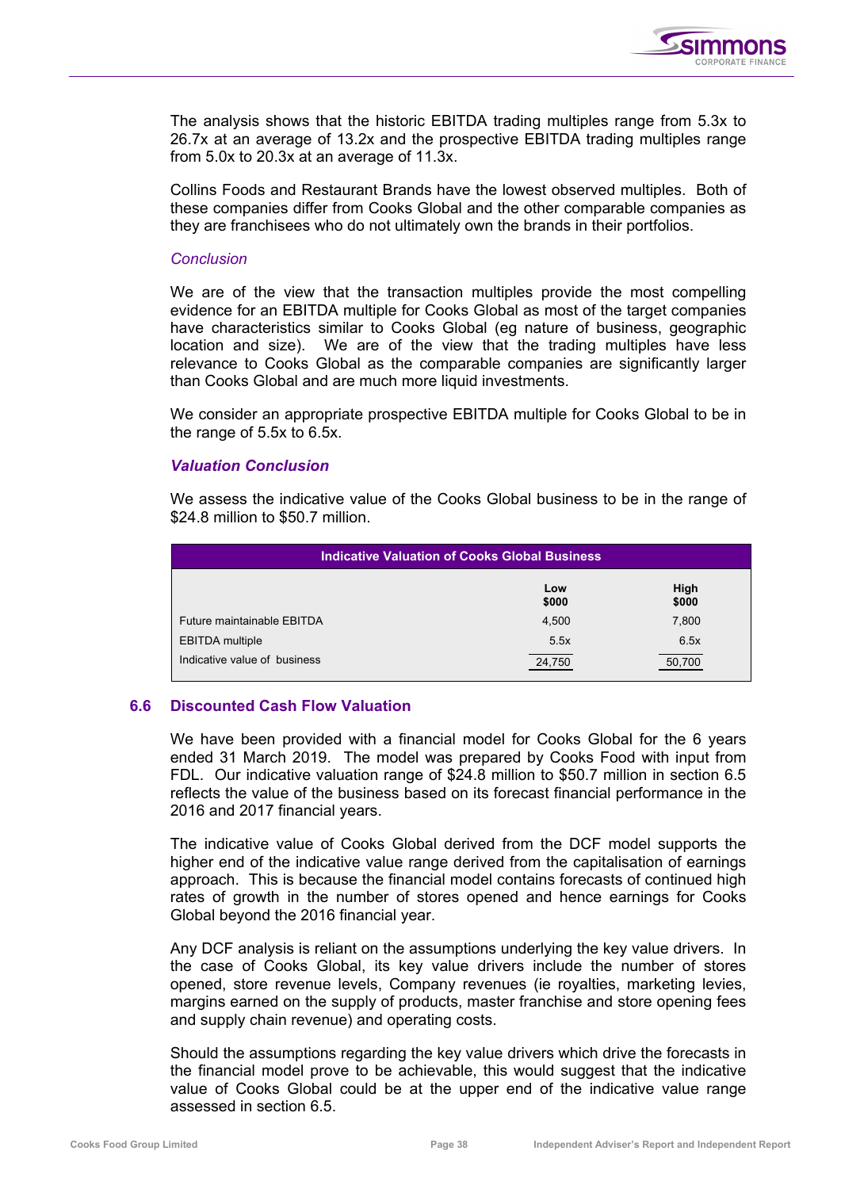The analysis shows that the historic EBITDA trading multiples range from 5.3x to 26.7x at an average of 13.2x and the prospective EBITDA trading multiples range from 5.0x to 20.3x at an average of 11.3x.

Collins Foods and Restaurant Brands have the lowest observed multiples. Both of these companies differ from Cooks Global and the other comparable companies as they are franchisees who do not ultimately own the brands in their portfolios.

*Conclusion*

We are of the view that the transaction multiples provide the most compelling evidence for an EBITDA multiple for Cooks Global as most of the target companies have characteristics similar to Cooks Global (eg nature of business, geographic location and size). We are of the view that the trading multiples have less relevance to Cooks Global as the comparable companies are significantly larger than Cooks Global and are much more liquid investments.

We consider an appropriate prospective EBITDA multiple for Cooks Global to be in the range of 5.5x to 6.5x.

***Valuation Conclusion***

We assess the indicative value of the Cooks Global business to be in the range of $24.8 million to $50.7 million.

| Indicative Valuation of Cooks Global Business | | |
|---|---|---|
| | Low $000 | High $000 |
| Future maintainable EBITDA | 4,500 | 7,800 |
| EBITDA multiple | 5.5x | 6.5x |
| Indicative value of business | 24,750 | 50,700 |

## 6.6 Discounted Cash Flow Valuation

We have been provided with a financial model for Cooks Global for the 6 years ended 31 March 2019. The model was prepared by Cooks Food with input from FDL. Our indicative valuation range of $24.8 million to $50.7 million in section 6.5 reflects the value of the business based on its forecast financial performance in the 2016 and 2017 financial years.

The indicative value of Cooks Global derived from the DCF model supports the higher end of the indicative value range derived from the capitalisation of earnings approach. This is because the financial model contains forecasts of continued high rates of growth in the number of stores opened and hence earnings for Cooks Global beyond the 2016 financial year.

Any DCF analysis is reliant on the assumptions underlying the key value drivers. In the case of Cooks Global, its key value drivers include the number of stores opened, store revenue levels, Company revenues (ie royalties, marketing levies, margins earned on the supply of products, master franchise and store opening fees and supply chain revenue) and operating costs.

Should the assumptions regarding the key value drivers which drive the forecasts in the financial model prove to be achievable, this would suggest that the indicative value of Cooks Global could be at the upper end of the indicative value range assessed in section 6.5.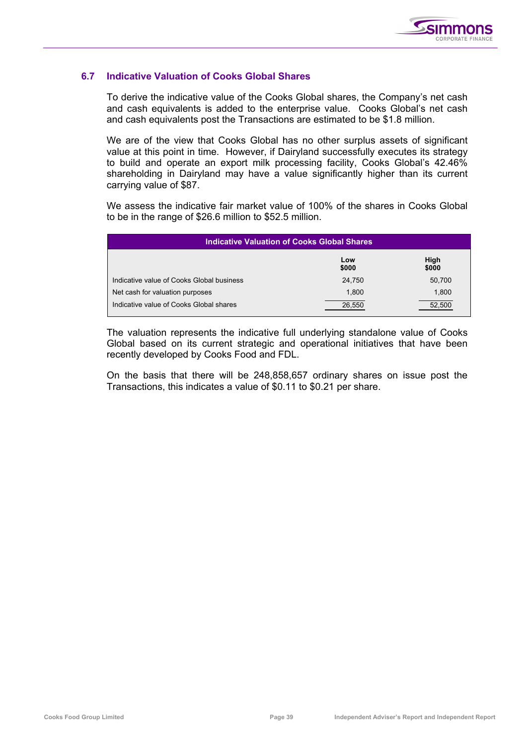## 6.7 Indicative Valuation of Cooks Global Shares

To derive the indicative value of the Cooks Global shares, the Company's net cash and cash equivalents is added to the enterprise value. Cooks Global's net cash and cash equivalents post the Transactions are estimated to be $1.8 million.

We are of the view that Cooks Global has no other surplus assets of significant value at this point in time. However, if Dairyland successfully executes its strategy to build and operate an export milk processing facility, Cooks Global's 42.46% shareholding in Dairyland may have a value significantly higher than its current carrying value of $87.

We assess the indicative fair market value of 100% of the shares in Cooks Global to be in the range of $26.6 million to $52.5 million.

| Indicative Valuation of Cooks Global Shares | | |
|---|---|---|
| | **Low $000** | **High $000** |
| Indicative value of Cooks Global business | 24,750 | 50,700 |
| Net cash for valuation purposes | 1,800 | 1,800 |
| Indicative value of Cooks Global shares | 26,550 | 52,500 |

The valuation represents the indicative full underlying standalone value of Cooks Global based on its current strategic and operational initiatives that have been recently developed by Cooks Food and FDL.

On the basis that there will be 248,858,657 ordinary shares on issue post the Transactions, this indicates a value of $0.11 to $0.21 per share.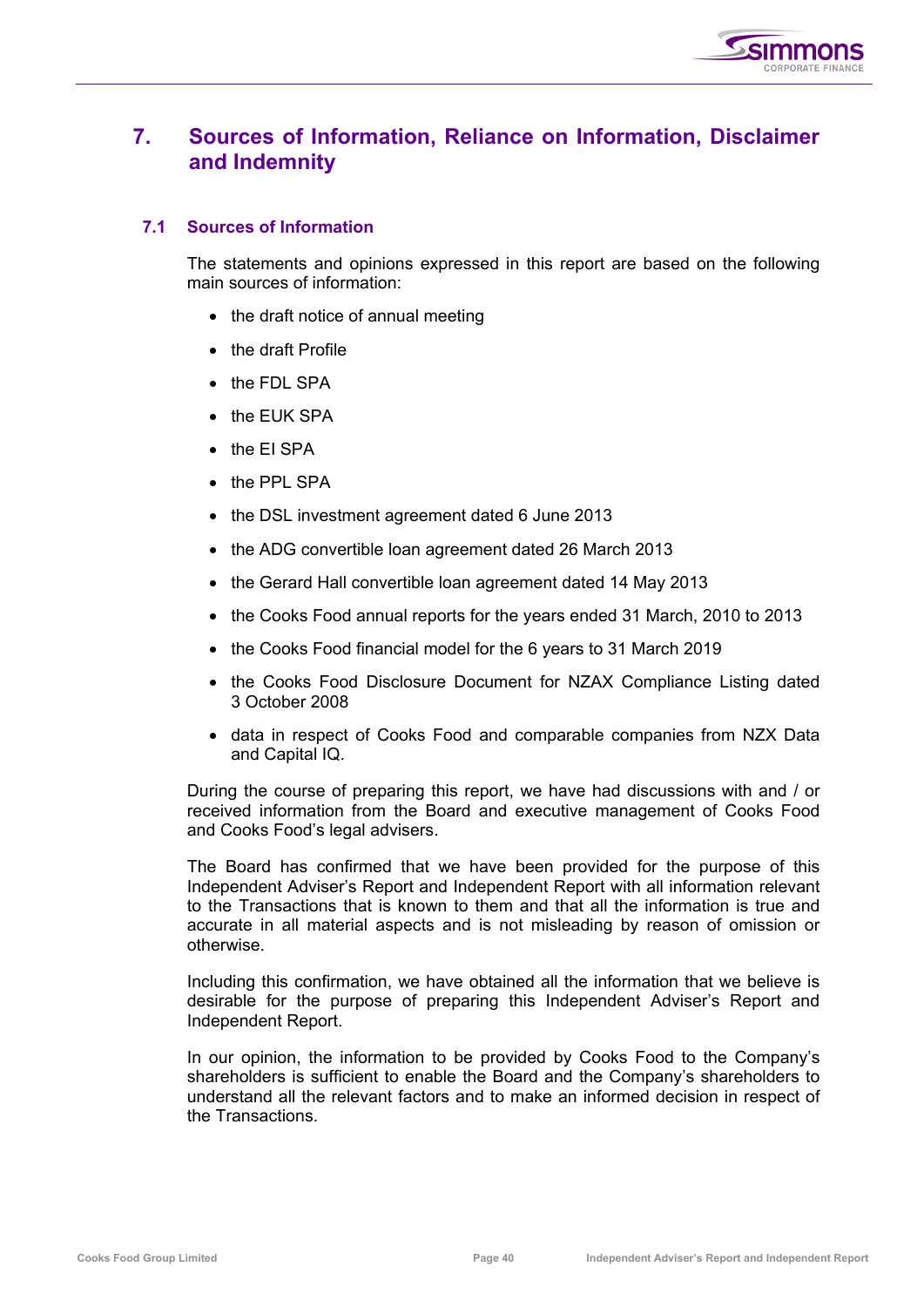# 7. Sources of Information, Reliance on Information, Disclaimer and Indemnity

## 7.1 Sources of Information

The statements and opinions expressed in this report are based on the following main sources of information:

- the draft notice of annual meeting
- the draft Profile
- the FDL SPA
- the EUK SPA
- the EI SPA
- the PPL SPA
- the DSL investment agreement dated 6 June 2013
- the ADG convertible loan agreement dated 26 March 2013
- the Gerard Hall convertible loan agreement dated 14 May 2013
- the Cooks Food annual reports for the years ended 31 March, 2010 to 2013
- the Cooks Food financial model for the 6 years to 31 March 2019
- the Cooks Food Disclosure Document for NZAX Compliance Listing dated 3 October 2008
- data in respect of Cooks Food and comparable companies from NZX Data and Capital IQ.

During the course of preparing this report, we have had discussions with and / or received information from the Board and executive management of Cooks Food and Cooks Food's legal advisers.

The Board has confirmed that we have been provided for the purpose of this Independent Adviser's Report and Independent Report with all information relevant to the Transactions that is known to them and that all the information is true and accurate in all material aspects and is not misleading by reason of omission or otherwise.

Including this confirmation, we have obtained all the information that we believe is desirable for the purpose of preparing this Independent Adviser's Report and Independent Report.

In our opinion, the information to be provided by Cooks Food to the Company's shareholders is sufficient to enable the Board and the Company's shareholders to understand all the relevant factors and to make an informed decision in respect of the Transactions.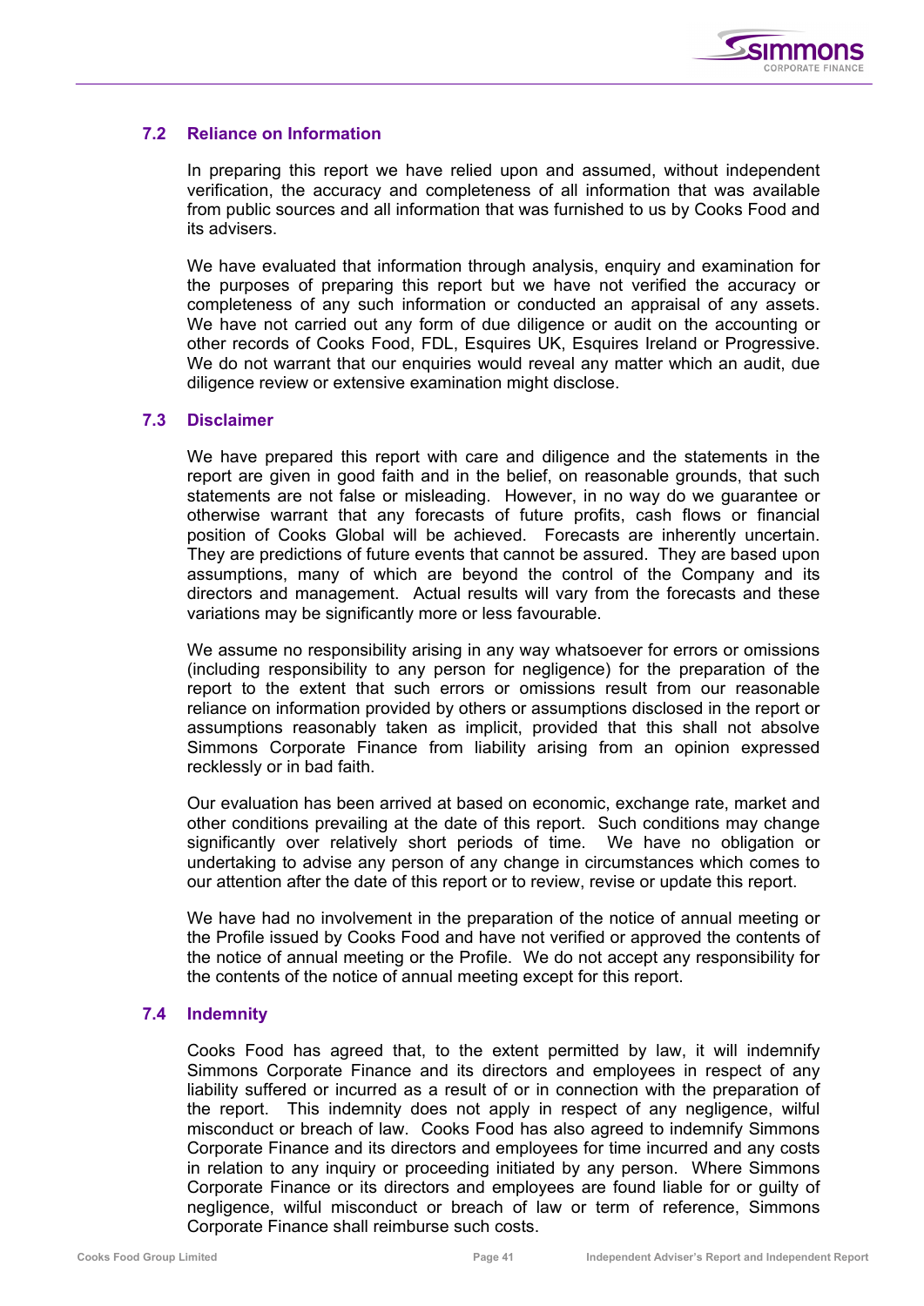### 7.2 Reliance on Information

In preparing this report we have relied upon and assumed, without independent verification, the accuracy and completeness of all information that was available from public sources and all information that was furnished to us by Cooks Food and its advisers.

We have evaluated that information through analysis, enquiry and examination for the purposes of preparing this report but we have not verified the accuracy or completeness of any such information or conducted an appraisal of any assets. We have not carried out any form of due diligence or audit on the accounting or other records of Cooks Food, FDL, Esquires UK, Esquires Ireland or Progressive. We do not warrant that our enquiries would reveal any matter which an audit, due diligence review or extensive examination might disclose.

### 7.3 Disclaimer

We have prepared this report with care and diligence and the statements in the report are given in good faith and in the belief, on reasonable grounds, that such statements are not false or misleading. However, in no way do we guarantee or otherwise warrant that any forecasts of future profits, cash flows or financial position of Cooks Global will be achieved. Forecasts are inherently uncertain. They are predictions of future events that cannot be assured. They are based upon assumptions, many of which are beyond the control of the Company and its directors and management. Actual results will vary from the forecasts and these variations may be significantly more or less favourable.

We assume no responsibility arising in any way whatsoever for errors or omissions (including responsibility to any person for negligence) for the preparation of the report to the extent that such errors or omissions result from our reasonable reliance on information provided by others or assumptions disclosed in the report or assumptions reasonably taken as implicit, provided that this shall not absolve Simmons Corporate Finance from liability arising from an opinion expressed recklessly or in bad faith.

Our evaluation has been arrived at based on economic, exchange rate, market and other conditions prevailing at the date of this report. Such conditions may change significantly over relatively short periods of time. We have no obligation or undertaking to advise any person of any change in circumstances which comes to our attention after the date of this report or to review, revise or update this report.

We have had no involvement in the preparation of the notice of annual meeting or the Profile issued by Cooks Food and have not verified or approved the contents of the notice of annual meeting or the Profile. We do not accept any responsibility for the contents of the notice of annual meeting except for this report.

### 7.4 Indemnity

Cooks Food has agreed that, to the extent permitted by law, it will indemnify Simmons Corporate Finance and its directors and employees in respect of any liability suffered or incurred as a result of or in connection with the preparation of the report. This indemnity does not apply in respect of any negligence, wilful misconduct or breach of law. Cooks Food has also agreed to indemnify Simmons Corporate Finance and its directors and employees for time incurred and any costs in relation to any inquiry or proceeding initiated by any person. Where Simmons Corporate Finance or its directors and employees are found liable for or guilty of negligence, wilful misconduct or breach of law or term of reference, Simmons Corporate Finance shall reimburse such costs.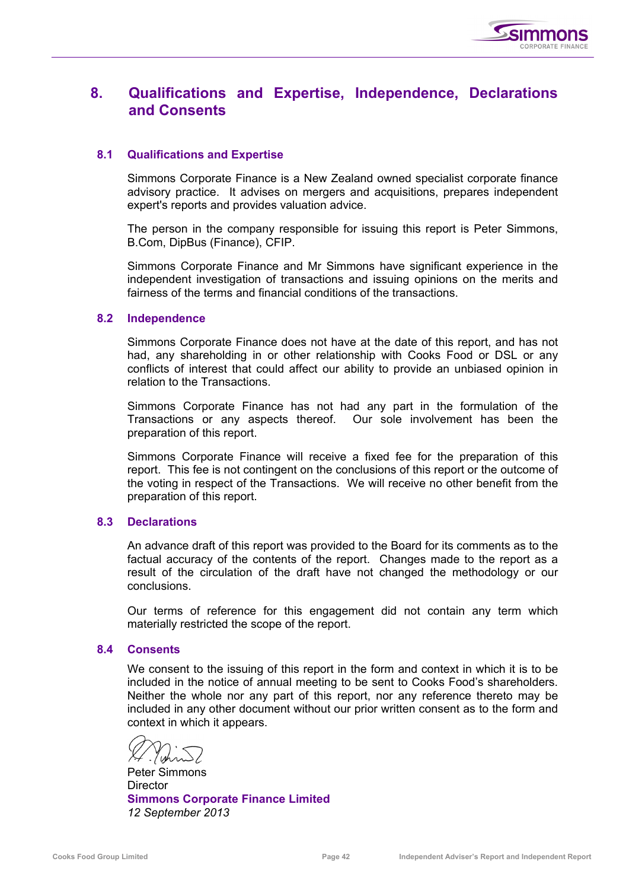# 8. Qualifications and Expertise, Independence, Declarations and Consents

## 8.1 Qualifications and Expertise

Simmons Corporate Finance is a New Zealand owned specialist corporate finance advisory practice. It advises on mergers and acquisitions, prepares independent expert's reports and provides valuation advice.

The person in the company responsible for issuing this report is Peter Simmons, B.Com, DipBus (Finance), CFIP.

Simmons Corporate Finance and Mr Simmons have significant experience in the independent investigation of transactions and issuing opinions on the merits and fairness of the terms and financial conditions of the transactions.

## 8.2 Independence

Simmons Corporate Finance does not have at the date of this report, and has not had, any shareholding in or other relationship with Cooks Food or DSL or any conflicts of interest that could affect our ability to provide an unbiased opinion in relation to the Transactions.

Simmons Corporate Finance has not had any part in the formulation of the Transactions or any aspects thereof. Our sole involvement has been the preparation of this report.

Simmons Corporate Finance will receive a fixed fee for the preparation of this report. This fee is not contingent on the conclusions of this report or the outcome of the voting in respect of the Transactions. We will receive no other benefit from the preparation of this report.

## 8.3 Declarations

An advance draft of this report was provided to the Board for its comments as to the factual accuracy of the contents of the report. Changes made to the report as a result of the circulation of the draft have not changed the methodology or our conclusions.

Our terms of reference for this engagement did not contain any term which materially restricted the scope of the report.

## 8.4 Consents

We consent to the issuing of this report in the form and context in which it is to be included in the notice of annual meeting to be sent to Cooks Food's shareholders. Neither the whole nor any part of this report, nor any reference thereto may be included in any other document without our prior written consent as to the form and context in which it appears.

Peter Simmons
Director
**Simmons Corporate Finance Limited**
*12 September 2013*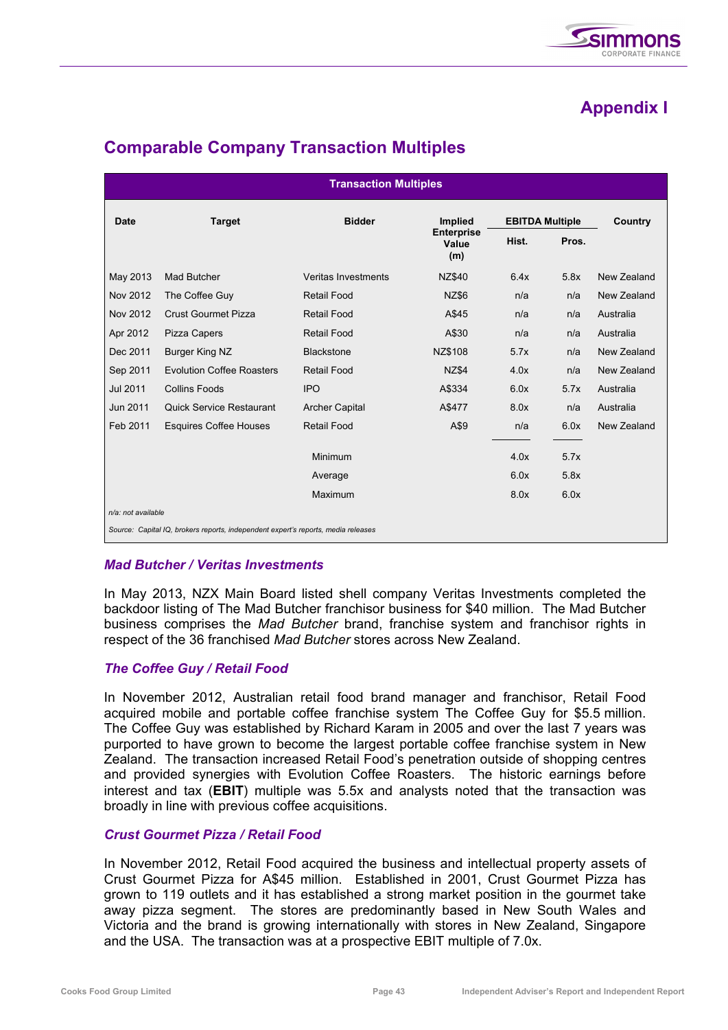# Appendix I

## Comparable Company Transaction Multiples

| Transaction Multiples | | | | | | |
|---|---|---|---|---|---|---|
| Date | Target | Bidder | Implied Enterprise Value (m) | EBITDA Multiple | | Country |
| | | | | Hist. | Pros. | |
| May 2013 | Mad Butcher | Veritas Investments | NZ$40 | 6.4x | 5.8x | New Zealand |
| Nov 2012 | The Coffee Guy | Retail Food | NZ$6 | n/a | n/a | New Zealand |
| Nov 2012 | Crust Gourmet Pizza | Retail Food | A$45 | n/a | n/a | Australia |
| Apr 2012 | Pizza Capers | Retail Food | A$30 | n/a | n/a | Australia |
| Dec 2011 | Burger King NZ | Blackstone | NZ$108 | 5.7x | n/a | New Zealand |
| Sep 2011 | Evolution Coffee Roasters | Retail Food | NZ$4 | 4.0x | n/a | New Zealand |
| Jul 2011 | Collins Foods | IPO | A$334 | 6.0x | 5.7x | Australia |
| Jun 2011 | Quick Service Restaurant | Archer Capital | A$477 | 8.0x | n/a | Australia |
| Feb 2011 | Esquires Coffee Houses | Retail Food | A$9 | n/a | 6.0x | New Zealand |
| | | Minimum | | 4.0x | 5.7x | |
| | | Average | | 6.0x | 5.8x | |
| | | Maximum | | 8.0x | 6.0x | |

*n/a: not available*

*Source: Capital IQ, brokers reports, independent expert's reports, media releases*

### *Mad Butcher / Veritas Investments*

In May 2013, NZX Main Board listed shell company Veritas Investments completed the backdoor listing of The Mad Butcher franchisor business for $40 million. The Mad Butcher business comprises the *Mad Butcher* brand, franchise system and franchisor rights in respect of the 36 franchised *Mad Butcher* stores across New Zealand.

### *The Coffee Guy / Retail Food*

In November 2012, Australian retail food brand manager and franchisor, Retail Food acquired mobile and portable coffee franchise system The Coffee Guy for $5.5 million. The Coffee Guy was established by Richard Karam in 2005 and over the last 7 years was purported to have grown to become the largest portable coffee franchise system in New Zealand. The transaction increased Retail Food's penetration outside of shopping centres and provided synergies with Evolution Coffee Roasters. The historic earnings before interest and tax (**EBIT**) multiple was 5.5x and analysts noted that the transaction was broadly in line with previous coffee acquisitions.

### *Crust Gourmet Pizza / Retail Food*

In November 2012, Retail Food acquired the business and intellectual property assets of Crust Gourmet Pizza for A$45 million. Established in 2001, Crust Gourmet Pizza has grown to 119 outlets and it has established a strong market position in the gourmet take away pizza segment. The stores are predominantly based in New South Wales and Victoria and the brand is growing internationally with stores in New Zealand, Singapore and the USA. The transaction was at a prospective EBIT multiple of 7.0x.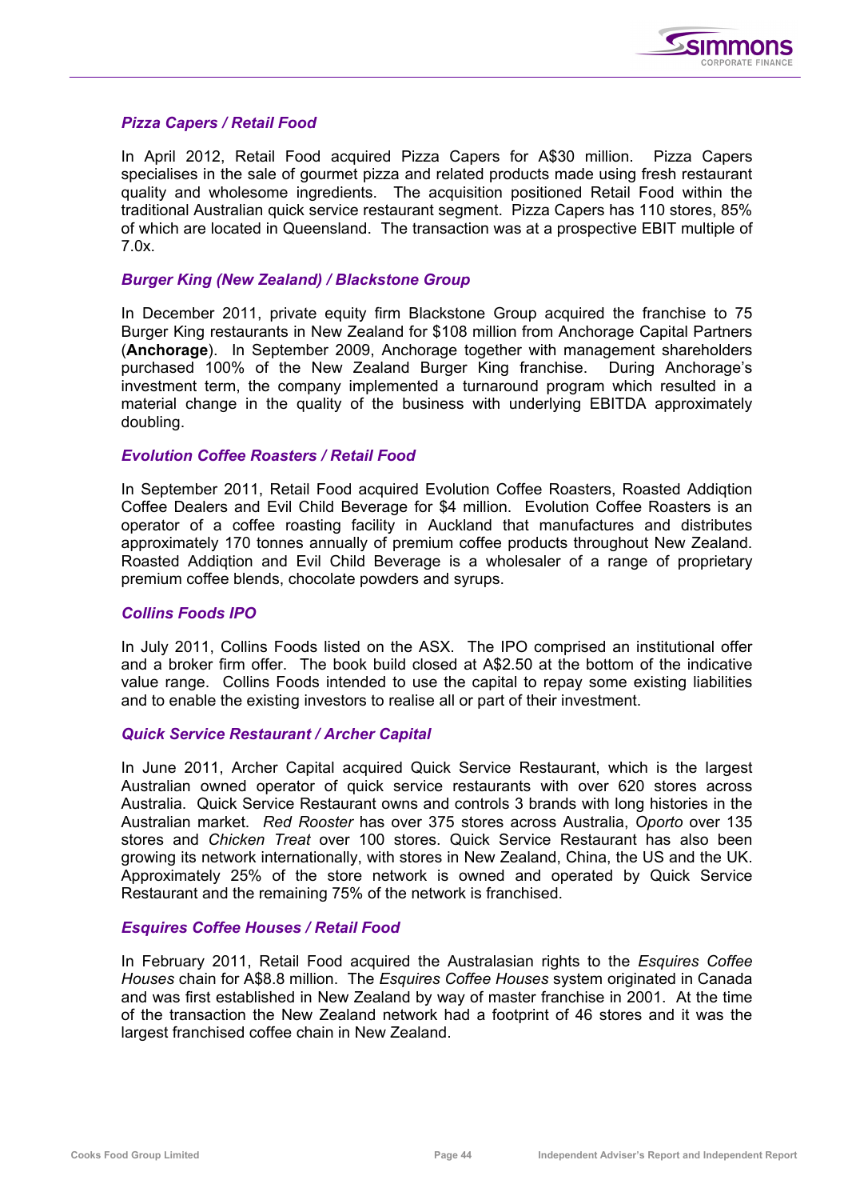### *Pizza Capers / Retail Food*

In April 2012, Retail Food acquired Pizza Capers for A$30 million. Pizza Capers specialises in the sale of gourmet pizza and related products made using fresh restaurant quality and wholesome ingredients. The acquisition positioned Retail Food within the traditional Australian quick service restaurant segment. Pizza Capers has 110 stores, 85% of which are located in Queensland. The transaction was at a prospective EBIT multiple of 7.0x.

### *Burger King (New Zealand) / Blackstone Group*

In December 2011, private equity firm Blackstone Group acquired the franchise to 75 Burger King restaurants in New Zealand for $108 million from Anchorage Capital Partners (**Anchorage**). In September 2009, Anchorage together with management shareholders purchased 100% of the New Zealand Burger King franchise. During Anchorage's investment term, the company implemented a turnaround program which resulted in a material change in the quality of the business with underlying EBITDA approximately doubling.

### *Evolution Coffee Roasters / Retail Food*

In September 2011, Retail Food acquired Evolution Coffee Roasters, Roasted Addiqtion Coffee Dealers and Evil Child Beverage for $4 million. Evolution Coffee Roasters is an operator of a coffee roasting facility in Auckland that manufactures and distributes approximately 170 tonnes annually of premium coffee products throughout New Zealand. Roasted Addiqtion and Evil Child Beverage is a wholesaler of a range of proprietary premium coffee blends, chocolate powders and syrups.

### *Collins Foods IPO*

In July 2011, Collins Foods listed on the ASX. The IPO comprised an institutional offer and a broker firm offer. The book build closed at A$2.50 at the bottom of the indicative value range. Collins Foods intended to use the capital to repay some existing liabilities and to enable the existing investors to realise all or part of their investment.

### *Quick Service Restaurant / Archer Capital*

In June 2011, Archer Capital acquired Quick Service Restaurant, which is the largest Australian owned operator of quick service restaurants with over 620 stores across Australia. Quick Service Restaurant owns and controls 3 brands with long histories in the Australian market. *Red Rooster* has over 375 stores across Australia, *Oporto* over 135 stores and *Chicken Treat* over 100 stores. Quick Service Restaurant has also been growing its network internationally, with stores in New Zealand, China, the US and the UK. Approximately 25% of the store network is owned and operated by Quick Service Restaurant and the remaining 75% of the network is franchised.

### *Esquires Coffee Houses / Retail Food*

In February 2011, Retail Food acquired the Australasian rights to the *Esquires Coffee Houses* chain for A$8.8 million. The *Esquires Coffee Houses* system originated in Canada and was first established in New Zealand by way of master franchise in 2001. At the time of the transaction the New Zealand network had a footprint of 46 stores and it was the largest franchised coffee chain in New Zealand.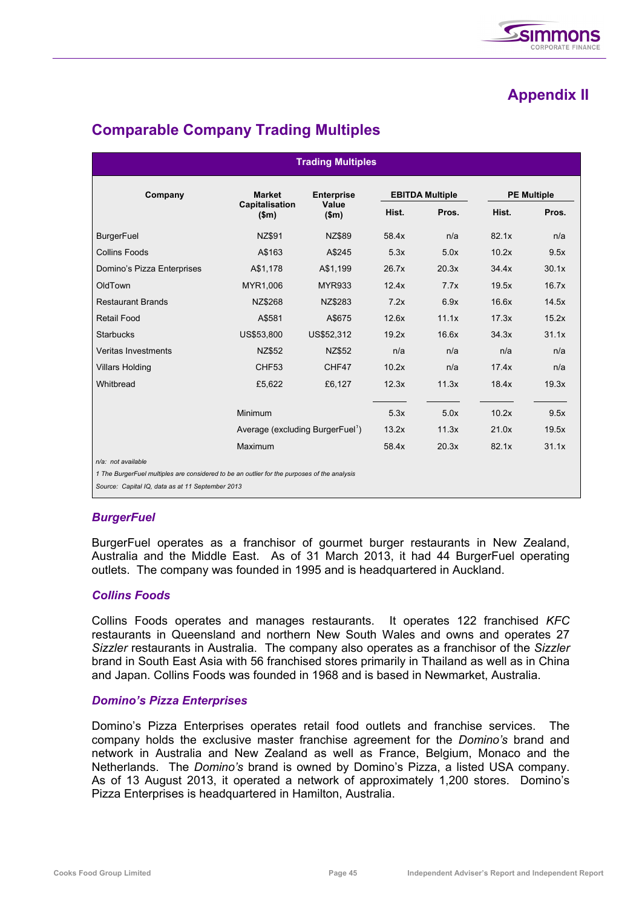# Appendix II

## Comparable Company Trading Multiples

| Trading Multiples | | | | | | |
|---|---|---|---|---|---|---|
| **Company** | **Market Capitalisation ($m)** | **Enterprise Value ($m)** | **EBITDA Multiple** | | **PE Multiple** | |
| | | | **Hist.** | **Pros.** | **Hist.** | **Pros.** |
| BurgerFuel | NZ$91 | NZ$89 | 58.4x | n/a | 82.1x | n/a |
| Collins Foods | A$163 | A$245 | 5.3x | 5.0x | 10.2x | 9.5x |
| Domino's Pizza Enterprises | A$1,178 | A$1,199 | 26.7x | 20.3x | 34.4x | 30.1x |
| OldTown | MYR1,006 | MYR933 | 12.4x | 7.7x | 19.5x | 16.7x |
| Restaurant Brands | NZ$268 | NZ$283 | 7.2x | 6.9x | 16.6x | 14.5x |
| Retail Food | A$581 | A$675 | 12.6x | 11.1x | 17.3x | 15.2x |
| Starbucks | US$53,800 | US$52,312 | 19.2x | 16.6x | 34.3x | 31.1x |
| Veritas Investments | NZ$52 | NZ$52 | n/a | n/a | n/a | n/a |
| Villars Holding | CHF53 | CHF47 | 10.2x | n/a | 17.4x | n/a |
| Whitbread | £5,622 | £6,127 | 12.3x | 11.3x | 18.4x | 19.3x |
| | Minimum | | 5.3x | 5.0x | 10.2x | 9.5x |
| | Average (excluding BurgerFuel[1]) | | 13.2x | 11.3x | 21.0x | 19.5x |
| | Maximum | | 58.4x | 20.3x | 82.1x | 31.1x |

*n/a: not available*

*1 The BurgerFuel multiples are considered to be an outlier for the purposes of the analysis*

*Source: Capital IQ, data as at 11 September 2013*

### *BurgerFuel*

BurgerFuel operates as a franchisor of gourmet burger restaurants in New Zealand, Australia and the Middle East. As of 31 March 2013, it had 44 BurgerFuel operating outlets. The company was founded in 1995 and is headquartered in Auckland.

### *Collins Foods*

Collins Foods operates and manages restaurants. It operates 122 franchised *KFC* restaurants in Queensland and northern New South Wales and owns and operates 27 *Sizzler* restaurants in Australia. The company also operates as a franchisor of the *Sizzler* brand in South East Asia with 56 franchised stores primarily in Thailand as well as in China and Japan. Collins Foods was founded in 1968 and is based in Newmarket, Australia.

### *Domino's Pizza Enterprises*

Domino's Pizza Enterprises operates retail food outlets and franchise services. The company holds the exclusive master franchise agreement for the *Domino's* brand and network in Australia and New Zealand as well as France, Belgium, Monaco and the Netherlands. The *Domino's* brand is owned by Domino's Pizza, a listed USA company. As of 13 August 2013, it operated a network of approximately 1,200 stores. Domino's Pizza Enterprises is headquartered in Hamilton, Australia.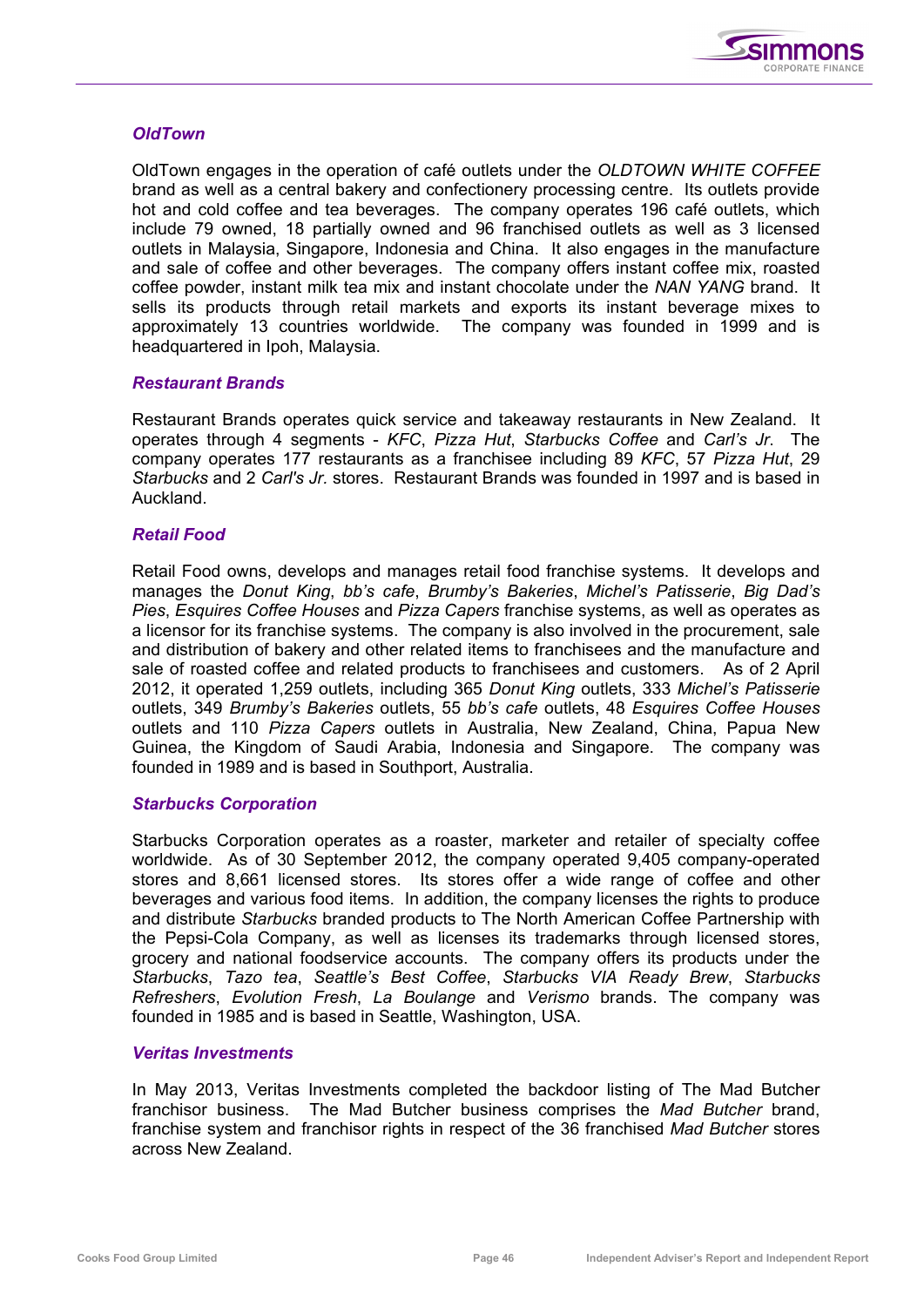### *OldTown*

OldTown engages in the operation of café outlets under the *OLDTOWN WHITE COFFEE* brand as well as a central bakery and confectionery processing centre. Its outlets provide hot and cold coffee and tea beverages. The company operates 196 café outlets, which include 79 owned, 18 partially owned and 96 franchised outlets as well as 3 licensed outlets in Malaysia, Singapore, Indonesia and China. It also engages in the manufacture and sale of coffee and other beverages. The company offers instant coffee mix, roasted coffee powder, instant milk tea mix and instant chocolate under the *NAN YANG* brand. It sells its products through retail markets and exports its instant beverage mixes to approximately 13 countries worldwide. The company was founded in 1999 and is headquartered in Ipoh, Malaysia.

### *Restaurant Brands*

Restaurant Brands operates quick service and takeaway restaurants in New Zealand. It operates through 4 segments - *KFC*, *Pizza Hut*, *Starbucks Coffee* and *Carl's Jr*. The company operates 177 restaurants as a franchisee including 89 *KFC*, 57 *Pizza Hut*, 29 *Starbucks* and 2 *Carl's Jr.* stores. Restaurant Brands was founded in 1997 and is based in Auckland.

### *Retail Food*

Retail Food owns, develops and manages retail food franchise systems. It develops and manages the *Donut King*, *bb's cafe*, *Brumby's Bakeries*, *Michel's Patisserie*, *Big Dad's Pies*, *Esquires Coffee Houses* and *Pizza Capers* franchise systems, as well as operates as a licensor for its franchise systems. The company is also involved in the procurement, sale and distribution of bakery and other related items to franchisees and the manufacture and sale of roasted coffee and related products to franchisees and customers. As of 2 April 2012, it operated 1,259 outlets, including 365 *Donut King* outlets, 333 *Michel's Patisserie* outlets, 349 *Brumby's Bakeries* outlets, 55 *bb's cafe* outlets, 48 *Esquires Coffee Houses* outlets and 110 *Pizza Capers* outlets in Australia, New Zealand, China, Papua New Guinea, the Kingdom of Saudi Arabia, Indonesia and Singapore. The company was founded in 1989 and is based in Southport, Australia.

### *Starbucks Corporation*

Starbucks Corporation operates as a roaster, marketer and retailer of specialty coffee worldwide. As of 30 September 2012, the company operated 9,405 company-operated stores and 8,661 licensed stores. Its stores offer a wide range of coffee and other beverages and various food items. In addition, the company licenses the rights to produce and distribute *Starbucks* branded products to The North American Coffee Partnership with the Pepsi-Cola Company, as well as licenses its trademarks through licensed stores, grocery and national foodservice accounts. The company offers its products under the *Starbucks*, *Tazo tea*, *Seattle's Best Coffee*, *Starbucks VIA Ready Brew*, *Starbucks Refreshers*, *Evolution Fresh*, *La Boulange* and *Verismo* brands. The company was founded in 1985 and is based in Seattle, Washington, USA.

### *Veritas Investments*

In May 2013, Veritas Investments completed the backdoor listing of The Mad Butcher franchisor business. The Mad Butcher business comprises the *Mad Butcher* brand, franchise system and franchisor rights in respect of the 36 franchised *Mad Butcher* stores across New Zealand.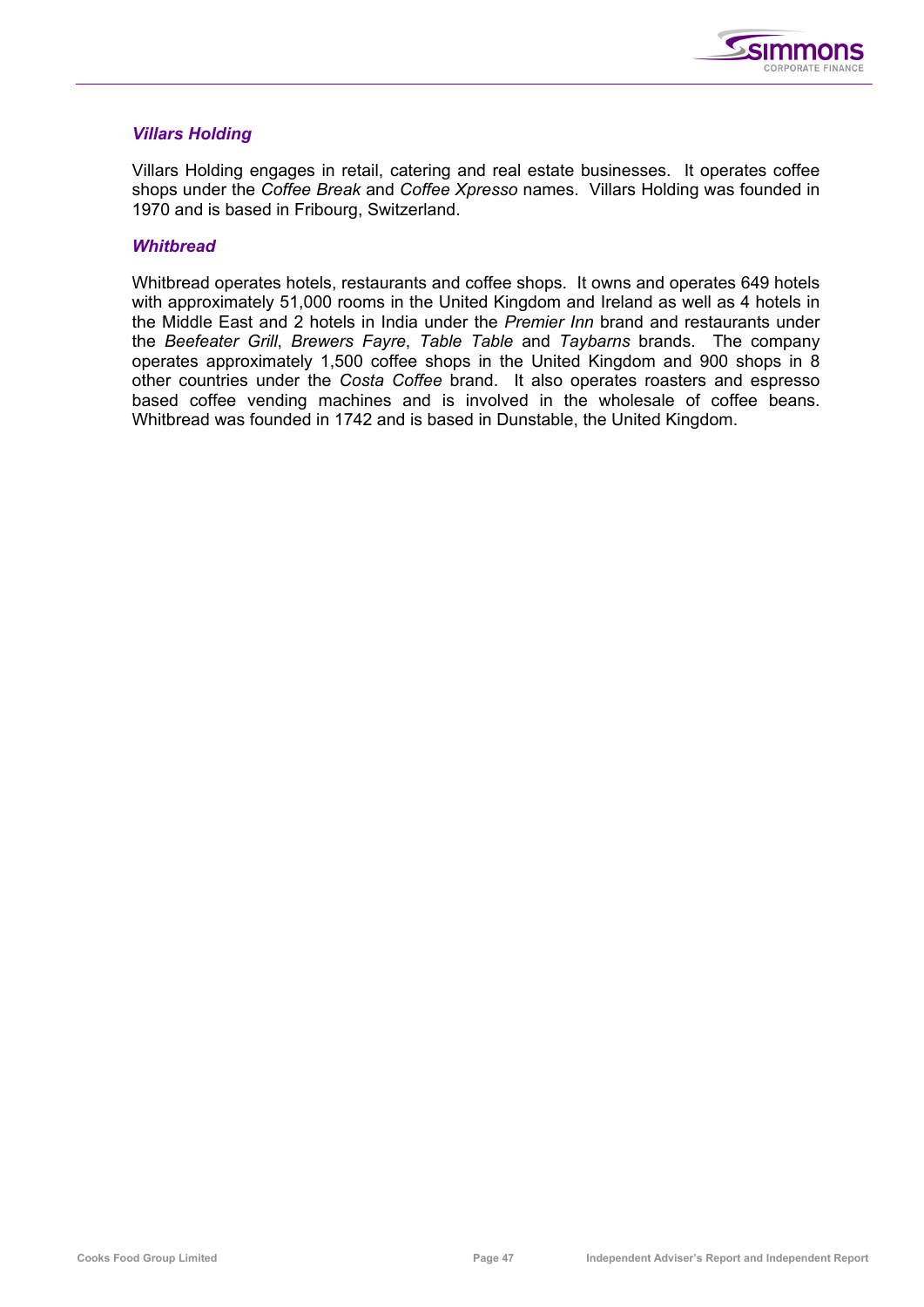### *Villars Holding*

Villars Holding engages in retail, catering and real estate businesses. It operates coffee shops under the *Coffee Break* and *Coffee Xpresso* names. Villars Holding was founded in 1970 and is based in Fribourg, Switzerland.

### *Whitbread*

Whitbread operates hotels, restaurants and coffee shops. It owns and operates 649 hotels with approximately 51,000 rooms in the United Kingdom and Ireland as well as 4 hotels in the Middle East and 2 hotels in India under the *Premier Inn* brand and restaurants under the *Beefeater Grill*, *Brewers Fayre*, *Table Table* and *Taybarns* brands. The company operates approximately 1,500 coffee shops in the United Kingdom and 900 shops in 8 other countries under the *Costa Coffee* brand. It also operates roasters and espresso based coffee vending machines and is involved in the wholesale of coffee beans. Whitbread was founded in 1742 and is based in Dunstable, the United Kingdom.